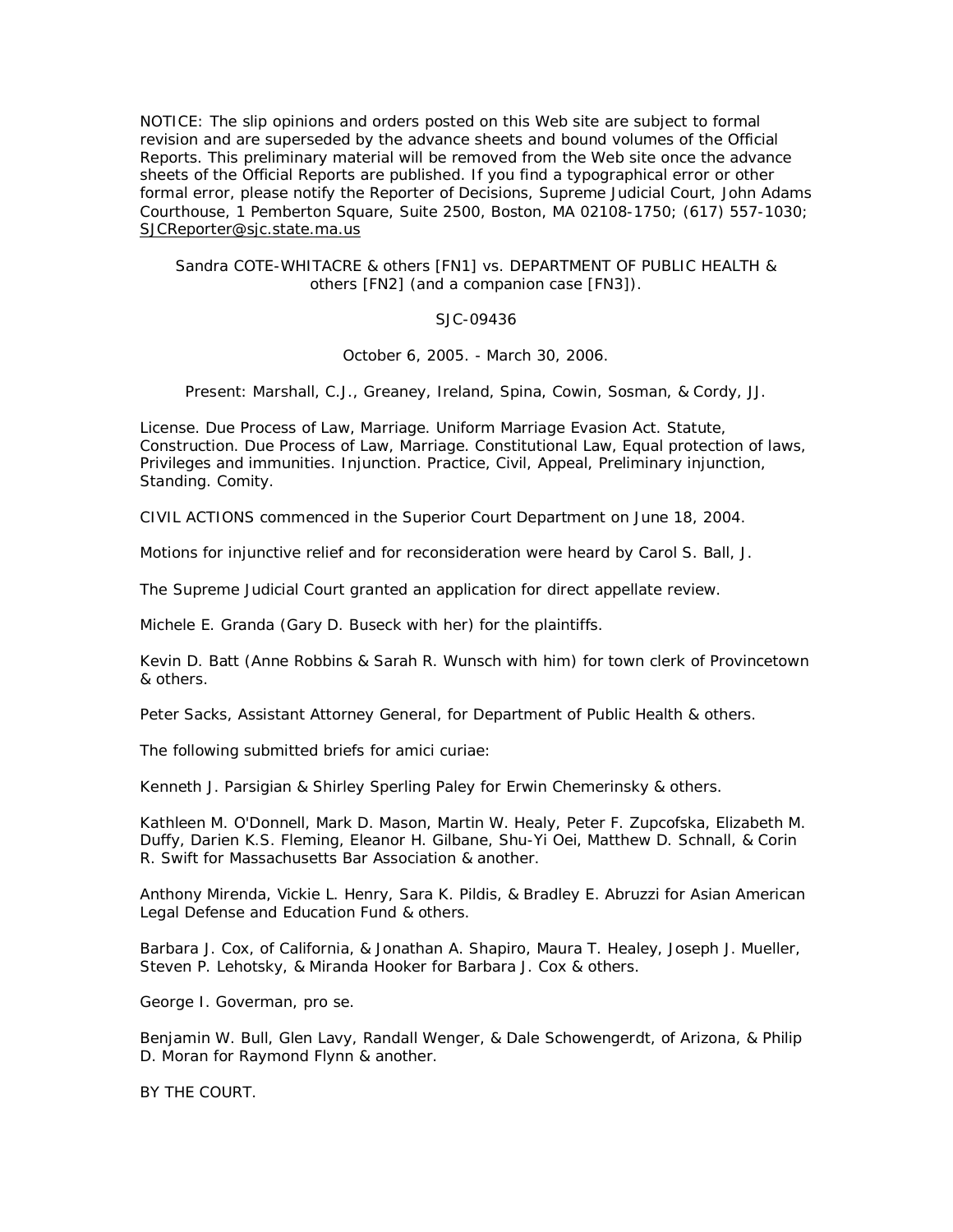NOTICE: The slip opinions and orders posted on this Web site are subject to formal revision and are superseded by the advance sheets and bound volumes of the Official Reports. This preliminary material will be removed from the Web site once the advance sheets of the Official Reports are published. If you find a typographical error or other formal error, please notify the Reporter of Decisions, Supreme Judicial Court, John Adams Courthouse, 1 Pemberton Square, Suite 2500, Boston, MA 02108-1750; (617) 557-1030; SJCReporter@sjc.state.ma.us

Sandra COTE-WHITACRE & others [FN1] vs. DEPARTMENT OF PUBLIC HEALTH & others [FN2] (and a companion case [FN3]).

SJC-09436

October 6, 2005. - March 30, 2006.

Present: Marshall, C.J., Greaney, Ireland, Spina, Cowin, Sosman, & Cordy, JJ.

License. Due Process of Law, Marriage. Uniform Marriage Evasion Act. Statute, Construction. Due Process of Law, Marriage. Constitutional Law, Equal protection of laws, Privileges and immunities. Injunction. Practice, Civil, Appeal, Preliminary injunction, Standing. Comity.

CIVIL ACTIONS commenced in the Superior Court Department on June 18, 2004.

Motions for injunctive relief and for reconsideration were heard by Carol S. Ball, J.

The Supreme Judicial Court granted an application for direct appellate review.

Michele E. Granda (Gary D. Buseck with her) for the plaintiffs.

Kevin D. Batt (Anne Robbins & Sarah R. Wunsch with him) for town clerk of Provincetown & others.

Peter Sacks, Assistant Attorney General, for Department of Public Health & others.

The following submitted briefs for amici curiae:

Kenneth J. Parsigian & Shirley Sperling Paley for Erwin Chemerinsky & others.

Kathleen M. O'Donnell, Mark D. Mason, Martin W. Healy, Peter F. Zupcofska, Elizabeth M. Duffy, Darien K.S. Fleming, Eleanor H. Gilbane, Shu-Yi Oei, Matthew D. Schnall, & Corin R. Swift for Massachusetts Bar Association & another.

Anthony Mirenda, Vickie L. Henry, Sara K. Pildis, & Bradley E. Abruzzi for Asian American Legal Defense and Education Fund & others.

Barbara J. Cox, of California, & Jonathan A. Shapiro, Maura T. Healey, Joseph J. Mueller, Steven P. Lehotsky, & Miranda Hooker for Barbara J. Cox & others.

George I. Goverman, pro se.

Benjamin W. Bull, Glen Lavy, Randall Wenger, & Dale Schowengerdt, of Arizona, & Philip D. Moran for Raymond Flynn & another.

BY THE COURT.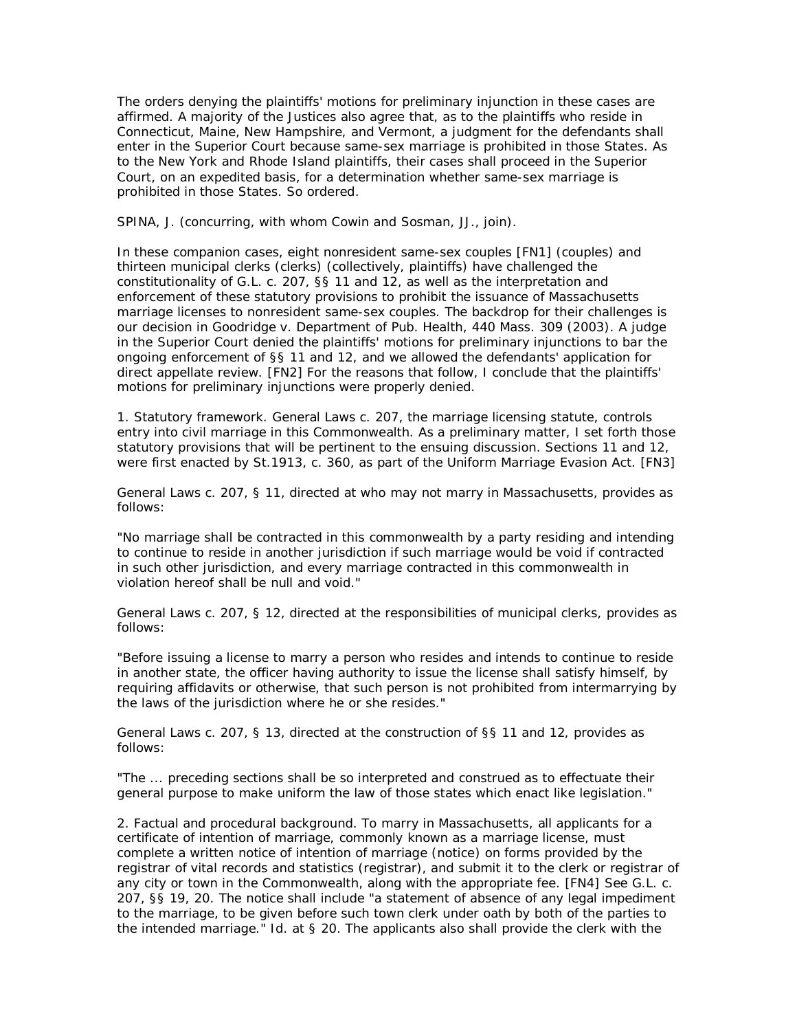The orders denying the plaintiffs' motions for preliminary injunction in these cases are affirmed. A majority of the Justices also agree that, as to the plaintiffs who reside in Connecticut, Maine, New Hampshire, and Vermont, a judgment for the defendants shall enter in the Superior Court because same-sex marriage is prohibited in those States. As to the New York and Rhode Island plaintiffs, their cases shall proceed in the Superior Court, on an expedited basis, for a determination whether same-sex marriage is prohibited in those States. So ordered.

SPINA, J. (concurring, with whom Cowin and Sosman, JJ., join).

In these companion cases, eight nonresident same-sex couples [FN1] (couples) and thirteen municipal clerks (clerks) (collectively, plaintiffs) have challenged the constitutionality of G.L. c. 207, §§ 11 and 12, as well as the interpretation and enforcement of these statutory provisions to prohibit the issuance of Massachusetts marriage licenses to nonresident same-sex couples. The backdrop for their challenges is our decision in Goodridge v. Department of Pub. Health, 440 Mass. 309 (2003). A judge in the Superior Court denied the plaintiffs' motions for preliminary injunctions to bar the ongoing enforcement of §§ 11 and 12, and we allowed the defendants' application for direct appellate review. [FN2] For the reasons that follow, I conclude that the plaintiffs' motions for preliminary injunctions were properly denied.

1. Statutory framework. General Laws c. 207, the marriage licensing statute, controls entry into civil marriage in this Commonwealth. As a preliminary matter, I set forth those statutory provisions that will be pertinent to the ensuing discussion. Sections 11 and 12, were first enacted by St.1913, c. 360, as part of the Uniform Marriage Evasion Act. [FN3]

General Laws c. 207, § 11, directed at who may not marry in Massachusetts, provides as follows:

"No marriage shall be contracted in this commonwealth by a party residing and intending to continue to reside in another jurisdiction if such marriage would be void if contracted in such other jurisdiction, and every marriage contracted in this commonwealth in violation hereof shall be null and void."

General Laws c. 207, § 12, directed at the responsibilities of municipal clerks, provides as follows:

"Before issuing a license to marry a person who resides and intends to continue to reside in another state, the officer having authority to issue the license shall satisfy himself, by requiring affidavits or otherwise, that such person is not prohibited from intermarrying by the laws of the jurisdiction where he or she resides."

General Laws c. 207, § 13, directed at the construction of §§ 11 and 12, provides as follows:

"The ... preceding sections shall be so interpreted and construed as to effectuate their general purpose to make uniform the law of those states which enact like legislation."

2. Factual and procedural background. To marry in Massachusetts, all applicants for a certificate of intention of marriage, commonly known as a marriage license, must complete a written notice of intention of marriage (notice) on forms provided by the registrar of vital records and statistics (registrar), and submit it to the clerk or registrar of any city or town in the Commonwealth, along with the appropriate fee. [FN4] See G.L. c. 207, §§ 19, 20. The notice shall include "a statement of absence of any legal impediment to the marriage, to be given before such town clerk under oath by both of the parties to the intended marriage." Id. at § 20. The applicants also shall provide the clerk with the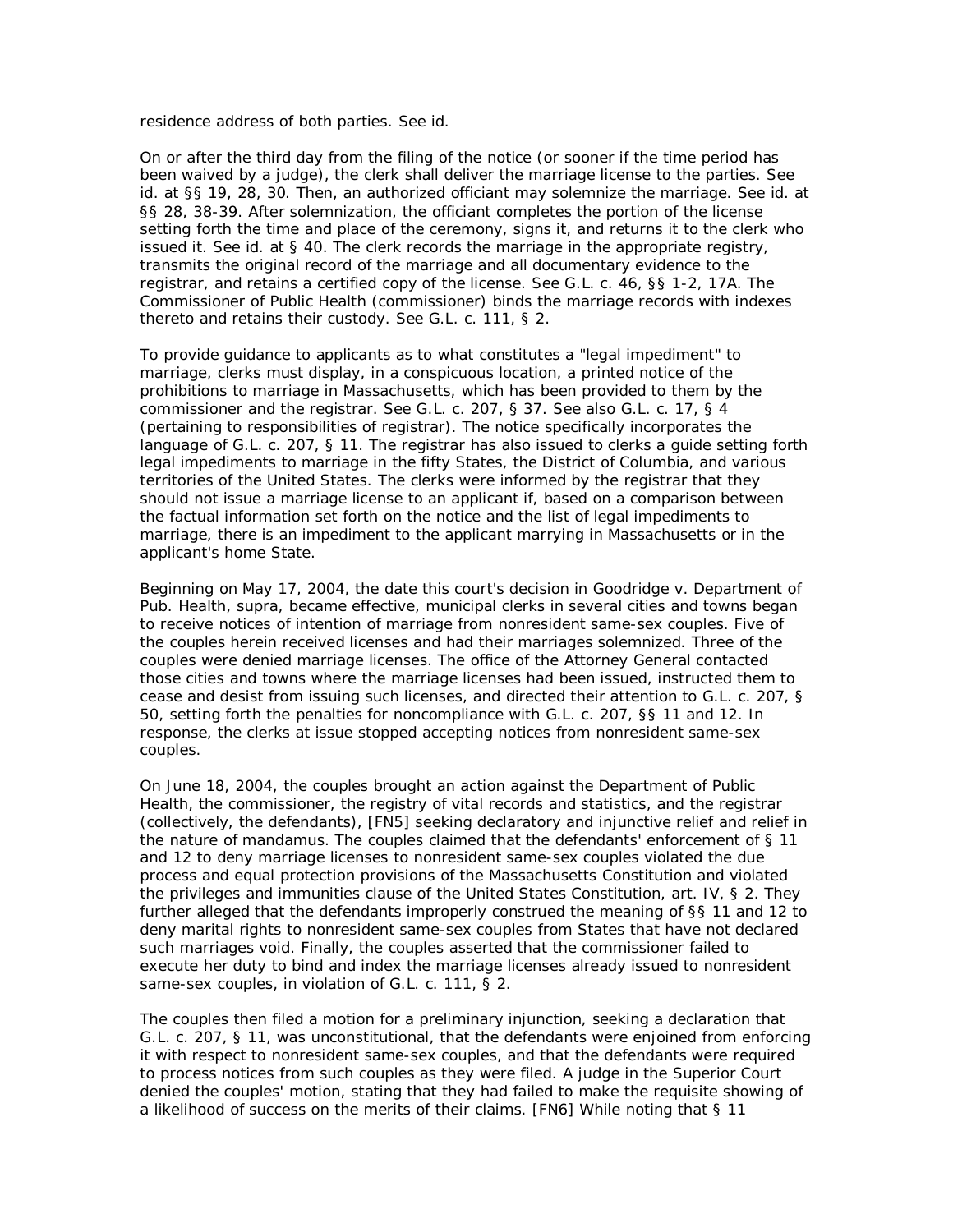residence address of both parties. See id.

On or after the third day from the filing of the notice (or sooner if the time period has been waived by a judge), the clerk shall deliver the marriage license to the parties. See id. at §§ 19, 28, 30. Then, an authorized officiant may solemnize the marriage. See id. at §§ 28, 38-39. After solemnization, the officiant completes the portion of the license setting forth the time and place of the ceremony, signs it, and returns it to the clerk who issued it. See id. at § 40. The clerk records the marriage in the appropriate registry, transmits the original record of the marriage and all documentary evidence to the registrar, and retains a certified copy of the license. See G.L. c. 46, §§ 1-2, 17A. The Commissioner of Public Health (commissioner) binds the marriage records with indexes thereto and retains their custody. See G.L. c. 111, § 2.

To provide guidance to applicants as to what constitutes a "legal impediment" to marriage, clerks must display, in a conspicuous location, a printed notice of the prohibitions to marriage in Massachusetts, which has been provided to them by the commissioner and the registrar. See G.L. c. 207, § 37. See also G.L. c. 17, § 4 (pertaining to responsibilities of registrar). The notice specifically incorporates the language of G.L. c. 207, § 11. The registrar has also issued to clerks a guide setting forth legal impediments to marriage in the fifty States, the District of Columbia, and various territories of the United States. The clerks were informed by the registrar that they should not issue a marriage license to an applicant if, based on a comparison between the factual information set forth on the notice and the list of legal impediments to marriage, there is an impediment to the applicant marrying in Massachusetts or in the applicant's home State.

Beginning on May 17, 2004, the date this court's decision in Goodridge v. Department of Pub. Health, supra, became effective, municipal clerks in several cities and towns began to receive notices of intention of marriage from nonresident same-sex couples. Five of the couples herein received licenses and had their marriages solemnized. Three of the couples were denied marriage licenses. The office of the Attorney General contacted those cities and towns where the marriage licenses had been issued, instructed them to cease and desist from issuing such licenses, and directed their attention to G.L. c. 207, § 50, setting forth the penalties for noncompliance with G.L. c. 207, §§ 11 and 12. In response, the clerks at issue stopped accepting notices from nonresident same-sex couples.

On June 18, 2004, the couples brought an action against the Department of Public Health, the commissioner, the registry of vital records and statistics, and the registrar (collectively, the defendants), [FN5] seeking declaratory and injunctive relief and relief in the nature of mandamus. The couples claimed that the defendants' enforcement of § 11 and 12 to deny marriage licenses to nonresident same-sex couples violated the due process and equal protection provisions of the Massachusetts Constitution and violated the privileges and immunities clause of the United States Constitution, art. IV, § 2. They further alleged that the defendants improperly construed the meaning of §§ 11 and 12 to deny marital rights to nonresident same-sex couples from States that have not declared such marriages void. Finally, the couples asserted that the commissioner failed to execute her duty to bind and index the marriage licenses already issued to nonresident same-sex couples, in violation of G.L. c. 111, § 2.

The couples then filed a motion for a preliminary injunction, seeking a declaration that G.L. c. 207, § 11, was unconstitutional, that the defendants were enjoined from enforcing it with respect to nonresident same-sex couples, and that the defendants were required to process notices from such couples as they were filed. A judge in the Superior Court denied the couples' motion, stating that they had failed to make the requisite showing of a likelihood of success on the merits of their claims. [FN6] While noting that § 11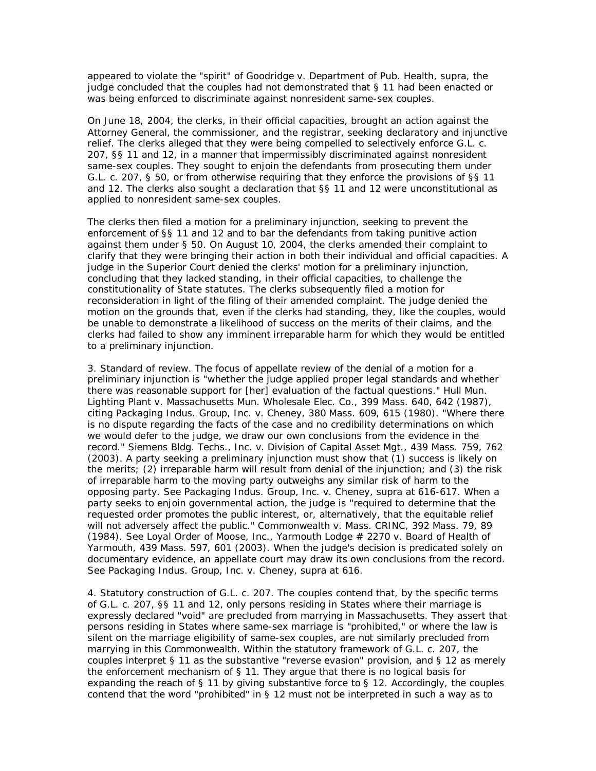appeared to violate the "spirit" of Goodridge v. Department of Pub. Health, supra, the judge concluded that the couples had not demonstrated that § 11 had been enacted or was being enforced to discriminate against nonresident same-sex couples.

On June 18, 2004, the clerks, in their official capacities, brought an action against the Attorney General, the commissioner, and the registrar, seeking declaratory and injunctive relief. The clerks alleged that they were being compelled to selectively enforce G.L. c. 207, §§ 11 and 12, in a manner that impermissibly discriminated against nonresident same-sex couples. They sought to enjoin the defendants from prosecuting them under G.L. c. 207, § 50, or from otherwise requiring that they enforce the provisions of §§ 11 and 12. The clerks also sought a declaration that §§ 11 and 12 were unconstitutional as applied to nonresident same-sex couples.

The clerks then filed a motion for a preliminary injunction, seeking to prevent the enforcement of §§ 11 and 12 and to bar the defendants from taking punitive action against them under § 50. On August 10, 2004, the clerks amended their complaint to clarify that they were bringing their action in both their individual and official capacities. A judge in the Superior Court denied the clerks' motion for a preliminary injunction, concluding that they lacked standing, in their official capacities, to challenge the constitutionality of State statutes. The clerks subsequently filed a motion for reconsideration in light of the filing of their amended complaint. The judge denied the motion on the grounds that, even if the clerks had standing, they, like the couples, would be unable to demonstrate a likelihood of success on the merits of their claims, and the clerks had failed to show any imminent irreparable harm for which they would be entitled to a preliminary injunction.

3. Standard of review. The focus of appellate review of the denial of a motion for a preliminary injunction is "whether the judge applied proper legal standards and whether there was reasonable support for [her] evaluation of the factual questions." Hull Mun. Lighting Plant v. Massachusetts Mun. Wholesale Elec. Co., 399 Mass. 640, 642 (1987), citing Packaging Indus. Group, Inc. v. Cheney, 380 Mass. 609, 615 (1980). "Where there is no dispute regarding the facts of the case and no credibility determinations on which we would defer to the judge, we draw our own conclusions from the evidence in the record." Siemens Bldg. Techs., Inc. v. Division of Capital Asset Mgt., 439 Mass. 759, 762 (2003). A party seeking a preliminary injunction must show that (1) success is likely on the merits; (2) irreparable harm will result from denial of the injunction; and (3) the risk of irreparable harm to the moving party outweighs any similar risk of harm to the opposing party. See Packaging Indus. Group, Inc. v. Cheney, supra at 616-617. When a party seeks to enjoin governmental action, the judge is "required to determine that the requested order promotes the public interest, or, alternatively, that the equitable relief will not adversely affect the public." Commonwealth v. Mass. CRINC, 392 Mass. 79, 89 (1984). See Loyal Order of Moose, Inc., Yarmouth Lodge # 2270 v. Board of Health of Yarmouth, 439 Mass. 597, 601 (2003). When the judge's decision is predicated solely on documentary evidence, an appellate court may draw its own conclusions from the record. See Packaging Indus. Group, Inc. v. Cheney, supra at 616.

4. Statutory construction of G.L. c. 207. The couples contend that, by the specific terms of G.L. c. 207, §§ 11 and 12, only persons residing in States where their marriage is expressly declared "void" are precluded from marrying in Massachusetts. They assert that persons residing in States where same-sex marriage is "prohibited," or where the law is silent on the marriage eligibility of same-sex couples, are not similarly precluded from marrying in this Commonwealth. Within the statutory framework of G.L. c. 207, the couples interpret § 11 as the substantive "reverse evasion" provision, and § 12 as merely the enforcement mechanism of § 11. They argue that there is no logical basis for expanding the reach of § 11 by giving substantive force to § 12. Accordingly, the couples contend that the word "prohibited" in § 12 must not be interpreted in such a way as to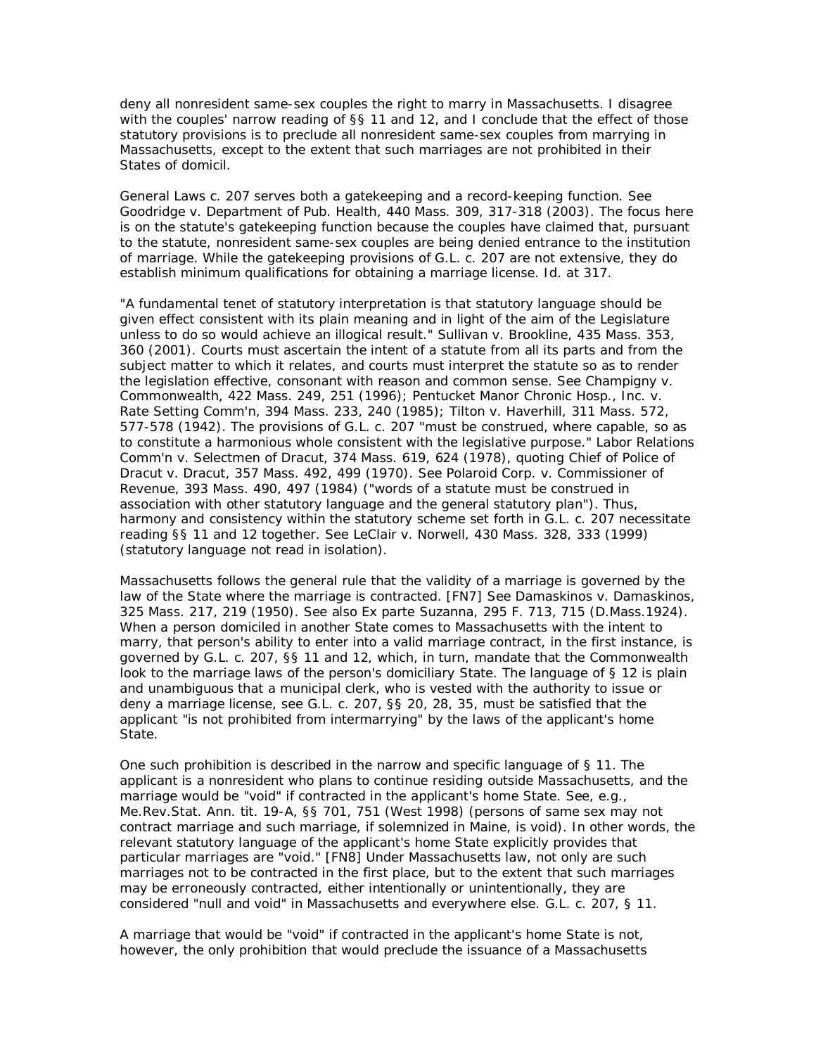deny all nonresident same-sex couples the right to marry in Massachusetts. I disagree with the couples' narrow reading of §§ 11 and 12, and I conclude that the effect of those statutory provisions is to preclude all nonresident same-sex couples from marrying in Massachusetts, except to the extent that such marriages are not prohibited in their States of domicil.

General Laws c. 207 serves both a gatekeeping and a record-keeping function. See Goodridge v. Department of Pub. Health, 440 Mass. 309, 317-318 (2003). The focus here is on the statute's gatekeeping function because the couples have claimed that, pursuant to the statute, nonresident same-sex couples are being denied entrance to the institution of marriage. While the gatekeeping provisions of G.L. c. 207 are not extensive, they do establish minimum qualifications for obtaining a marriage license. Id. at 317.

"A fundamental tenet of statutory interpretation is that statutory language should be given effect consistent with its plain meaning and in light of the aim of the Legislature unless to do so would achieve an illogical result." Sullivan v. Brookline, 435 Mass. 353, 360 (2001). Courts must ascertain the intent of a statute from all its parts and from the subject matter to which it relates, and courts must interpret the statute so as to render the legislation effective, consonant with reason and common sense. See Champigny v. Commonwealth, 422 Mass. 249, 251 (1996); Pentucket Manor Chronic Hosp., Inc. v. Rate Setting Comm'n, 394 Mass. 233, 240 (1985); Tilton v. Haverhill, 311 Mass. 572, 577-578 (1942). The provisions of G.L. c. 207 "must be construed, where capable, so as to constitute a harmonious whole consistent with the legislative purpose." Labor Relations Comm'n v. Selectmen of Dracut, 374 Mass. 619, 624 (1978), quoting Chief of Police of Dracut v. Dracut, 357 Mass. 492, 499 (1970). See Polaroid Corp. v. Commissioner of Revenue, 393 Mass. 490, 497 (1984) ("words of a statute must be construed in association with other statutory language and the general statutory plan"). Thus, harmony and consistency within the statutory scheme set forth in G.L. c. 207 necessitate reading §§ 11 and 12 together. See LeClair v. Norwell, 430 Mass. 328, 333 (1999) (statutory language not read in isolation).

Massachusetts follows the general rule that the validity of a marriage is governed by the law of the State where the marriage is contracted. [FN7] See Damaskinos v. Damaskinos, 325 Mass. 217, 219 (1950). See also Ex parte Suzanna, 295 F. 713, 715 (D.Mass.1924). When a person domiciled in another State comes to Massachusetts with the intent to marry, that person's ability to enter into a valid marriage contract, in the first instance, is governed by G.L. c. 207, §§ 11 and 12, which, in turn, mandate that the Commonwealth look to the marriage laws of the person's domiciliary State. The language of § 12 is plain and unambiguous that a municipal clerk, who is vested with the authority to issue or deny a marriage license, see G.L. c. 207, §§ 20, 28, 35, must be satisfied that the applicant "is not prohibited from intermarrying" by the laws of the applicant's home State.

One such prohibition is described in the narrow and specific language of § 11. The applicant is a nonresident who plans to continue residing outside Massachusetts, and the marriage would be "void" if contracted in the applicant's home State. See, e.g., Me.Rev.Stat. Ann. tit. 19-A, §§ 701, 751 (West 1998) (persons of same sex may not contract marriage and such marriage, if solemnized in Maine, is void). In other words, the relevant statutory language of the applicant's home State explicitly provides that particular marriages are "void." [FN8] Under Massachusetts law, not only are such marriages not to be contracted in the first place, but to the extent that such marriages may be erroneously contracted, either intentionally or unintentionally, they are considered "null and void" in Massachusetts and everywhere else. G.L. c. 207, § 11.

A marriage that would be "void" if contracted in the applicant's home State is not, however, the only prohibition that would preclude the issuance of a Massachusetts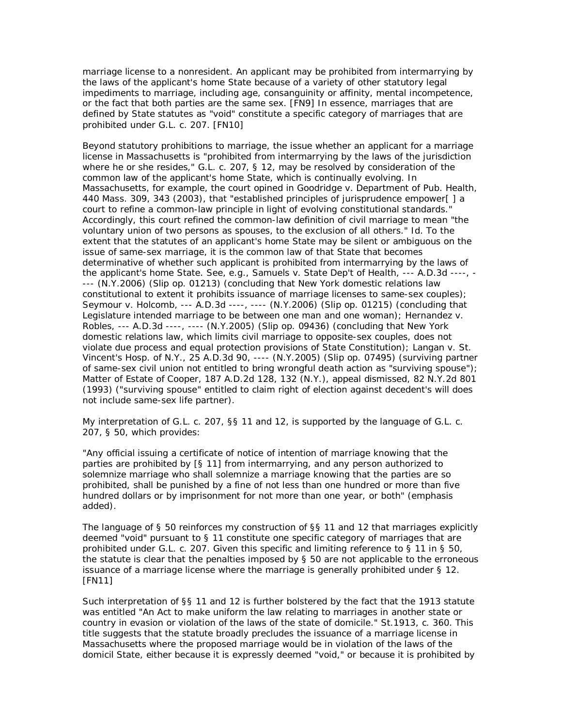marriage license to a nonresident. An applicant may be prohibited from intermarrying by the laws of the applicant's home State because of a variety of other statutory legal impediments to marriage, including age, consanguinity or affinity, mental incompetence, or the fact that both parties are the same sex. [FN9] In essence, marriages that are defined by State statutes as "void" constitute a specific category of marriages that are prohibited under G.L. c. 207. [FN10]

Beyond statutory prohibitions to marriage, the issue whether an applicant for a marriage license in Massachusetts is "prohibited from intermarrying by the laws of the jurisdiction where he or she resides," G.L. c. 207, § 12, may be resolved by consideration of the common law of the applicant's home State, which is continually evolving. In Massachusetts, for example, the court opined in Goodridge v. Department of Pub. Health, 440 Mass. 309, 343 (2003), that "established principles of jurisprudence empower[ ] a court to refine a common-law principle in light of evolving constitutional standards." Accordingly, this court refined the common-law definition of civil marriage to mean "the voluntary union of two persons as spouses, to the exclusion of all others." Id. To the extent that the statutes of an applicant's home State may be silent or ambiguous on the issue of same-sex marriage, it is the common law of that State that becomes determinative of whether such applicant is prohibited from intermarrying by the laws of the applicant's home State. See, e.g., Samuels v. State Dep't of Health, --- A.D.3d ----, ---- (N.Y.2006) (Slip op. 01213) (concluding that New York domestic relations law constitutional to extent it prohibits issuance of marriage licenses to same-sex couples); Seymour v. Holcomb, --- A.D.3d ----, ---- (N.Y.2006) (Slip op. 01215) (concluding that Legislature intended marriage to be between one man and one woman); Hernandez v. Robles, --- A.D.3d ----, ---- (N.Y.2005) (Slip op. 09436) (concluding that New York domestic relations law, which limits civil marriage to opposite-sex couples, does not violate due process and equal protection provisions of State Constitution); Langan v. St. Vincent's Hosp. of N.Y., 25 A.D.3d 90, ---- (N.Y.2005) (Slip op. 07495) (surviving partner of same-sex civil union not entitled to bring wrongful death action as "surviving spouse"); Matter of Estate of Cooper, 187 A.D.2d 128, 132 (N.Y.), appeal dismissed, 82 N.Y.2d 801 (1993) ("surviving spouse" entitled to claim right of election against decedent's will does not include same-sex life partner).

My interpretation of G.L. c. 207, §§ 11 and 12, is supported by the language of G.L. c. 207, § 50, which provides:

"Any official issuing a certificate of notice of intention of marriage knowing that the parties are prohibited by [§ 11] from intermarrying, and any person authorized to solemnize marriage who shall solemnize a marriage knowing that the parties are so prohibited, shall be punished by a fine of not less than one hundred or more than five hundred dollars or by imprisonment for not more than one year, or both" (emphasis added).

The language of § 50 reinforces my construction of §§ 11 and 12 that marriages explicitly deemed "void" pursuant to § 11 constitute one specific category of marriages that are prohibited under G.L. c. 207. Given this specific and limiting reference to § 11 in § 50, the statute is clear that the penalties imposed by § 50 are not applicable to the erroneous issuance of a marriage license where the marriage is generally prohibited under § 12. [FN11]

Such interpretation of §§ 11 and 12 is further bolstered by the fact that the 1913 statute was entitled "An Act to make uniform the law relating to marriages in another state or country in evasion or violation of the laws of the state of domicile." St.1913, c. 360. This title suggests that the statute broadly precludes the issuance of a marriage license in Massachusetts where the proposed marriage would be in violation of the laws of the domicil State, either because it is expressly deemed "void," or because it is prohibited by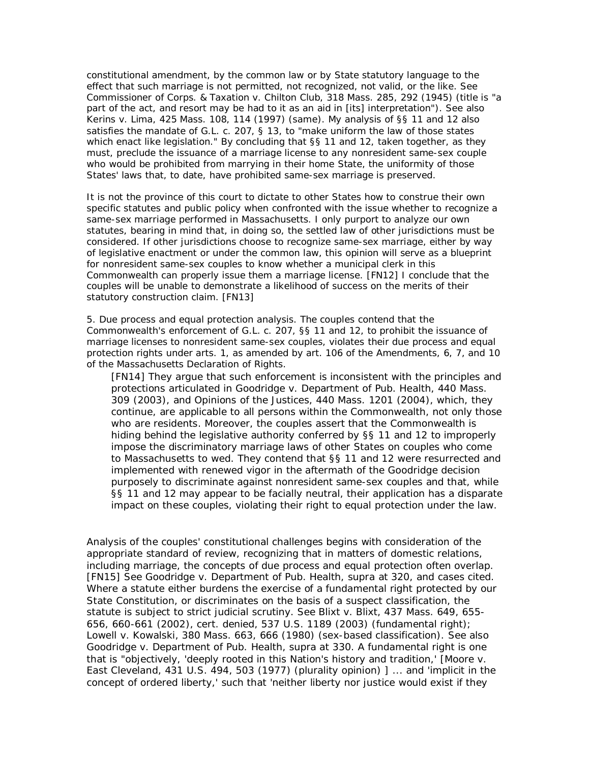constitutional amendment, by the common law or by State statutory language to the effect that such marriage is not permitted, not recognized, not valid, or the like. See Commissioner of Corps. & Taxation v. Chilton Club, 318 Mass. 285, 292 (1945) (title is "a part of the act, and resort may be had to it as an aid in [its] interpretation"). See also Kerins v. Lima, 425 Mass. 108, 114 (1997) (same). My analysis of §§ 11 and 12 also satisfies the mandate of G.L. c. 207, § 13, to "make uniform the law of those states which enact like legislation." By concluding that §§ 11 and 12, taken together, as they must, preclude the issuance of a marriage license to any nonresident same-sex couple who would be prohibited from marrying in their home State, the uniformity of those States' laws that, to date, have prohibited same-sex marriage is preserved.

It is not the province of this court to dictate to other States how to construe their own specific statutes and public policy when confronted with the issue whether to recognize a same-sex marriage performed in Massachusetts. I only purport to analyze our own statutes, bearing in mind that, in doing so, the settled law of other jurisdictions must be considered. If other jurisdictions choose to recognize same-sex marriage, either by way of legislative enactment or under the common law, this opinion will serve as a blueprint for nonresident same-sex couples to know whether a municipal clerk in this Commonwealth can properly issue them a marriage license. [FN12] I conclude that the couples will be unable to demonstrate a likelihood of success on the merits of their statutory construction claim. [FN13]

5. Due process and equal protection analysis. The couples contend that the Commonwealth's enforcement of G.L. c. 207, §§ 11 and 12, to prohibit the issuance of marriage licenses to nonresident same-sex couples, violates their due process and equal protection rights under arts. 1, as amended by art. 106 of the Amendments, 6, 7, and 10 of the Massachusetts Declaration of Rights.

> [FN14] They argue that such enforcement is inconsistent with the principles and protections articulated in Goodridge v. Department of Pub. Health, 440 Mass. 309 (2003), and Opinions of the Justices, 440 Mass. 1201 (2004), which, they continue, are applicable to all persons within the Commonwealth, not only those who are residents. Moreover, the couples assert that the Commonwealth is hiding behind the legislative authority conferred by §§ 11 and 12 to improperly impose the discriminatory marriage laws of other States on couples who come to Massachusetts to wed. They contend that §§ 11 and 12 were resurrected and implemented with renewed vigor in the aftermath of the Goodridge decision purposely to discriminate against nonresident same-sex couples and that, while §§ 11 and 12 may appear to be facially neutral, their application has a disparate impact on these couples, violating their right to equal protection under the law.

Analysis of the couples' constitutional challenges begins with consideration of the appropriate standard of review, recognizing that in matters of domestic relations, including marriage, the concepts of due process and equal protection often overlap. [FN15] See Goodridge v. Department of Pub. Health, supra at 320, and cases cited. Where a statute either burdens the exercise of a fundamental right protected by our State Constitution, or discriminates on the basis of a suspect classification, the statute is subject to strict judicial scrutiny. See Blixt v. Blixt, 437 Mass. 649, 655-656, 660-661 (2002), cert. denied, 537 U.S. 1189 (2003) (fundamental right); Lowell v. Kowalski, 380 Mass. 663, 666 (1980) (sex-based classification). See also Goodridge v. Department of Pub. Health, supra at 330. A fundamental right is one that is "objectively, 'deeply rooted in this Nation's history and tradition,' [Moore v. East Cleveland, 431 U.S. 494, 503 (1977) (plurality opinion) ] ... and 'implicit in the concept of ordered liberty,' such that 'neither liberty nor justice would exist if they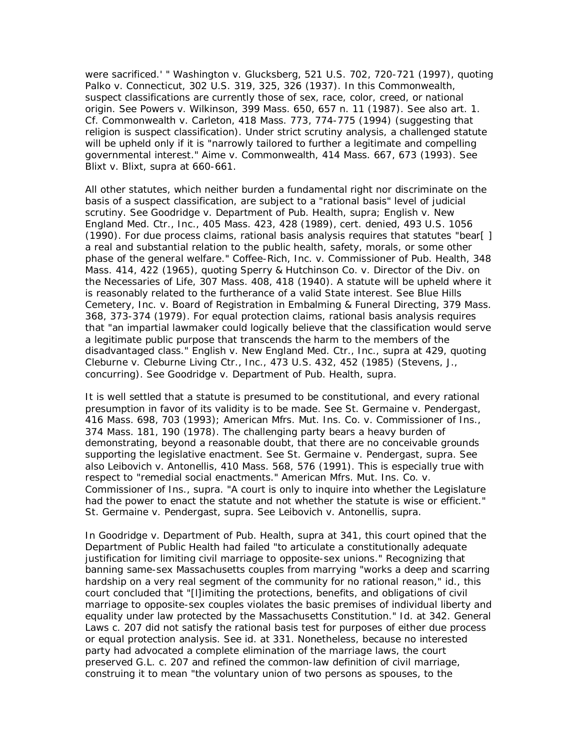were sacrificed.' " Washington v. Glucksberg, 521 U.S. 702, 720-721 (1997), quoting Palko v. Connecticut, 302 U.S. 319, 325, 326 (1937). In this Commonwealth, suspect classifications are currently those of sex, race, color, creed, or national origin. See Powers v. Wilkinson, 399 Mass. 650, 657 n. 11 (1987). See also art. 1. Cf. Commonwealth v. Carleton, 418 Mass. 773, 774-775 (1994) (suggesting that religion is suspect classification). Under strict scrutiny analysis, a challenged statute will be upheld only if it is "narrowly tailored to further a legitimate and compelling governmental interest." Aime v. Commonwealth, 414 Mass. 667, 673 (1993). See Blixt v. Blixt, supra at 660-661.

All other statutes, which neither burden a fundamental right nor discriminate on the basis of a suspect classification, are subject to a "rational basis" level of judicial scrutiny. See Goodridge v. Department of Pub. Health, supra; English v. New England Med. Ctr., Inc., 405 Mass. 423, 428 (1989), cert. denied, 493 U.S. 1056 (1990). For due process claims, rational basis analysis requires that statutes "bear[ ] a real and substantial relation to the public health, safety, morals, or some other phase of the general welfare." Coffee-Rich, Inc. v. Commissioner of Pub. Health, 348 Mass. 414, 422 (1965), quoting Sperry & Hutchinson Co. v. Director of the Div. on the Necessaries of Life, 307 Mass. 408, 418 (1940). A statute will be upheld where it is reasonably related to the furtherance of a valid State interest. See Blue Hills Cemetery, Inc. v. Board of Registration in Embalming & Funeral Directing, 379 Mass. 368, 373-374 (1979). For equal protection claims, rational basis analysis requires that "an impartial lawmaker could logically believe that the classification would serve a legitimate public purpose that transcends the harm to the members of the disadvantaged class." English v. New England Med. Ctr., Inc., supra at 429, quoting Cleburne v. Cleburne Living Ctr., Inc., 473 U.S. 432, 452 (1985) (Stevens, J., concurring). See Goodridge v. Department of Pub. Health, supra.

It is well settled that a statute is presumed to be constitutional, and every rational presumption in favor of its validity is to be made. See St. Germaine v. Pendergast, 416 Mass. 698, 703 (1993); American Mfrs. Mut. Ins. Co. v. Commissioner of Ins., 374 Mass. 181, 190 (1978). The challenging party bears a heavy burden of demonstrating, beyond a reasonable doubt, that there are no conceivable grounds supporting the legislative enactment. See St. Germaine v. Pendergast, supra. See also Leibovich v. Antonellis, 410 Mass. 568, 576 (1991). This is especially true with respect to "remedial social enactments." American Mfrs. Mut. Ins. Co. v. Commissioner of Ins., supra. "A court is only to inquire into whether the Legislature had the power to enact the statute and not whether the statute is wise or efficient." St. Germaine v. Pendergast, supra. See Leibovich v. Antonellis, supra.

In Goodridge v. Department of Pub. Health, supra at 341, this court opined that the Department of Public Health had failed "to articulate a constitutionally adequate justification for limiting civil marriage to opposite-sex unions." Recognizing that banning same-sex Massachusetts couples from marrying "works a deep and scarring hardship on a very real segment of the community for no rational reason," id., this court concluded that "[l]imiting the protections, benefits, and obligations of civil marriage to opposite-sex couples violates the basic premises of individual liberty and equality under law protected by the Massachusetts Constitution." Id. at 342. General Laws c. 207 did not satisfy the rational basis test for purposes of either due process or equal protection analysis. See id. at 331. Nonetheless, because no interested party had advocated a complete elimination of the marriage laws, the court preserved G.L. c. 207 and refined the common-law definition of civil marriage, construing it to mean "the voluntary union of two persons as spouses, to the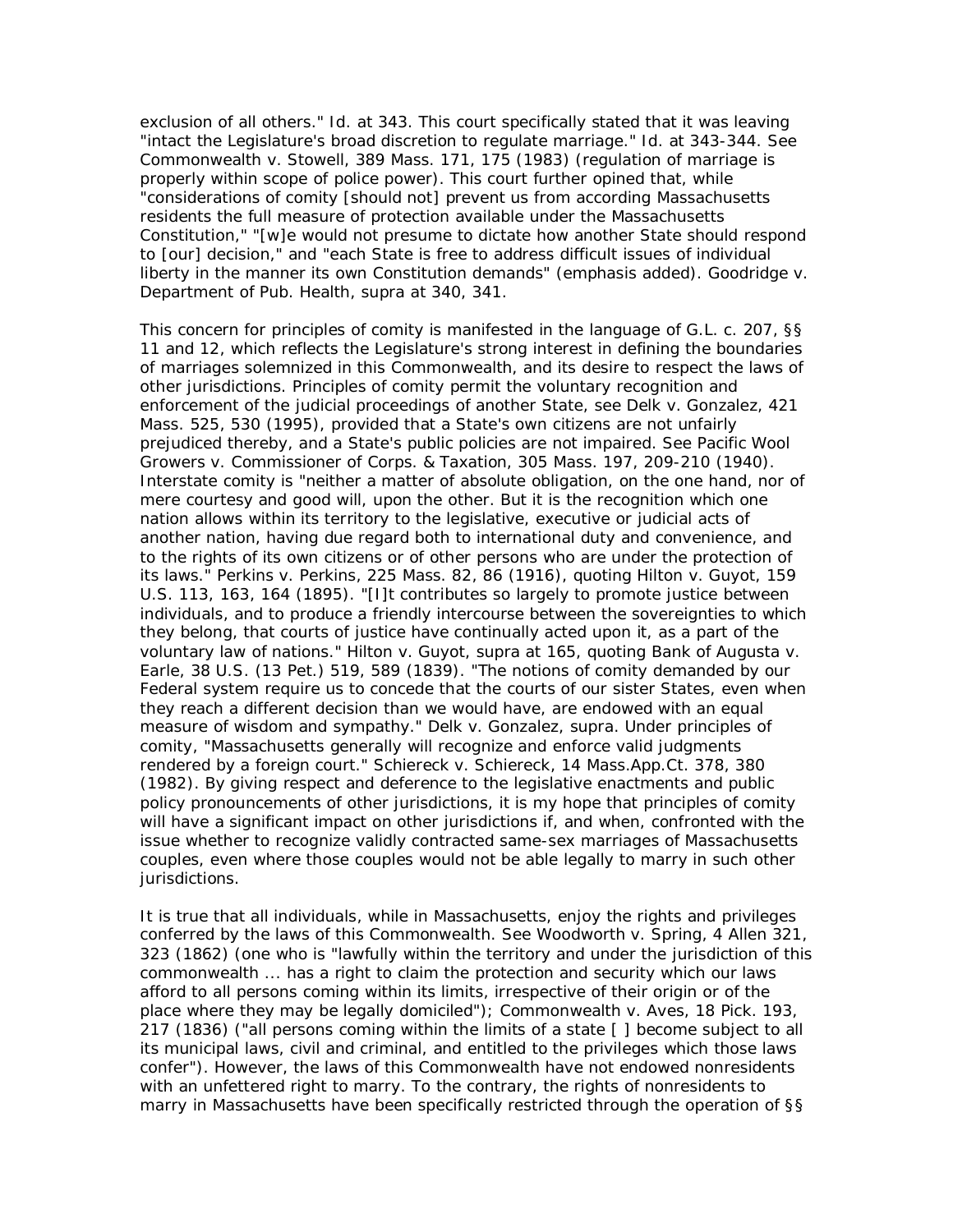exclusion of all others." Id. at 343. This court specifically stated that it was leaving "intact the Legislature's broad discretion to regulate marriage." Id. at 343-344. See Commonwealth v. Stowell, 389 Mass. 171, 175 (1983) (regulation of marriage is properly within scope of police power). This court further opined that, while "considerations of comity [should not] prevent us from according Massachusetts residents the full measure of protection available under the Massachusetts Constitution," "[w]e would not presume to dictate how another State should respond to [our] decision," and "each State is free to address difficult issues of individual liberty in the manner its own Constitution demands" (emphasis added). Goodridge v. Department of Pub. Health, supra at 340, 341.

This concern for principles of comity is manifested in the language of G.L. c. 207, §§ 11 and 12, which reflects the Legislature's strong interest in defining the boundaries of marriages solemnized in this Commonwealth, and its desire to respect the laws of other jurisdictions. Principles of comity permit the voluntary recognition and enforcement of the judicial proceedings of another State, see Delk v. Gonzalez, 421 Mass. 525, 530 (1995), provided that a State's own citizens are not unfairly prejudiced thereby, and a State's public policies are not impaired. See Pacific Wool Growers v. Commissioner of Corps. & Taxation, 305 Mass. 197, 209-210 (1940). Interstate comity is "neither a matter of absolute obligation, on the one hand, nor of mere courtesy and good will, upon the other. But it is the recognition which one nation allows within its territory to the legislative, executive or judicial acts of another nation, having due regard both to international duty and convenience, and to the rights of its own citizens or of other persons who are under the protection of its laws." Perkins v. Perkins, 225 Mass. 82, 86 (1916), quoting Hilton v. Guyot, 159 U.S. 113, 163, 164 (1895). "[I]t contributes so largely to promote justice between individuals, and to produce a friendly intercourse between the sovereignties to which they belong, that courts of justice have continually acted upon it, as a part of the voluntary law of nations." Hilton v. Guyot, supra at 165, quoting Bank of Augusta v. Earle, 38 U.S. (13 Pet.) 519, 589 (1839). "The notions of comity demanded by our Federal system require us to concede that the courts of our sister States, even when they reach a different decision than we would have, are endowed with an equal measure of wisdom and sympathy." Delk v. Gonzalez, supra. Under principles of comity, "Massachusetts generally will recognize and enforce valid judgments rendered by a foreign court." Schiereck v. Schiereck, 14 Mass.App.Ct. 378, 380 (1982). By giving respect and deference to the legislative enactments and public policy pronouncements of other jurisdictions, it is my hope that principles of comity will have a significant impact on other jurisdictions if, and when, confronted with the issue whether to recognize validly contracted same-sex marriages of Massachusetts couples, even where those couples would not be able legally to marry in such other jurisdictions.

It is true that all individuals, while in Massachusetts, enjoy the rights and privileges conferred by the laws of this Commonwealth. See Woodworth v. Spring, 4 Allen 321, 323 (1862) (one who is "lawfully within the territory and under the jurisdiction of this commonwealth ... has a right to claim the protection and security which our laws afford to all persons coming within its limits, irrespective of their origin or of the place where they may be legally domiciled"); Commonwealth v. Aves, 18 Pick. 193, 217 (1836) ("all persons coming within the limits of a state [ ] become subject to all its municipal laws, civil and criminal, and entitled to the privileges which those laws confer"). However, the laws of this Commonwealth have not endowed nonresidents with an unfettered right to marry. To the contrary, the rights of nonresidents to marry in Massachusetts have been specifically restricted through the operation of §§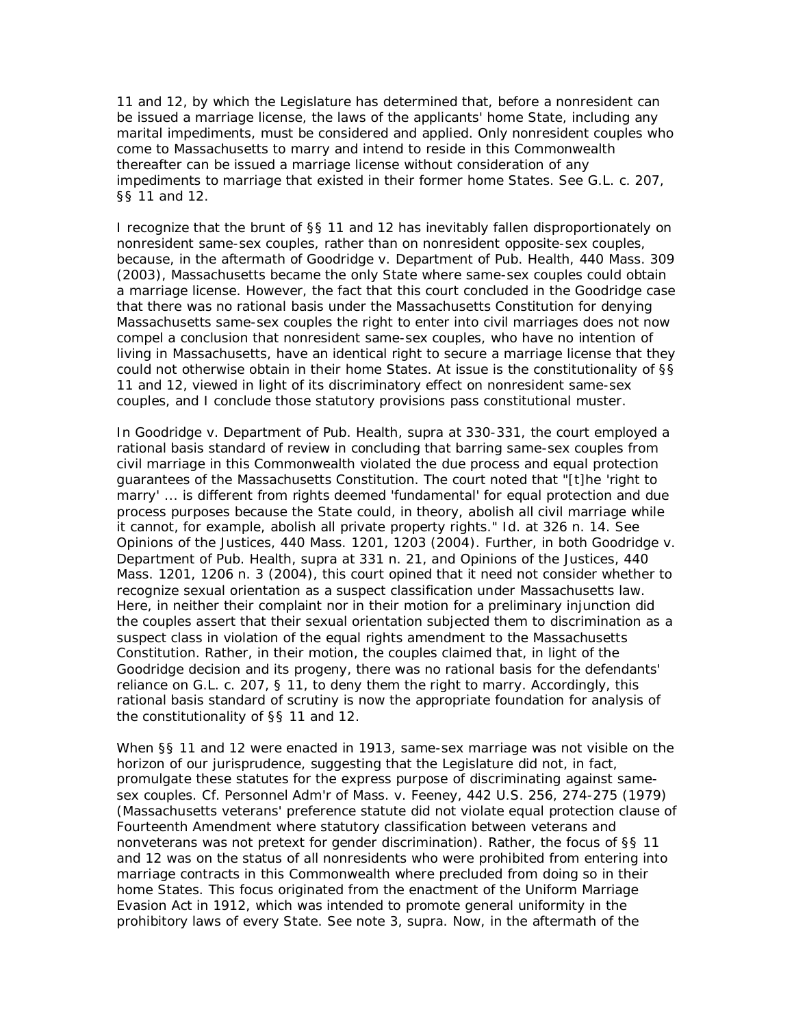11 and 12, by which the Legislature has determined that, before a nonresident can be issued a marriage license, the laws of the applicants' home State, including any marital impediments, must be considered and applied. Only nonresident couples who come to Massachusetts to marry and intend to reside in this Commonwealth thereafter can be issued a marriage license without consideration of any impediments to marriage that existed in their former home States. See G.L. c. 207, §§ 11 and 12.

I recognize that the brunt of §§ 11 and 12 has inevitably fallen disproportionately on nonresident same-sex couples, rather than on nonresident opposite-sex couples, because, in the aftermath of Goodridge v. Department of Pub. Health, 440 Mass. 309 (2003), Massachusetts became the only State where same-sex couples could obtain a marriage license. However, the fact that this court concluded in the Goodridge case that there was no rational basis under the Massachusetts Constitution for denying Massachusetts same-sex couples the right to enter into civil marriages does not now compel a conclusion that nonresident same-sex couples, who have no intention of living in Massachusetts, have an identical right to secure a marriage license that they could not otherwise obtain in their home States. At issue is the constitutionality of §§ 11 and 12, viewed in light of its discriminatory effect on nonresident same-sex couples, and I conclude those statutory provisions pass constitutional muster.

In Goodridge v. Department of Pub. Health, supra at 330-331, the court employed a rational basis standard of review in concluding that barring same-sex couples from civil marriage in this Commonwealth violated the due process and equal protection guarantees of the Massachusetts Constitution. The court noted that "[t]he 'right to marry' ... is different from rights deemed 'fundamental' for equal protection and due process purposes because the State could, in theory, abolish all civil marriage while it cannot, for example, abolish all private property rights." Id. at 326 n. 14. See Opinions of the Justices, 440 Mass. 1201, 1203 (2004). Further, in both Goodridge v. Department of Pub. Health, supra at 331 n. 21, and Opinions of the Justices, 440 Mass. 1201, 1206 n. 3 (2004), this court opined that it need not consider whether to recognize sexual orientation as a suspect classification under Massachusetts law. Here, in neither their complaint nor in their motion for a preliminary injunction did the couples assert that their sexual orientation subjected them to discrimination as a suspect class in violation of the equal rights amendment to the Massachusetts Constitution. Rather, in their motion, the couples claimed that, in light of the Goodridge decision and its progeny, there was no rational basis for the defendants' reliance on G.L. c. 207, § 11, to deny them the right to marry. Accordingly, this rational basis standard of scrutiny is now the appropriate foundation for analysis of the constitutionality of §§ 11 and 12.

When §§ 11 and 12 were enacted in 1913, same-sex marriage was not visible on the horizon of our jurisprudence, suggesting that the Legislature did not, in fact, promulgate these statutes for the express purpose of discriminating against same-sex couples. Cf. Personnel Adm'r of Mass. v. Feeney, 442 U.S. 256, 274-275 (1979) (Massachusetts veterans' preference statute did not violate equal protection clause of Fourteenth Amendment where statutory classification between veterans and nonveterans was not pretext for gender discrimination). Rather, the focus of §§ 11 and 12 was on the status of all nonresidents who were prohibited from entering into marriage contracts in this Commonwealth where precluded from doing so in their home States. This focus originated from the enactment of the Uniform Marriage Evasion Act in 1912, which was intended to promote general uniformity in the prohibitory laws of every State. See note 3, supra. Now, in the aftermath of the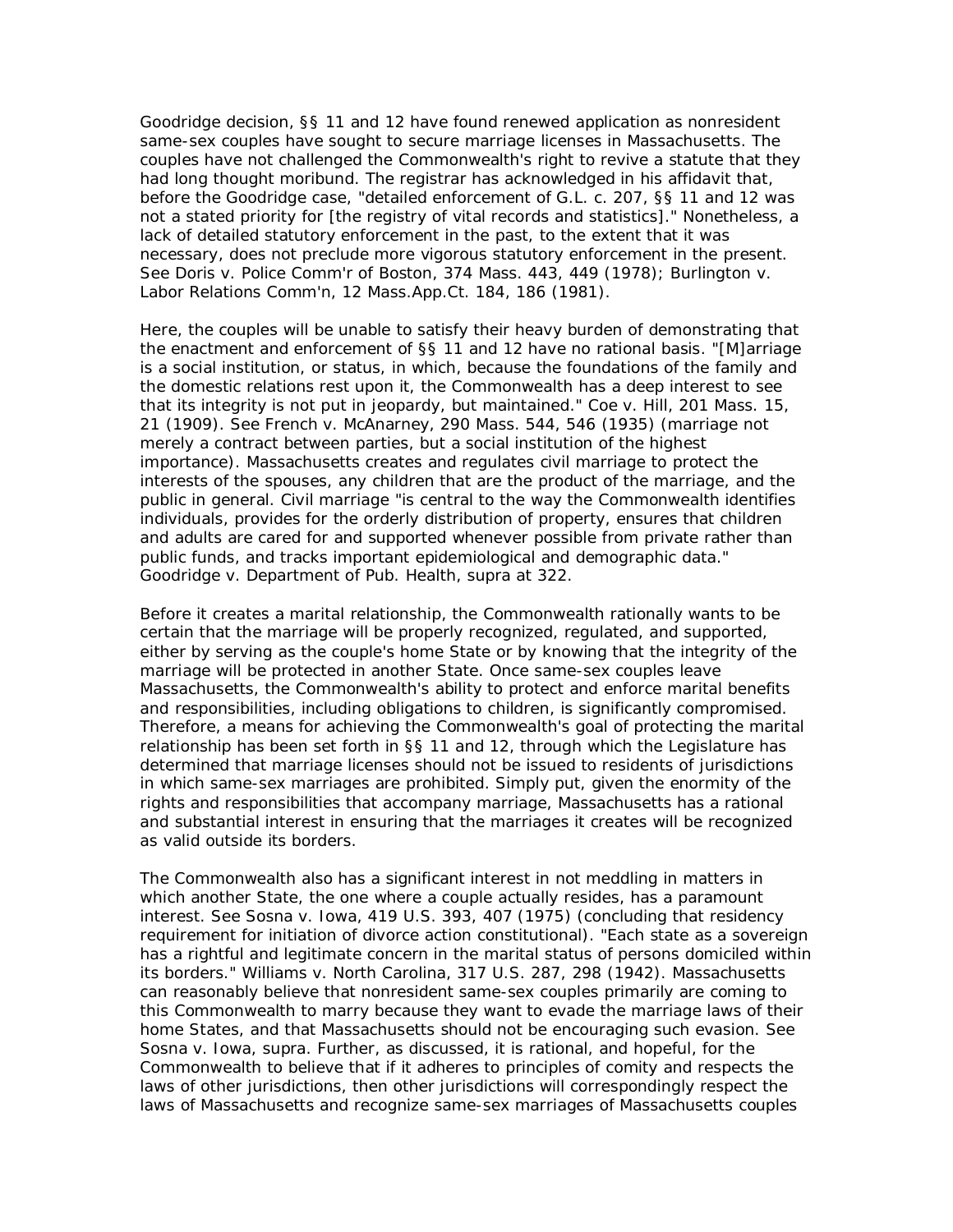Goodridge decision, §§ 11 and 12 have found renewed application as nonresident same-sex couples have sought to secure marriage licenses in Massachusetts. The couples have not challenged the Commonwealth's right to revive a statute that they had long thought moribund. The registrar has acknowledged in his affidavit that, before the Goodridge case, "detailed enforcement of G.L. c. 207, §§ 11 and 12 was not a stated priority for [the registry of vital records and statistics]." Nonetheless, a lack of detailed statutory enforcement in the past, to the extent that it was necessary, does not preclude more vigorous statutory enforcement in the present. See Doris v. Police Comm'r of Boston, 374 Mass. 443, 449 (1978); Burlington v. Labor Relations Comm'n, 12 Mass.App.Ct. 184, 186 (1981).

Here, the couples will be unable to satisfy their heavy burden of demonstrating that the enactment and enforcement of §§ 11 and 12 have no rational basis. "[M]arriage is a social institution, or status, in which, because the foundations of the family and the domestic relations rest upon it, the Commonwealth has a deep interest to see that its integrity is not put in jeopardy, but maintained." Coe v. Hill, 201 Mass. 15, 21 (1909). See French v. McAnarney, 290 Mass. 544, 546 (1935) (marriage not merely a contract between parties, but a social institution of the highest importance). Massachusetts creates and regulates civil marriage to protect the interests of the spouses, any children that are the product of the marriage, and the public in general. Civil marriage "is central to the way the Commonwealth identifies individuals, provides for the orderly distribution of property, ensures that children and adults are cared for and supported whenever possible from private rather than public funds, and tracks important epidemiological and demographic data." Goodridge v. Department of Pub. Health, supra at 322.

Before it creates a marital relationship, the Commonwealth rationally wants to be certain that the marriage will be properly recognized, regulated, and supported, either by serving as the couple's home State or by knowing that the integrity of the marriage will be protected in another State. Once same-sex couples leave Massachusetts, the Commonwealth's ability to protect and enforce marital benefits and responsibilities, including obligations to children, is significantly compromised. Therefore, a means for achieving the Commonwealth's goal of protecting the marital relationship has been set forth in §§ 11 and 12, through which the Legislature has determined that marriage licenses should not be issued to residents of jurisdictions in which same-sex marriages are prohibited. Simply put, given the enormity of the rights and responsibilities that accompany marriage, Massachusetts has a rational and substantial interest in ensuring that the marriages it creates will be recognized as valid outside its borders.

The Commonwealth also has a significant interest in not meddling in matters in which another State, the one where a couple actually resides, has a paramount interest. See Sosna v. Iowa, 419 U.S. 393, 407 (1975) (concluding that residency requirement for initiation of divorce action constitutional). "Each state as a sovereign has a rightful and legitimate concern in the marital status of persons domiciled within its borders." Williams v. North Carolina, 317 U.S. 287, 298 (1942). Massachusetts can reasonably believe that nonresident same-sex couples primarily are coming to this Commonwealth to marry because they want to evade the marriage laws of their home States, and that Massachusetts should not be encouraging such evasion. See Sosna v. Iowa, supra. Further, as discussed, it is rational, and hopeful, for the Commonwealth to believe that if it adheres to principles of comity and respects the laws of other jurisdictions, then other jurisdictions will correspondingly respect the laws of Massachusetts and recognize same-sex marriages of Massachusetts couples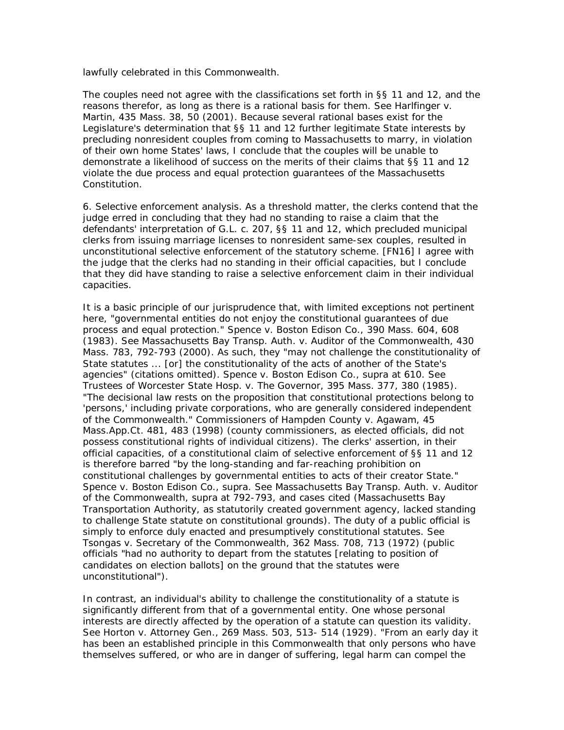lawfully celebrated in this Commonwealth.

The couples need not agree with the classifications set forth in §§ 11 and 12, and the reasons therefor, as long as there is a rational basis for them. See Harlfinger v. Martin, 435 Mass. 38, 50 (2001). Because several rational bases exist for the Legislature's determination that §§ 11 and 12 further legitimate State interests by precluding nonresident couples from coming to Massachusetts to marry, in violation of their own home States' laws, I conclude that the couples will be unable to demonstrate a likelihood of success on the merits of their claims that §§ 11 and 12 violate the due process and equal protection guarantees of the Massachusetts Constitution.

6. Selective enforcement analysis. As a threshold matter, the clerks contend that the judge erred in concluding that they had no standing to raise a claim that the defendants' interpretation of G.L. c. 207, §§ 11 and 12, which precluded municipal clerks from issuing marriage licenses to nonresident same-sex couples, resulted in unconstitutional selective enforcement of the statutory scheme. [FN16] I agree with the judge that the clerks had no standing in their official capacities, but I conclude that they did have standing to raise a selective enforcement claim in their individual capacities.

It is a basic principle of our jurisprudence that, with limited exceptions not pertinent here, "governmental entities do not enjoy the constitutional guarantees of due process and equal protection." Spence v. Boston Edison Co., 390 Mass. 604, 608 (1983). See Massachusetts Bay Transp. Auth. v. Auditor of the Commonwealth, 430 Mass. 783, 792-793 (2000). As such, they "may not challenge the constitutionality of State statutes ... [or] the constitutionality of the acts of another of the State's agencies" (citations omitted). Spence v. Boston Edison Co., supra at 610. See Trustees of Worcester State Hosp. v. The Governor, 395 Mass. 377, 380 (1985). "The decisional law rests on the proposition that constitutional protections belong to 'persons,' including private corporations, who are generally considered independent of the Commonwealth." Commissioners of Hampden County v. Agawam, 45 Mass.App.Ct. 481, 483 (1998) (county commissioners, as elected officials, did not possess constitutional rights of individual citizens). The clerks' assertion, in their official capacities, of a constitutional claim of selective enforcement of §§ 11 and 12 is therefore barred "by the long-standing and far-reaching prohibition on constitutional challenges by governmental entities to acts of their creator State." Spence v. Boston Edison Co., supra. See Massachusetts Bay Transp. Auth. v. Auditor of the Commonwealth, supra at 792-793, and cases cited (Massachusetts Bay Transportation Authority, as statutorily created government agency, lacked standing to challenge State statute on constitutional grounds). The duty of a public official is simply to enforce duly enacted and presumptively constitutional statutes. See Tsongas v. Secretary of the Commonwealth, 362 Mass. 708, 713 (1972) (public officials "had no authority to depart from the statutes [relating to position of candidates on election ballots] on the ground that the statutes were unconstitutional").

In contrast, an individual's ability to challenge the constitutionality of a statute is significantly different from that of a governmental entity. One whose personal interests are directly affected by the operation of a statute can question its validity. See Horton v. Attorney Gen., 269 Mass. 503, 513- 514 (1929). "From an early day it has been an established principle in this Commonwealth that only persons who have themselves suffered, or who are in danger of suffering, legal harm can compel the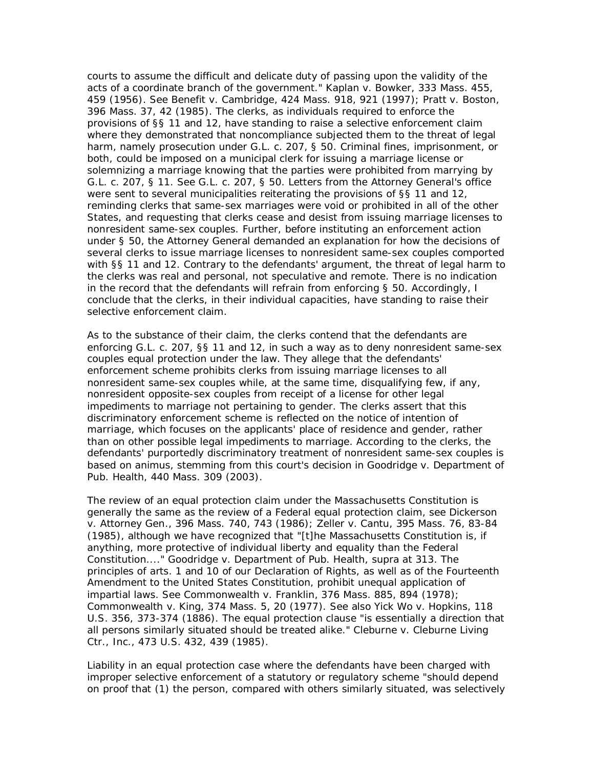courts to assume the difficult and delicate duty of passing upon the validity of the acts of a coordinate branch of the government." Kaplan v. Bowker, 333 Mass. 455, 459 (1956). See Benefit v. Cambridge, 424 Mass. 918, 921 (1997); Pratt v. Boston, 396 Mass. 37, 42 (1985). The clerks, as individuals required to enforce the provisions of §§ 11 and 12, have standing to raise a selective enforcement claim where they demonstrated that noncompliance subjected them to the threat of legal harm, namely prosecution under G.L. c. 207, § 50. Criminal fines, imprisonment, or both, could be imposed on a municipal clerk for issuing a marriage license or solemnizing a marriage knowing that the parties were prohibited from marrying by G.L. c. 207, § 11. See G.L. c. 207, § 50. Letters from the Attorney General's office were sent to several municipalities reiterating the provisions of §§ 11 and 12, reminding clerks that same-sex marriages were void or prohibited in all of the other States, and requesting that clerks cease and desist from issuing marriage licenses to nonresident same-sex couples. Further, before instituting an enforcement action under § 50, the Attorney General demanded an explanation for how the decisions of several clerks to issue marriage licenses to nonresident same-sex couples comported with §§ 11 and 12. Contrary to the defendants' argument, the threat of legal harm to the clerks was real and personal, not speculative and remote. There is no indication in the record that the defendants will refrain from enforcing § 50. Accordingly, I conclude that the clerks, in their individual capacities, have standing to raise their selective enforcement claim.

As to the substance of their claim, the clerks contend that the defendants are enforcing G.L. c. 207, §§ 11 and 12, in such a way as to deny nonresident same-sex couples equal protection under the law. They allege that the defendants' enforcement scheme prohibits clerks from issuing marriage licenses to all nonresident same-sex couples while, at the same time, disqualifying few, if any, nonresident opposite-sex couples from receipt of a license for other legal impediments to marriage not pertaining to gender. The clerks assert that this discriminatory enforcement scheme is reflected on the notice of intention of marriage, which focuses on the applicants' place of residence and gender, rather than on other possible legal impediments to marriage. According to the clerks, the defendants' purportedly discriminatory treatment of nonresident same-sex couples is based on animus, stemming from this court's decision in Goodridge v. Department of Pub. Health, 440 Mass. 309 (2003).

The review of an equal protection claim under the Massachusetts Constitution is generally the same as the review of a Federal equal protection claim, see Dickerson v. Attorney Gen., 396 Mass. 740, 743 (1986); Zeller v. Cantu, 395 Mass. 76, 83-84 (1985), although we have recognized that "[t]he Massachusetts Constitution is, if anything, more protective of individual liberty and equality than the Federal Constitution...." Goodridge v. Department of Pub. Health, supra at 313. The principles of arts. 1 and 10 of our Declaration of Rights, as well as of the Fourteenth Amendment to the United States Constitution, prohibit unequal application of impartial laws. See Commonwealth v. Franklin, 376 Mass. 885, 894 (1978); Commonwealth v. King, 374 Mass. 5, 20 (1977). See also Yick Wo v. Hopkins, 118 U.S. 356, 373-374 (1886). The equal protection clause "is essentially a direction that all persons similarly situated should be treated alike." Cleburne v. Cleburne Living Ctr., Inc., 473 U.S. 432, 439 (1985).

Liability in an equal protection case where the defendants have been charged with improper selective enforcement of a statutory or regulatory scheme "should depend on proof that (1) the person, compared with others similarly situated, was selectively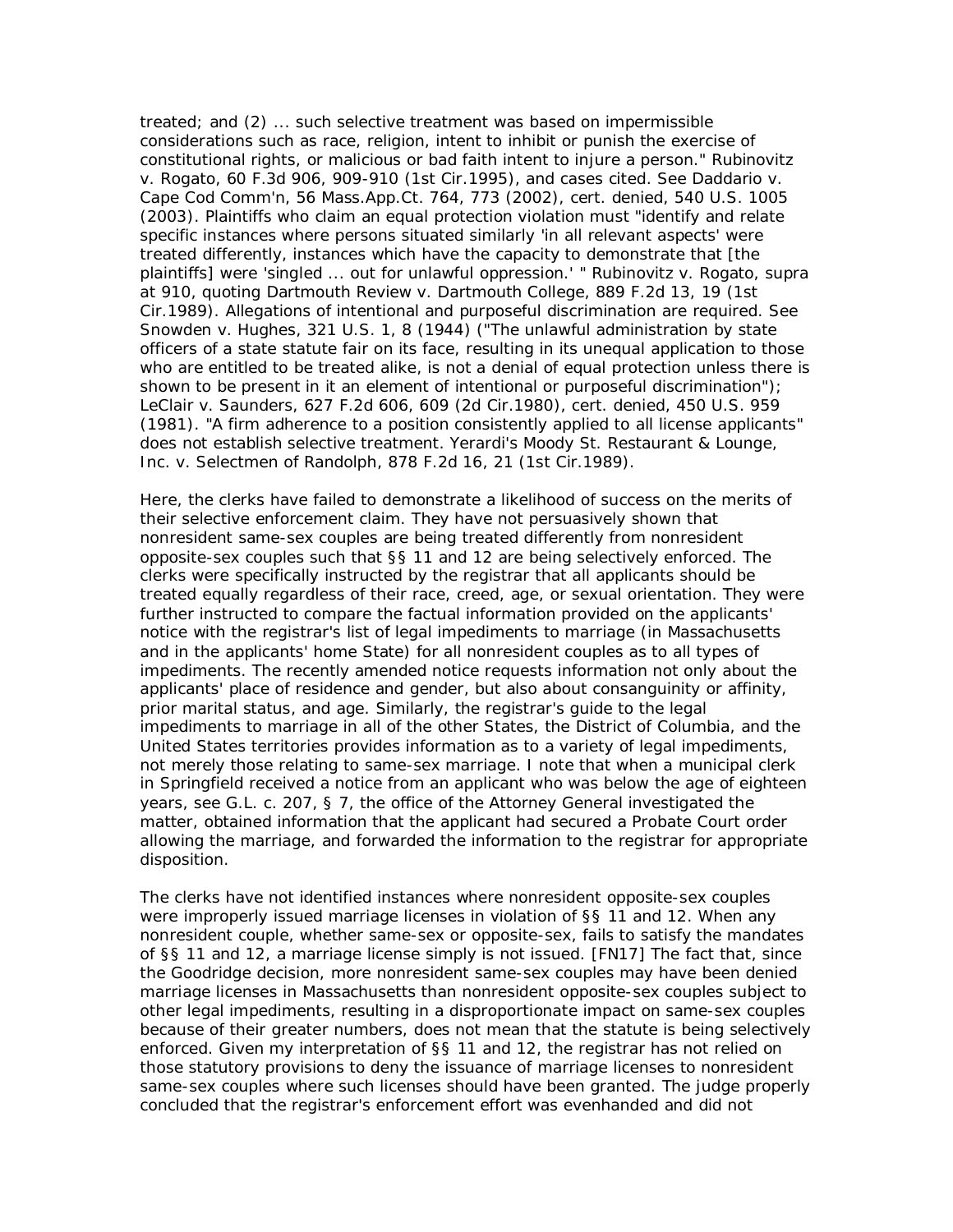treated; and (2) ... such selective treatment was based on impermissible considerations such as race, religion, intent to inhibit or punish the exercise of constitutional rights, or malicious or bad faith intent to injure a person." Rubinovitz v. Rogato, 60 F.3d 906, 909-910 (1st Cir.1995), and cases cited. See Daddario v. Cape Cod Comm'n, 56 Mass.App.Ct. 764, 773 (2002), cert. denied, 540 U.S. 1005 (2003). Plaintiffs who claim an equal protection violation must "identify and relate specific instances where persons situated similarly 'in all relevant aspects' were treated differently, instances which have the capacity to demonstrate that [the plaintiffs] were 'singled ... out for unlawful oppression.' " Rubinovitz v. Rogato, supra at 910, quoting Dartmouth Review v. Dartmouth College, 889 F.2d 13, 19 (1st Cir.1989). Allegations of intentional and purposeful discrimination are required. See Snowden v. Hughes, 321 U.S. 1, 8 (1944) ("The unlawful administration by state officers of a state statute fair on its face, resulting in its unequal application to those who are entitled to be treated alike, is not a denial of equal protection unless there is shown to be present in it an element of intentional or purposeful discrimination"); LeClair v. Saunders, 627 F.2d 606, 609 (2d Cir.1980), cert. denied, 450 U.S. 959 (1981). "A firm adherence to a position consistently applied to all license applicants" does not establish selective treatment. Yerardi's Moody St. Restaurant & Lounge, Inc. v. Selectmen of Randolph, 878 F.2d 16, 21 (1st Cir.1989).

Here, the clerks have failed to demonstrate a likelihood of success on the merits of their selective enforcement claim. They have not persuasively shown that nonresident same-sex couples are being treated differently from nonresident opposite-sex couples such that §§ 11 and 12 are being selectively enforced. The clerks were specifically instructed by the registrar that all applicants should be treated equally regardless of their race, creed, age, or sexual orientation. They were further instructed to compare the factual information provided on the applicants' notice with the registrar's list of legal impediments to marriage (in Massachusetts and in the applicants' home State) for all nonresident couples as to all types of impediments. The recently amended notice requests information not only about the applicants' place of residence and gender, but also about consanguinity or affinity, prior marital status, and age. Similarly, the registrar's guide to the legal impediments to marriage in all of the other States, the District of Columbia, and the United States territories provides information as to a variety of legal impediments, not merely those relating to same-sex marriage. I note that when a municipal clerk in Springfield received a notice from an applicant who was below the age of eighteen years, see G.L. c. 207, § 7, the office of the Attorney General investigated the matter, obtained information that the applicant had secured a Probate Court order allowing the marriage, and forwarded the information to the registrar for appropriate disposition.

The clerks have not identified instances where nonresident opposite-sex couples were improperly issued marriage licenses in violation of §§ 11 and 12. When any nonresident couple, whether same-sex or opposite-sex, fails to satisfy the mandates of §§ 11 and 12, a marriage license simply is not issued. [FN17] The fact that, since the Goodridge decision, more nonresident same-sex couples may have been denied marriage licenses in Massachusetts than nonresident opposite-sex couples subject to other legal impediments, resulting in a disproportionate impact on same-sex couples because of their greater numbers, does not mean that the statute is being selectively enforced. Given my interpretation of §§ 11 and 12, the registrar has not relied on those statutory provisions to deny the issuance of marriage licenses to nonresident same-sex couples where such licenses should have been granted. The judge properly concluded that the registrar's enforcement effort was evenhanded and did not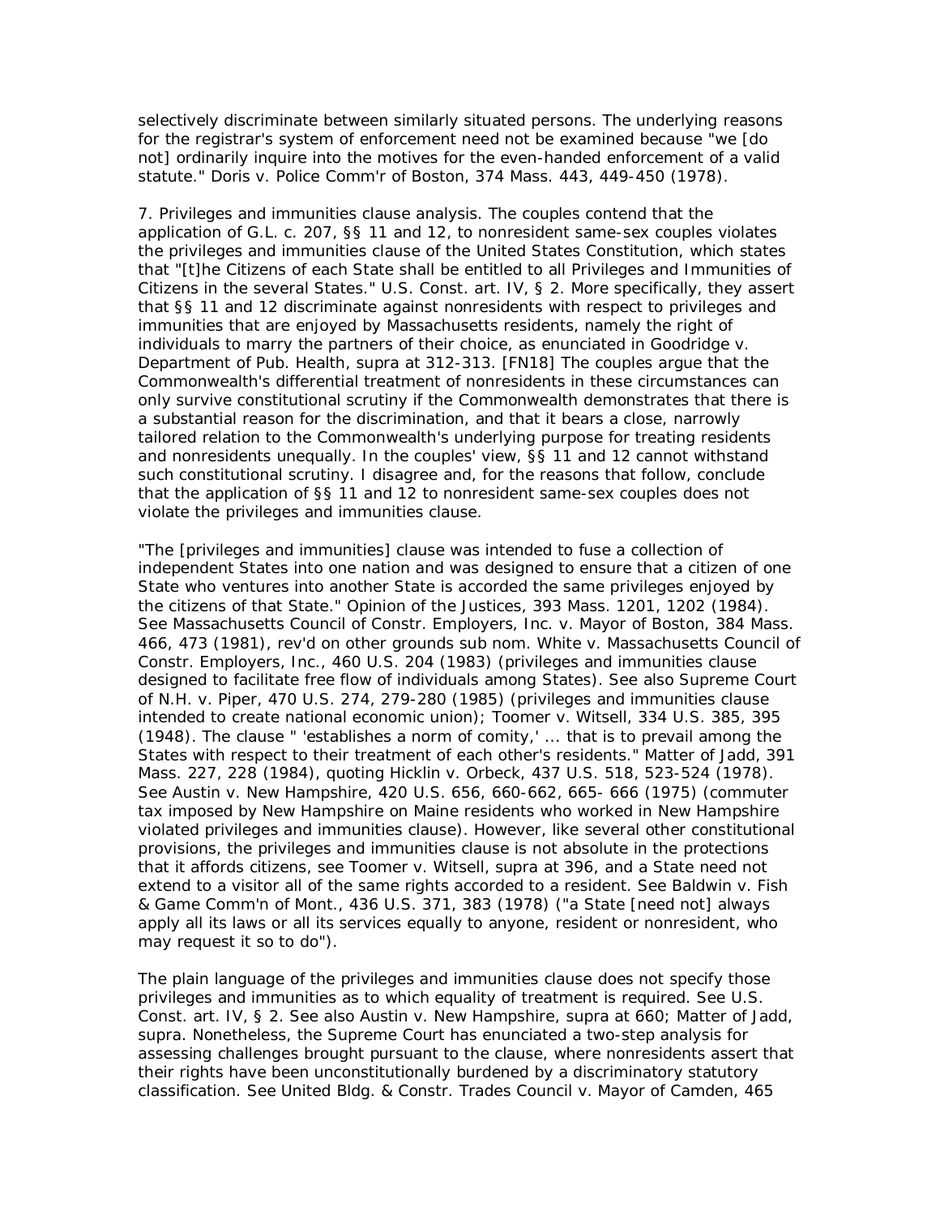selectively discriminate between similarly situated persons. The underlying reasons for the registrar's system of enforcement need not be examined because "we [do not] ordinarily inquire into the motives for the even-handed enforcement of a valid statute." Doris v. Police Comm'r of Boston, 374 Mass. 443, 449-450 (1978).

7. Privileges and immunities clause analysis. The couples contend that the application of G.L. c. 207, §§ 11 and 12, to nonresident same-sex couples violates the privileges and immunities clause of the United States Constitution, which states that "[t]he Citizens of each State shall be entitled to all Privileges and Immunities of Citizens in the several States." U.S. Const. art. IV, § 2. More specifically, they assert that §§ 11 and 12 discriminate against nonresidents with respect to privileges and immunities that are enjoyed by Massachusetts residents, namely the right of individuals to marry the partners of their choice, as enunciated in Goodridge v. Department of Pub. Health, supra at 312-313. [FN18] The couples argue that the Commonwealth's differential treatment of nonresidents in these circumstances can only survive constitutional scrutiny if the Commonwealth demonstrates that there is a substantial reason for the discrimination, and that it bears a close, narrowly tailored relation to the Commonwealth's underlying purpose for treating residents and nonresidents unequally. In the couples' view, §§ 11 and 12 cannot withstand such constitutional scrutiny. I disagree and, for the reasons that follow, conclude that the application of §§ 11 and 12 to nonresident same-sex couples does not violate the privileges and immunities clause.

"The [privileges and immunities] clause was intended to fuse a collection of independent States into one nation and was designed to ensure that a citizen of one State who ventures into another State is accorded the same privileges enjoyed by the citizens of that State." Opinion of the Justices, 393 Mass. 1201, 1202 (1984). See Massachusetts Council of Constr. Employers, Inc. v. Mayor of Boston, 384 Mass. 466, 473 (1981), rev'd on other grounds sub nom. White v. Massachusetts Council of Constr. Employers, Inc., 460 U.S. 204 (1983) (privileges and immunities clause designed to facilitate free flow of individuals among States). See also Supreme Court of N.H. v. Piper, 470 U.S. 274, 279-280 (1985) (privileges and immunities clause intended to create national economic union); Toomer v. Witsell, 334 U.S. 385, 395 (1948). The clause " 'establishes a norm of comity,' ... that is to prevail among the States with respect to their treatment of each other's residents." Matter of Jadd, 391 Mass. 227, 228 (1984), quoting Hicklin v. Orbeck, 437 U.S. 518, 523-524 (1978). See Austin v. New Hampshire, 420 U.S. 656, 660-662, 665- 666 (1975) (commuter tax imposed by New Hampshire on Maine residents who worked in New Hampshire violated privileges and immunities clause). However, like several other constitutional provisions, the privileges and immunities clause is not absolute in the protections that it affords citizens, see Toomer v. Witsell, supra at 396, and a State need not extend to a visitor all of the same rights accorded to a resident. See Baldwin v. Fish & Game Comm'n of Mont., 436 U.S. 371, 383 (1978) ("a State [need not] always apply all its laws or all its services equally to anyone, resident or nonresident, who may request it so to do").

The plain language of the privileges and immunities clause does not specify those privileges and immunities as to which equality of treatment is required. See U.S. Const. art. IV, § 2. See also Austin v. New Hampshire, supra at 660; Matter of Jadd, supra. Nonetheless, the Supreme Court has enunciated a two-step analysis for assessing challenges brought pursuant to the clause, where nonresidents assert that their rights have been unconstitutionally burdened by a discriminatory statutory classification. See United Bldg. & Constr. Trades Council v. Mayor of Camden, 465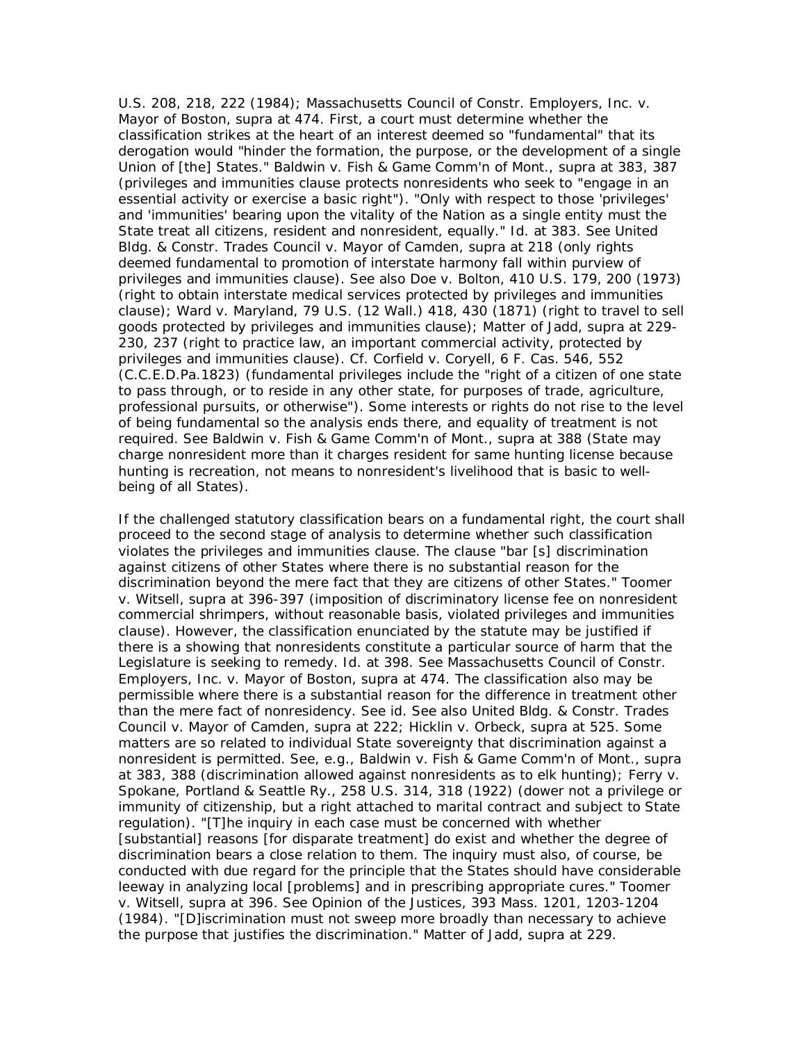U.S. 208, 218, 222 (1984); Massachusetts Council of Constr. Employers, Inc. v. Mayor of Boston, supra at 474. First, a court must determine whether the classification strikes at the heart of an interest deemed so "fundamental" that its derogation would "hinder the formation, the purpose, or the development of a single Union of [the] States." Baldwin v. Fish & Game Comm'n of Mont., supra at 383, 387 (privileges and immunities clause protects nonresidents who seek to "engage in an essential activity or exercise a basic right"). "Only with respect to those 'privileges' and 'immunities' bearing upon the vitality of the Nation as a single entity must the State treat all citizens, resident and nonresident, equally." Id. at 383. See United Bldg. & Constr. Trades Council v. Mayor of Camden, supra at 218 (only rights deemed fundamental to promotion of interstate harmony fall within purview of privileges and immunities clause). See also Doe v. Bolton, 410 U.S. 179, 200 (1973) (right to obtain interstate medical services protected by privileges and immunities clause); Ward v. Maryland, 79 U.S. (12 Wall.) 418, 430 (1871) (right to travel to sell goods protected by privileges and immunities clause); Matter of Jadd, supra at 229-230, 237 (right to practice law, an important commercial activity, protected by privileges and immunities clause). Cf. Corfield v. Coryell, 6 F. Cas. 546, 552 (C.C.E.D.Pa.1823) (fundamental privileges include the "right of a citizen of one state to pass through, or to reside in any other state, for purposes of trade, agriculture, professional pursuits, or otherwise"). Some interests or rights do not rise to the level of being fundamental so the analysis ends there, and equality of treatment is not required. See Baldwin v. Fish & Game Comm'n of Mont., supra at 388 (State may charge nonresident more than it charges resident for same hunting license because hunting is recreation, not means to nonresident's livelihood that is basic to well-being of all States).

If the challenged statutory classification bears on a fundamental right, the court shall proceed to the second stage of analysis to determine whether such classification violates the privileges and immunities clause. The clause "bar [s] discrimination against citizens of other States where there is no substantial reason for the discrimination beyond the mere fact that they are citizens of other States." Toomer v. Witsell, supra at 396-397 (imposition of discriminatory license fee on nonresident commercial shrimpers, without reasonable basis, violated privileges and immunities clause). However, the classification enunciated by the statute may be justified if there is a showing that nonresidents constitute a particular source of harm that the Legislature is seeking to remedy. Id. at 398. See Massachusetts Council of Constr. Employers, Inc. v. Mayor of Boston, supra at 474. The classification also may be permissible where there is a substantial reason for the difference in treatment other than the mere fact of nonresidency. See id. See also United Bldg. & Constr. Trades Council v. Mayor of Camden, supra at 222; Hicklin v. Orbeck, supra at 525. Some matters are so related to individual State sovereignty that discrimination against a nonresident is permitted. See, e.g., Baldwin v. Fish & Game Comm'n of Mont., supra at 383, 388 (discrimination allowed against nonresidents as to elk hunting); Ferry v. Spokane, Portland & Seattle Ry., 258 U.S. 314, 318 (1922) (dower not a privilege or immunity of citizenship, but a right attached to marital contract and subject to State regulation). "[T]he inquiry in each case must be concerned with whether [substantial] reasons [for disparate treatment] do exist and whether the degree of discrimination bears a close relation to them. The inquiry must also, of course, be conducted with due regard for the principle that the States should have considerable leeway in analyzing local [problems] and in prescribing appropriate cures." Toomer v. Witsell, supra at 396. See Opinion of the Justices, 393 Mass. 1201, 1203-1204 (1984). "[D]iscrimination must not sweep more broadly than necessary to achieve the purpose that justifies the discrimination." Matter of Jadd, supra at 229.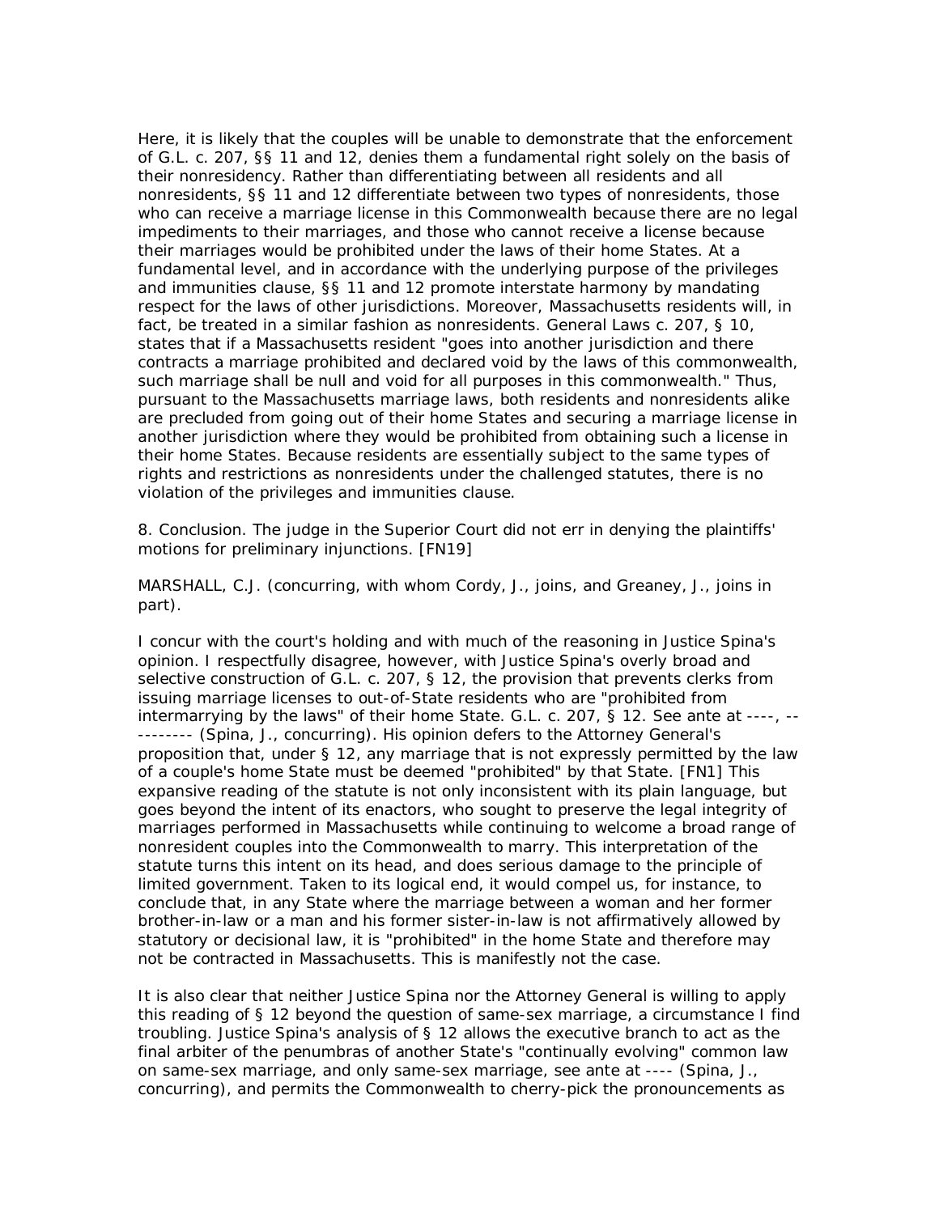Here, it is likely that the couples will be unable to demonstrate that the enforcement of G.L. c. 207, §§ 11 and 12, denies them a fundamental right solely on the basis of their nonresidency. Rather than differentiating between all residents and all nonresidents, §§ 11 and 12 differentiate between two types of nonresidents, those who can receive a marriage license in this Commonwealth because there are no legal impediments to their marriages, and those who cannot receive a license because their marriages would be prohibited under the laws of their home States. At a fundamental level, and in accordance with the underlying purpose of the privileges and immunities clause, §§ 11 and 12 promote interstate harmony by mandating respect for the laws of other jurisdictions. Moreover, Massachusetts residents will, in fact, be treated in a similar fashion as nonresidents. General Laws c. 207, § 10, states that if a Massachusetts resident "goes into another jurisdiction and there contracts a marriage prohibited and declared void by the laws of this commonwealth, such marriage shall be null and void for all purposes in this commonwealth." Thus, pursuant to the Massachusetts marriage laws, both residents and nonresidents alike are precluded from going out of their home States and securing a marriage license in another jurisdiction where they would be prohibited from obtaining such a license in their home States. Because residents are essentially subject to the same types of rights and restrictions as nonresidents under the challenged statutes, there is no violation of the privileges and immunities clause.

8. Conclusion. The judge in the Superior Court did not err in denying the plaintiffs' motions for preliminary injunctions. [FN19]

MARSHALL, C.J. (concurring, with whom Cordy, J., joins, and Greaney, J., joins in part).

I concur with the court's holding and with much of the reasoning in Justice Spina's opinion. I respectfully disagree, however, with Justice Spina's overly broad and selective construction of G.L. c. 207, § 12, the provision that prevents clerks from issuing marriage licenses to out-of-State residents who are "prohibited from intermarrying by the laws" of their home State. G.L. c. 207, § 12. See ante at ----, ---------- (Spina, J., concurring). His opinion defers to the Attorney General's proposition that, under § 12, any marriage that is not expressly permitted by the law of a couple's home State must be deemed "prohibited" by that State. [FN1] This expansive reading of the statute is not only inconsistent with its plain language, but goes beyond the intent of its enactors, who sought to preserve the legal integrity of marriages performed in Massachusetts while continuing to welcome a broad range of nonresident couples into the Commonwealth to marry. This interpretation of the statute turns this intent on its head, and does serious damage to the principle of limited government. Taken to its logical end, it would compel us, for instance, to conclude that, in any State where the marriage between a woman and her former brother-in-law or a man and his former sister-in-law is not affirmatively allowed by statutory or decisional law, it is "prohibited" in the home State and therefore may not be contracted in Massachusetts. This is manifestly not the case.

It is also clear that neither Justice Spina nor the Attorney General is willing to apply this reading of § 12 beyond the question of same-sex marriage, a circumstance I find troubling. Justice Spina's analysis of § 12 allows the executive branch to act as the final arbiter of the penumbras of another State's "continually evolving" common law on same-sex marriage, and only same-sex marriage, see ante at ---- (Spina, J., concurring), and permits the Commonwealth to cherry-pick the pronouncements as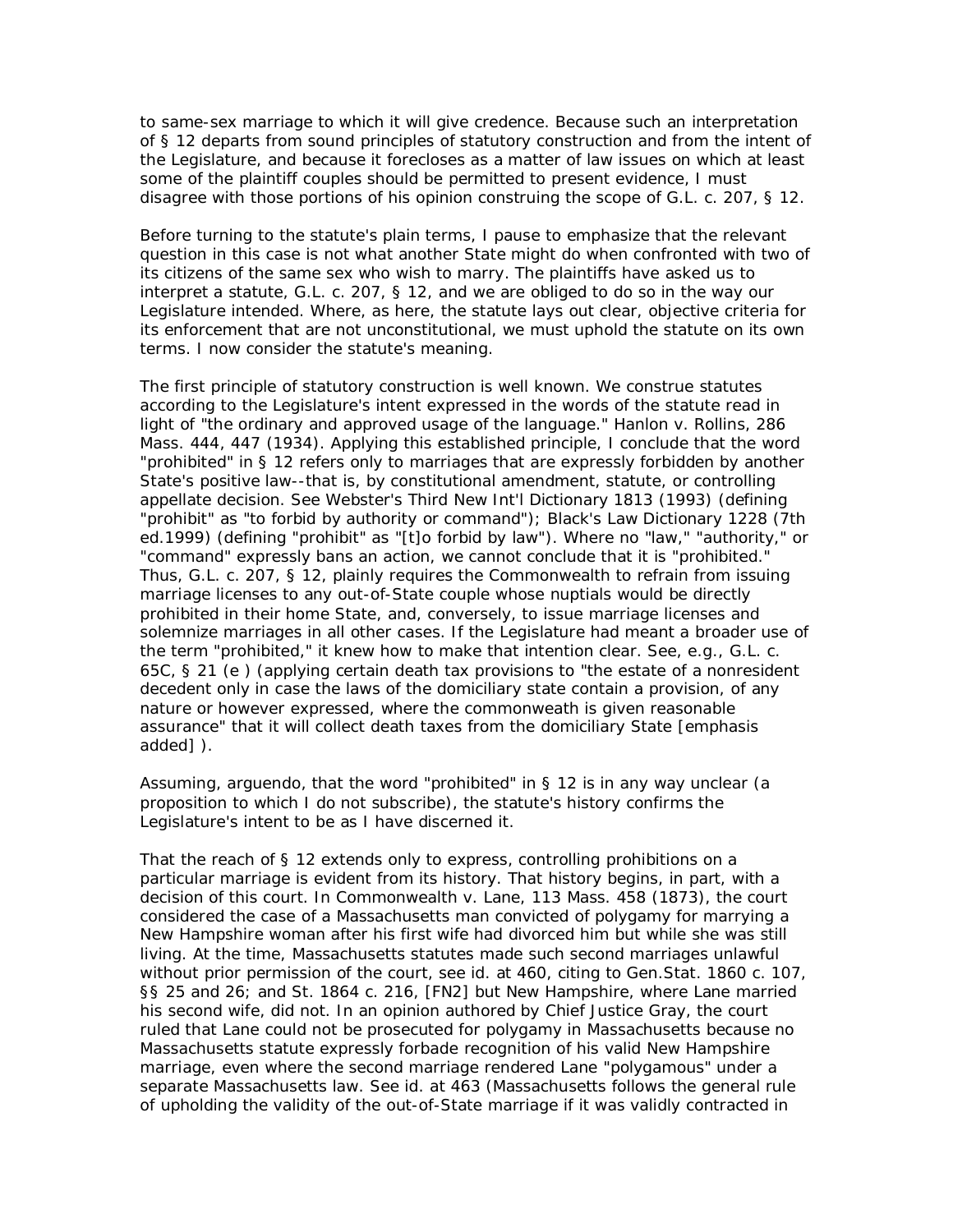to same-sex marriage to which it will give credence. Because such an interpretation of § 12 departs from sound principles of statutory construction and from the intent of the Legislature, and because it forecloses as a matter of law issues on which at least some of the plaintiff couples should be permitted to present evidence, I must disagree with those portions of his opinion construing the scope of G.L. c. 207, § 12.

Before turning to the statute's plain terms, I pause to emphasize that the relevant question in this case is not what another State might do when confronted with two of its citizens of the same sex who wish to marry. The plaintiffs have asked us to interpret a statute, G.L. c. 207, § 12, and we are obliged to do so in the way our Legislature intended. Where, as here, the statute lays out clear, objective criteria for its enforcement that are not unconstitutional, we must uphold the statute on its own terms. I now consider the statute's meaning.

The first principle of statutory construction is well known. We construe statutes according to the Legislature's intent expressed in the words of the statute read in light of "the ordinary and approved usage of the language." Hanlon v. Rollins, 286 Mass. 444, 447 (1934). Applying this established principle, I conclude that the word "prohibited" in § 12 refers only to marriages that are expressly forbidden by another State's positive law--that is, by constitutional amendment, statute, or controlling appellate decision. See Webster's Third New Int'l Dictionary 1813 (1993) (defining "prohibit" as "to forbid by authority or command"); Black's Law Dictionary 1228 (7th ed.1999) (defining "prohibit" as "[t]o forbid by law"). Where no "law," "authority," or "command" expressly bans an action, we cannot conclude that it is "prohibited." Thus, G.L. c. 207, § 12, plainly requires the Commonwealth to refrain from issuing marriage licenses to any out-of-State couple whose nuptials would be directly prohibited in their home State, and, conversely, to issue marriage licenses and solemnize marriages in all other cases. If the Legislature had meant a broader use of the term "prohibited," it knew how to make that intention clear. See, e.g., G.L. c. 65C, § 21 (*e* ) (applying certain death tax provisions to "the estate of a nonresident decedent only in case the laws of the domiciliary state contain a provision, of any nature or however expressed, where the commonweath is given reasonable assurance" that it will collect death taxes from the domiciliary State [emphasis added] ).

Assuming, arguendo, that the word "prohibited" in § 12 is in any way unclear (a proposition to which I do not subscribe), the statute's history confirms the Legislature's intent to be as I have discerned it.

That the reach of § 12 extends only to express, controlling prohibitions on a particular marriage is evident from its history. That history begins, in part, with a decision of this court. In Commonwealth v. Lane, 113 Mass. 458 (1873), the court considered the case of a Massachusetts man convicted of polygamy for marrying a New Hampshire woman after his first wife had divorced him but while she was still living. At the time, Massachusetts statutes made such second marriages unlawful without prior permission of the court, see id. at 460, citing to Gen.Stat. 1860 c. 107, §§ 25 and 26; and St. 1864 c. 216, [FN2] but New Hampshire, where Lane married his second wife, did not. In an opinion authored by Chief Justice Gray, the court ruled that Lane could not be prosecuted for polygamy in Massachusetts because no Massachusetts statute expressly forbade recognition of his valid New Hampshire marriage, even where the second marriage rendered Lane "polygamous" under a separate Massachusetts law. See id. at 463 (Massachusetts follows the general rule of upholding the validity of the out-of-State marriage if it was validly contracted in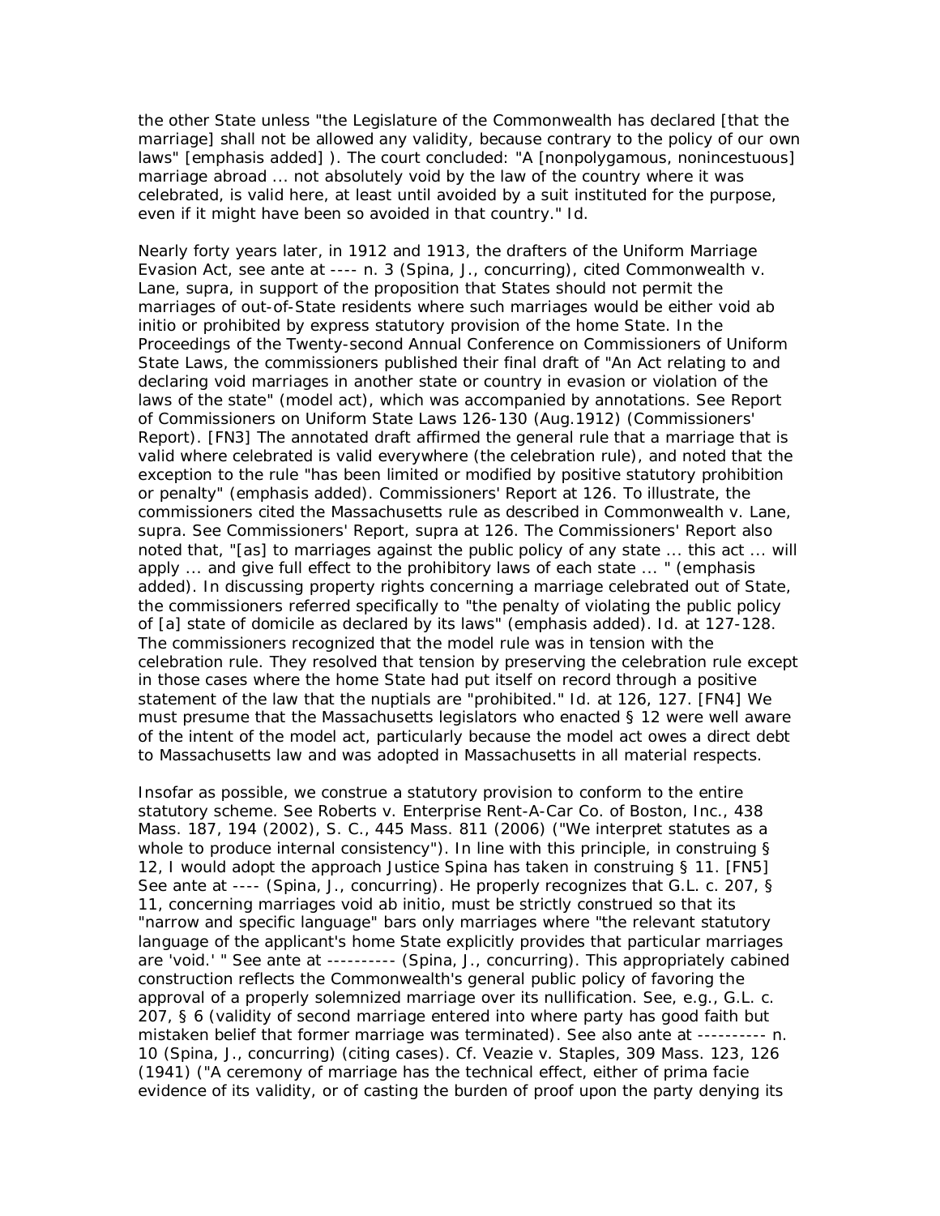the other State unless "the Legislature of the Commonwealth has declared [that the marriage] shall not be allowed any validity, because contrary to the policy of our own laws" [emphasis added] ). The court concluded: "A [nonpolygamous, nonincestuous] marriage abroad ... not absolutely void by the law of the country where it was celebrated, is valid here, at least until avoided by a suit instituted for the purpose, even if it might have been so avoided in that country." Id.

Nearly forty years later, in 1912 and 1913, the drafters of the Uniform Marriage Evasion Act, see ante at ---- n. 3 (Spina, J., concurring), cited Commonwealth v. Lane, supra, in support of the proposition that States should not permit the marriages of out-of-State residents where such marriages would be either void ab initio or prohibited by express statutory provision of the home State. In the Proceedings of the Twenty-second Annual Conference on Commissioners of Uniform State Laws, the commissioners published their final draft of "An Act relating to and declaring void marriages in another state or country in evasion or violation of the laws of the state" (model act), which was accompanied by annotations. See Report of Commissioners on Uniform State Laws 126-130 (Aug.1912) (Commissioners' Report). [FN3] The annotated draft affirmed the general rule that a marriage that is valid where celebrated is valid everywhere (the celebration rule), and noted that the exception to the rule "has been limited or modified by positive statutory prohibition or penalty" (emphasis added). Commissioners' Report at 126. To illustrate, the commissioners cited the Massachusetts rule as described in Commonwealth v. Lane, supra. See Commissioners' Report, supra at 126. The Commissioners' Report also noted that, "[as] to marriages against the public policy of any state ... this act ... will apply ... and give full effect to the prohibitory laws of each state ... " (emphasis added). In discussing property rights concerning a marriage celebrated out of State, the commissioners referred specifically to "the penalty of violating the public policy of [a] state of domicile as declared by its laws" (emphasis added). Id. at 127-128. The commissioners recognized that the model rule was in tension with the celebration rule. They resolved that tension by preserving the celebration rule except in those cases where the home State had put itself on record through a positive statement of the law that the nuptials are "prohibited." Id. at 126, 127. [FN4] We must presume that the Massachusetts legislators who enacted § 12 were well aware of the intent of the model act, particularly because the model act owes a direct debt to Massachusetts law and was adopted in Massachusetts in all material respects.

Insofar as possible, we construe a statutory provision to conform to the entire statutory scheme. See Roberts v. Enterprise Rent-A-Car Co. of Boston, Inc., 438 Mass. 187, 194 (2002), S. C., 445 Mass. 811 (2006) ("We interpret statutes as a whole to produce internal consistency"). In line with this principle, in construing § 12, I would adopt the approach Justice Spina has taken in construing § 11. [FN5] See ante at ---- (Spina, J., concurring). He properly recognizes that G.L. c. 207, § 11, concerning marriages void ab initio, must be strictly construed so that its "narrow and specific language" bars only marriages where "the relevant statutory language of the applicant's home State explicitly provides that particular marriages are 'void.' " See ante at ---------- (Spina, J., concurring). This appropriately cabined construction reflects the Commonwealth's general public policy of favoring the approval of a properly solemnized marriage over its nullification. See, e.g., G.L. c. 207, § 6 (validity of second marriage entered into where party has good faith but mistaken belief that former marriage was terminated). See also ante at ---------- n. 10 (Spina, J., concurring) (citing cases). Cf. Veazie v. Staples, 309 Mass. 123, 126 (1941) ("A ceremony of marriage has the technical effect, either of prima facie evidence of its validity, or of casting the burden of proof upon the party denying its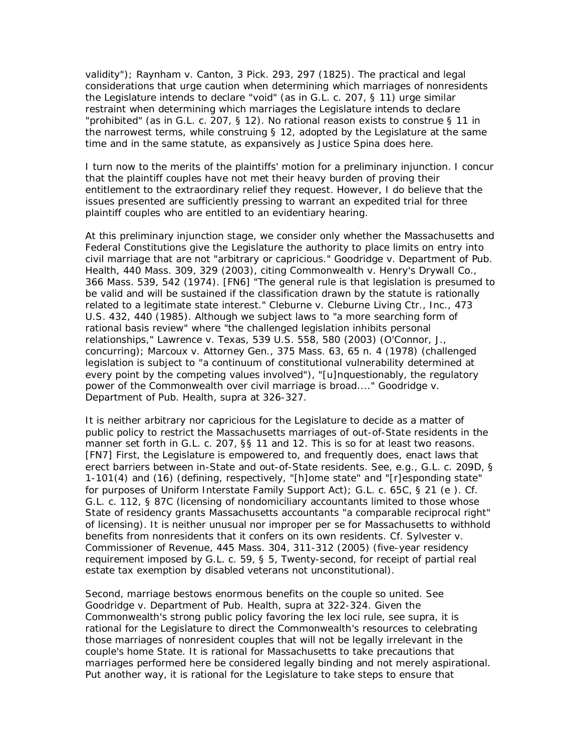validity"); Raynham v. Canton, 3 Pick. 293, 297 (1825). The practical and legal considerations that urge caution when determining which marriages of nonresidents the Legislature intends to declare "void" (as in G.L. c. 207, § 11) urge similar restraint when determining which marriages the Legislature intends to declare "prohibited" (as in G.L. c. 207, § 12). No rational reason exists to construe § 11 in the narrowest terms, while construing § 12, adopted by the Legislature at the same time and in the same statute, as expansively as Justice Spina does here.

I turn now to the merits of the plaintiffs' motion for a preliminary injunction. I concur that the plaintiff couples have not met their heavy burden of proving their entitlement to the extraordinary relief they request. However, I do believe that the issues presented are sufficiently pressing to warrant an expedited trial for three plaintiff couples who are entitled to an evidentiary hearing.

At this preliminary injunction stage, we consider only whether the Massachusetts and Federal Constitutions give the Legislature the authority to place limits on entry into civil marriage that are not "arbitrary or capricious." Goodridge v. Department of Pub. Health, 440 Mass. 309, 329 (2003), citing Commonwealth v. Henry's Drywall Co., 366 Mass. 539, 542 (1974). [FN6] "The general rule is that legislation is presumed to be valid and will be sustained if the classification drawn by the statute is rationally related to a legitimate state interest." Cleburne v. Cleburne Living Ctr., Inc., 473 U.S. 432, 440 (1985). Although we subject laws to "a more searching form of rational basis review" where "the challenged legislation inhibits personal relationships," Lawrence v. Texas, 539 U.S. 558, 580 (2003) (O'Connor, J., concurring); Marcoux v. Attorney Gen., 375 Mass. 63, 65 n. 4 (1978) (challenged legislation is subject to "a continuum of constitutional vulnerability determined at every point by the competing values involved"), "[u]nquestionably, the regulatory power of the Commonwealth over civil marriage is broad...." Goodridge v. Department of Pub. Health, supra at 326-327.

It is neither arbitrary nor capricious for the Legislature to decide as a matter of public policy to restrict the Massachusetts marriages of out-of-State residents in the manner set forth in G.L. c. 207, §§ 11 and 12. This is so for at least two reasons. [FN7] First, the Legislature is empowered to, and frequently does, enact laws that erect barriers between in-State and out-of-State residents. See, e.g., G.L. c. 209D, § 1-101(4) and (16) (defining, respectively, "[h]ome state" and "[r]esponding state" for purposes of Uniform Interstate Family Support Act); G.L. c. 65C, § 21 (e ). Cf. G.L. c. 112, § 87C (licensing of nondomiciliary accountants limited to those whose State of residency grants Massachusetts accountants "a comparable reciprocal right" of licensing). It is neither unusual nor improper per se for Massachusetts to withhold benefits from nonresidents that it confers on its own residents. Cf. Sylvester v. Commissioner of Revenue, 445 Mass. 304, 311-312 (2005) (five-year residency requirement imposed by G.L. c. 59, § 5, Twenty-second, for receipt of partial real estate tax exemption by disabled veterans not unconstitutional).

Second, marriage bestows enormous benefits on the couple so united. See Goodridge v. Department of Pub. Health, supra at 322-324. Given the Commonwealth's strong public policy favoring the lex loci rule, see supra, it is rational for the Legislature to direct the Commonwealth's resources to celebrating those marriages of nonresident couples that will not be legally irrelevant in the couple's home State. It is rational for Massachusetts to take precautions that marriages performed here be considered legally binding and not merely aspirational. Put another way, it is rational for the Legislature to take steps to ensure that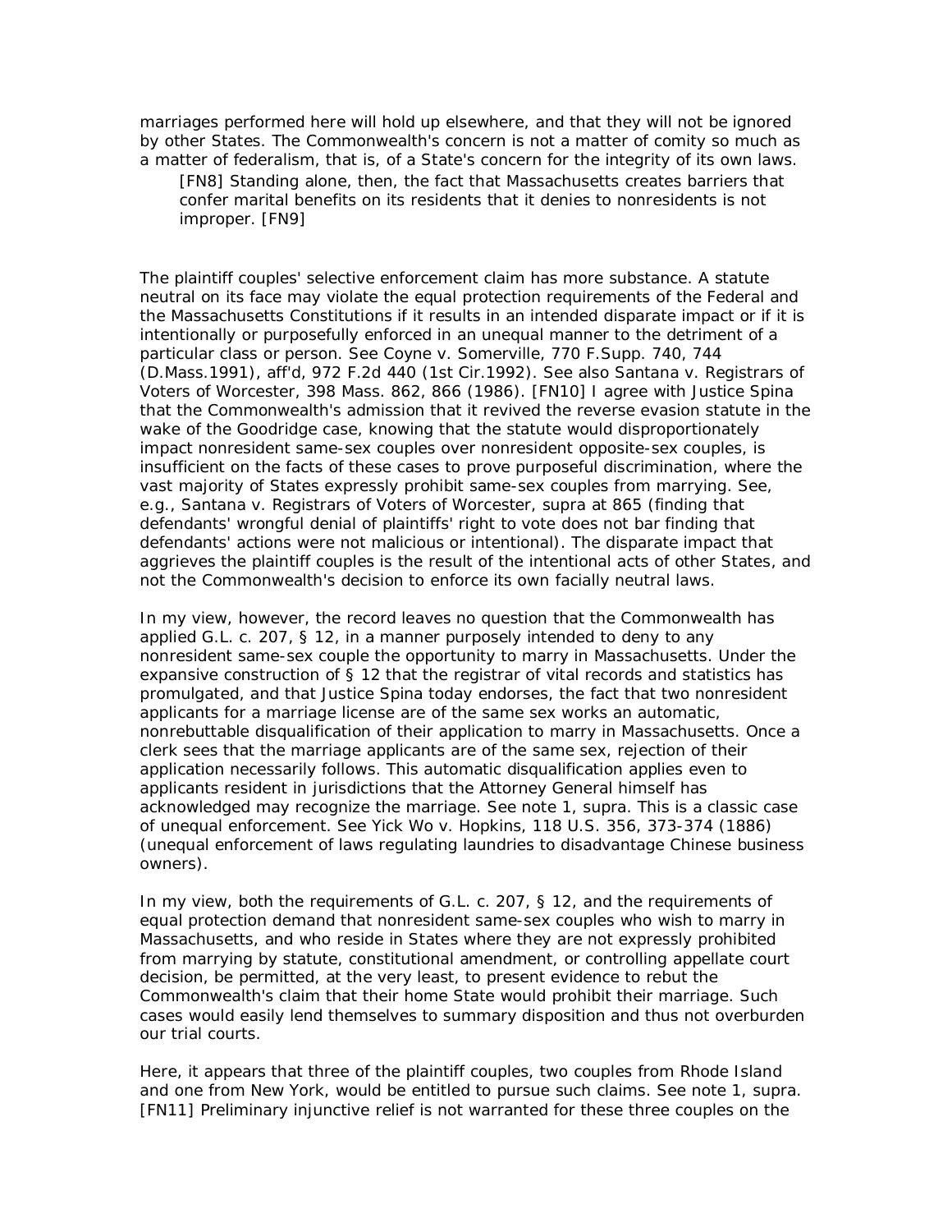marriages performed here will hold up elsewhere, and that they will not be ignored by other States. The Commonwealth's concern is not a matter of comity so much as a matter of federalism, that is, of a State's concern for the integrity of its own laws.

> [FN8] Standing alone, then, the fact that Massachusetts creates barriers that confer marital benefits on its residents that it denies to nonresidents is not improper. [FN9]

The plaintiff couples' selective enforcement claim has more substance. A statute neutral on its face may violate the equal protection requirements of the Federal and the Massachusetts Constitutions if it results in an intended disparate impact or if it is intentionally or purposefully enforced in an unequal manner to the detriment of a particular class or person. See Coyne v. Somerville, 770 F.Supp. 740, 744 (D.Mass.1991), aff'd, 972 F.2d 440 (1st Cir.1992). See also Santana v. Registrars of Voters of Worcester, 398 Mass. 862, 866 (1986). [FN10] I agree with Justice Spina that the Commonwealth's admission that it revived the reverse evasion statute in the wake of the Goodridge case, knowing that the statute would disproportionately impact nonresident same-sex couples over nonresident opposite-sex couples, is insufficient on the facts of these cases to prove purposeful discrimination, where the vast majority of States expressly prohibit same-sex couples from marrying. See, e.g., Santana v. Registrars of Voters of Worcester, supra at 865 (finding that defendants' wrongful denial of plaintiffs' right to vote does not bar finding that defendants' actions were not malicious or intentional). The disparate impact that aggrieves the plaintiff couples is the result of the intentional acts of other States, and not the Commonwealth's decision to enforce its own facially neutral laws.

In my view, however, the record leaves no question that the Commonwealth has applied G.L. c. 207, § 12, in a manner purposely intended to deny to any nonresident same-sex couple the opportunity to marry in Massachusetts. Under the expansive construction of § 12 that the registrar of vital records and statistics has promulgated, and that Justice Spina today endorses, the fact that two nonresident applicants for a marriage license are of the same sex works an automatic, nonrebuttable disqualification of their application to marry in Massachusetts. Once a clerk sees that the marriage applicants are of the same sex, rejection of their application necessarily follows. This automatic disqualification applies even to applicants resident in jurisdictions that the Attorney General himself has acknowledged may recognize the marriage. See note 1, supra. This is a classic case of unequal enforcement. See Yick Wo v. Hopkins, 118 U.S. 356, 373-374 (1886) (unequal enforcement of laws regulating laundries to disadvantage Chinese business owners).

In my view, both the requirements of G.L. c. 207, § 12, and the requirements of equal protection demand that nonresident same-sex couples who wish to marry in Massachusetts, and who reside in States where they are not expressly prohibited from marrying by statute, constitutional amendment, or controlling appellate court decision, be permitted, at the very least, to present evidence to rebut the Commonwealth's claim that their home State would prohibit their marriage. Such cases would easily lend themselves to summary disposition and thus not overburden our trial courts.

Here, it appears that three of the plaintiff couples, two couples from Rhode Island and one from New York, would be entitled to pursue such claims. See note 1, supra. [FN11] Preliminary injunctive relief is not warranted for these three couples on the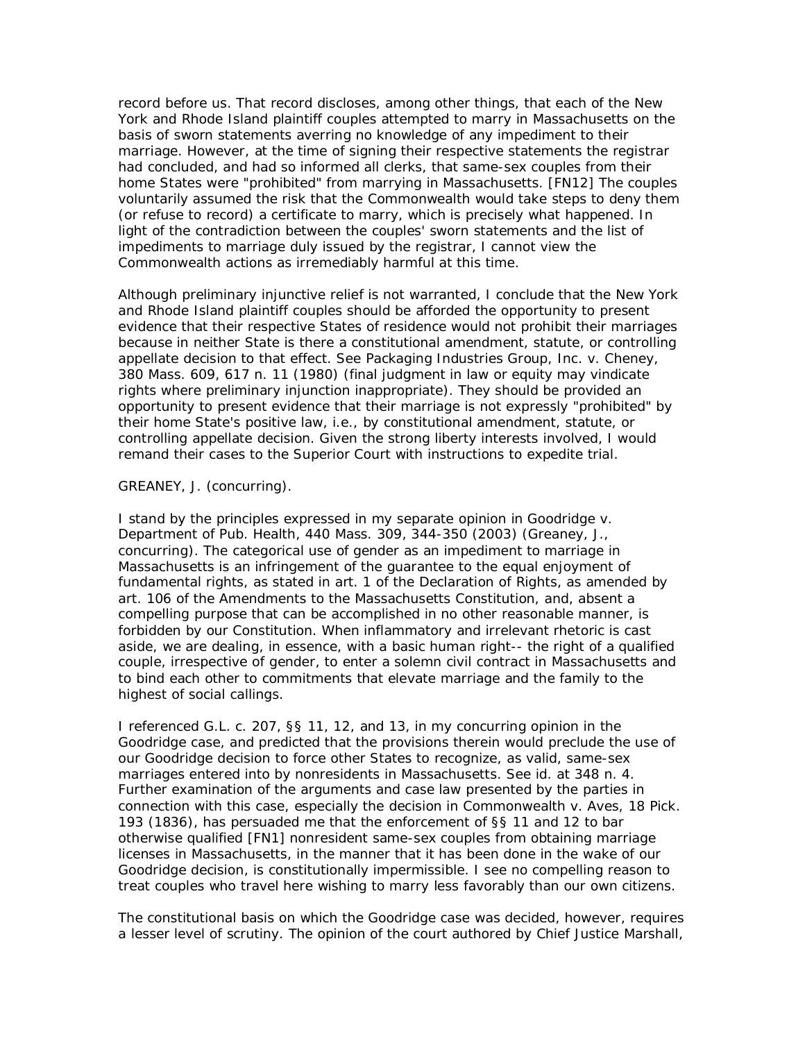record before us. That record discloses, among other things, that each of the New York and Rhode Island plaintiff couples attempted to marry in Massachusetts on the basis of sworn statements averring no knowledge of any impediment to their marriage. However, at the time of signing their respective statements the registrar had concluded, and had so informed all clerks, that same-sex couples from their home States were "prohibited" from marrying in Massachusetts. [FN12] The couples voluntarily assumed the risk that the Commonwealth would take steps to deny them (or refuse to record) a certificate to marry, which is precisely what happened. In light of the contradiction between the couples' sworn statements and the list of impediments to marriage duly issued by the registrar, I cannot view the Commonwealth actions as irremediably harmful at this time.

Although preliminary injunctive relief is not warranted, I conclude that the New York and Rhode Island plaintiff couples should be afforded the opportunity to present evidence that their respective States of residence would not prohibit their marriages because in neither State is there a constitutional amendment, statute, or controlling appellate decision to that effect. See Packaging Industries Group, Inc. v. Cheney, 380 Mass. 609, 617 n. 11 (1980) (final judgment in law or equity may vindicate rights where preliminary injunction inappropriate). They should be provided an opportunity to present evidence that their marriage is not expressly "prohibited" by their home State's positive law, i.e., by constitutional amendment, statute, or controlling appellate decision. Given the strong liberty interests involved, I would remand their cases to the Superior Court with instructions to expedite trial.

GREANEY, J. (concurring).

I stand by the principles expressed in my separate opinion in Goodridge v. Department of Pub. Health, 440 Mass. 309, 344-350 (2003) (Greaney, J., concurring). The categorical use of gender as an impediment to marriage in Massachusetts is an infringement of the guarantee to the equal enjoyment of fundamental rights, as stated in art. 1 of the Declaration of Rights, as amended by art. 106 of the Amendments to the Massachusetts Constitution, and, absent a compelling purpose that can be accomplished in no other reasonable manner, is forbidden by our Constitution. When inflammatory and irrelevant rhetoric is cast aside, we are dealing, in essence, with a basic human right-- the right of a qualified couple, irrespective of gender, to enter a solemn civil contract in Massachusetts and to bind each other to commitments that elevate marriage and the family to the highest of social callings.

I referenced G.L. c. 207, §§ 11, 12, and 13, in my concurring opinion in the Goodridge case, and predicted that the provisions therein would preclude the use of our Goodridge decision to force other States to recognize, as valid, same-sex marriages entered into by nonresidents in Massachusetts. See id. at 348 n. 4. Further examination of the arguments and case law presented by the parties in connection with this case, especially the decision in Commonwealth v. Aves, 18 Pick. 193 (1836), has persuaded me that the enforcement of §§ 11 and 12 to bar otherwise qualified [FN1] nonresident same-sex couples from obtaining marriage licenses in Massachusetts, in the manner that it has been done in the wake of our Goodridge decision, is constitutionally impermissible. I see no compelling reason to treat couples who travel here wishing to marry less favorably than our own citizens.

The constitutional basis on which the Goodridge case was decided, however, requires a lesser level of scrutiny. The opinion of the court authored by Chief Justice Marshall,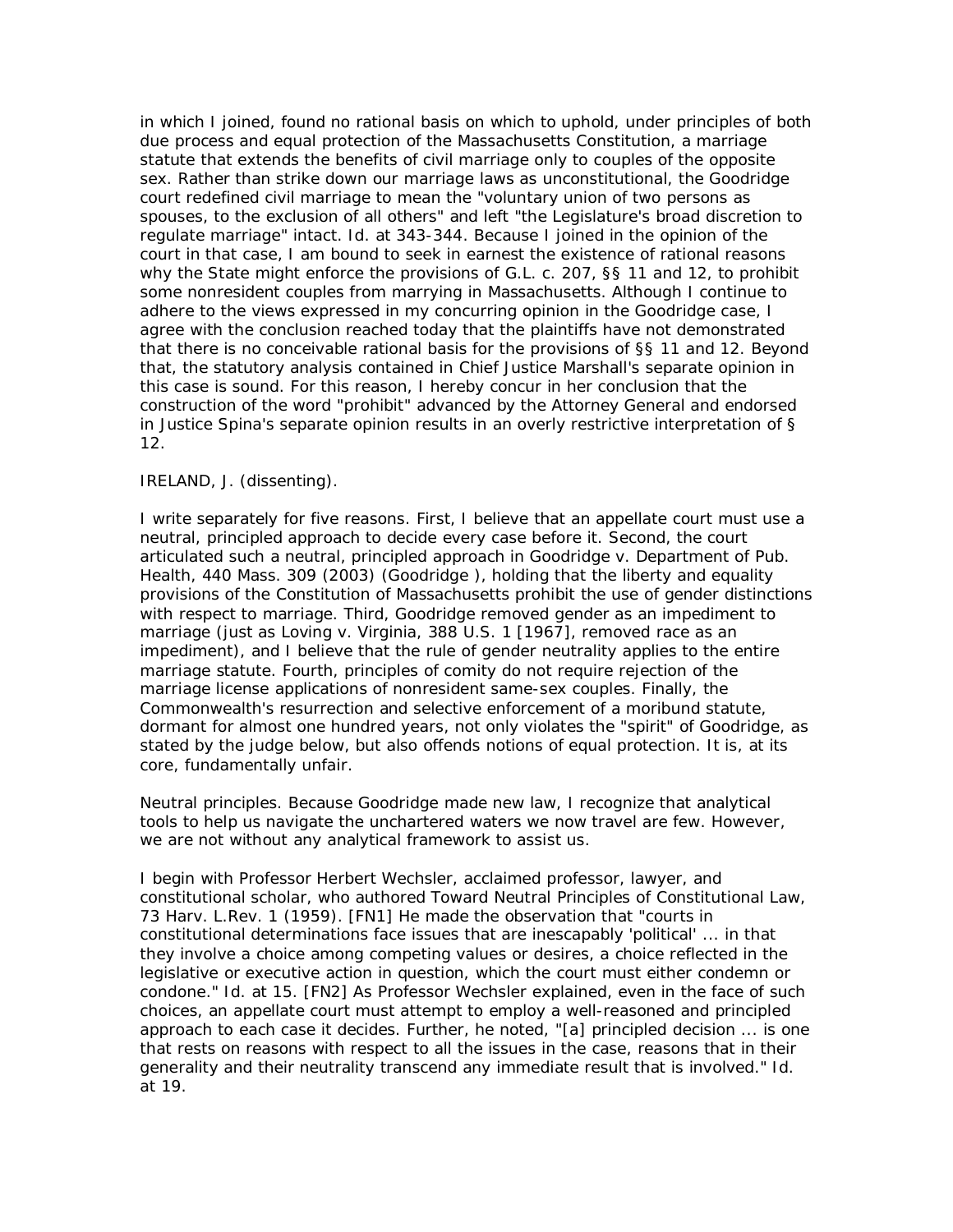in which I joined, found no rational basis on which to uphold, under principles of both due process and equal protection of the Massachusetts Constitution, a marriage statute that extends the benefits of civil marriage only to couples of the opposite sex. Rather than strike down our marriage laws as unconstitutional, the Goodridge court redefined civil marriage to mean the "voluntary union of two persons as spouses, to the exclusion of all others" and left "the Legislature's broad discretion to regulate marriage" intact. Id. at 343-344. Because I joined in the opinion of the court in that case, I am bound to seek in earnest the existence of rational reasons why the State might enforce the provisions of G.L. c. 207, §§ 11 and 12, to prohibit some nonresident couples from marrying in Massachusetts. Although I continue to adhere to the views expressed in my concurring opinion in the Goodridge case, I agree with the conclusion reached today that the plaintiffs have not demonstrated that there is no conceivable rational basis for the provisions of §§ 11 and 12. Beyond that, the statutory analysis contained in Chief Justice Marshall's separate opinion in this case is sound. For this reason, I hereby concur in her conclusion that the construction of the word "prohibit" advanced by the Attorney General and endorsed in Justice Spina's separate opinion results in an overly restrictive interpretation of § 12.

IRELAND, J. (dissenting).

I write separately for five reasons. First, I believe that an appellate court must use a neutral, principled approach to decide every case before it. Second, the court articulated such a neutral, principled approach in Goodridge v. Department of Pub. Health, 440 Mass. 309 (2003) (Goodridge ), holding that the liberty and equality provisions of the Constitution of Massachusetts prohibit the use of gender distinctions with respect to marriage. Third, Goodridge removed gender as an impediment to marriage (just as Loving v. Virginia, 388 U.S. 1 [1967], removed race as an impediment), and I believe that the rule of gender neutrality applies to the entire marriage statute. Fourth, principles of comity do not require rejection of the marriage license applications of nonresident same-sex couples. Finally, the Commonwealth's resurrection and selective enforcement of a moribund statute, dormant for almost one hundred years, not only violates the "spirit" of Goodridge, as stated by the judge below, but also offends notions of equal protection. It is, at its core, fundamentally unfair.

Neutral principles. Because Goodridge made new law, I recognize that analytical tools to help us navigate the unchartered waters we now travel are few. However, we are not without any analytical framework to assist us.

I begin with Professor Herbert Wechsler, acclaimed professor, lawyer, and constitutional scholar, who authored Toward Neutral Principles of Constitutional Law, 73 Harv. L.Rev. 1 (1959). [FN1] He made the observation that "courts in constitutional determinations face issues that are inescapably 'political' ... in that they involve a choice among competing values or desires, a choice reflected in the legislative or executive action in question, which the court must either condemn or condone." Id. at 15. [FN2] As Professor Wechsler explained, even in the face of such choices, an appellate court must attempt to employ a well-reasoned and principled approach to each case it decides. Further, he noted, "[a] principled decision ... is one that rests on reasons with respect to all the issues in the case, reasons that in their generality and their neutrality transcend any immediate result that is involved." Id. at 19.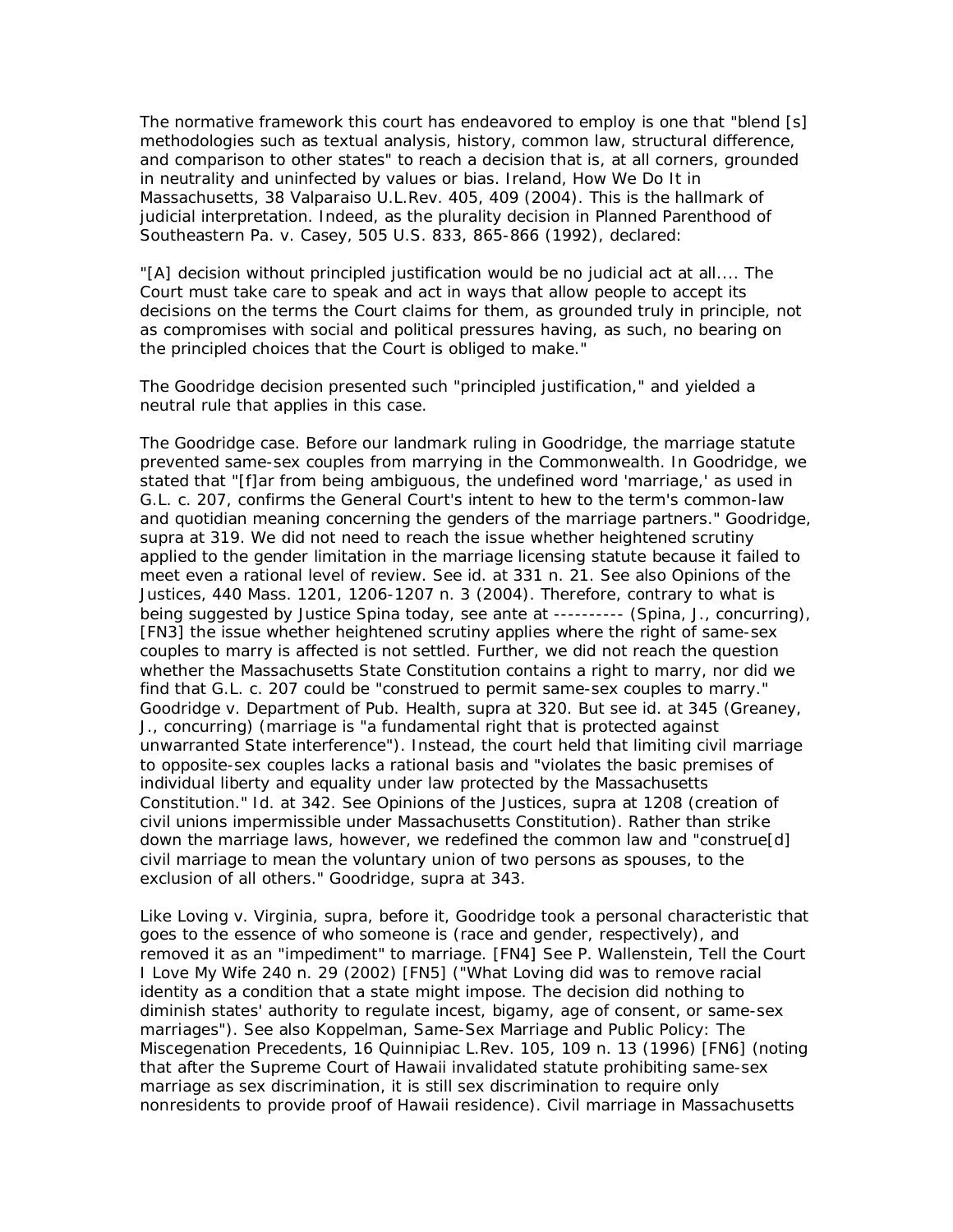The normative framework this court has endeavored to employ is one that "blend [s] methodologies such as textual analysis, history, common law, structural difference, and comparison to other states" to reach a decision that is, at all corners, grounded in neutrality and uninfected by values or bias. Ireland, How We Do It in Massachusetts, 38 Valparaiso U.L.Rev. 405, 409 (2004). This is the hallmark of judicial interpretation. Indeed, as the plurality decision in Planned Parenthood of Southeastern Pa. v. Casey, 505 U.S. 833, 865-866 (1992), declared:

"[A] decision without principled justification would be no judicial act at all.... The Court must take care to speak and act in ways that allow people to accept its decisions on the terms the Court claims for them, as grounded truly in principle, not as compromises with social and political pressures having, as such, no bearing on the principled choices that the Court is obliged to make."

The Goodridge decision presented such "principled justification," and yielded a neutral rule that applies in this case.

The Goodridge case. Before our landmark ruling in Goodridge, the marriage statute prevented same-sex couples from marrying in the Commonwealth. In Goodridge, we stated that "[f]ar from being ambiguous, the undefined word 'marriage,' as used in G.L. c. 207, confirms the General Court's intent to hew to the term's common-law and quotidian meaning concerning the genders of the marriage partners." Goodridge, supra at 319. We did not need to reach the issue whether heightened scrutiny applied to the gender limitation in the marriage licensing statute because it failed to meet even a rational level of review. See id. at 331 n. 21. See also Opinions of the Justices, 440 Mass. 1201, 1206-1207 n. 3 (2004). Therefore, contrary to what is being suggested by Justice Spina today, see ante at ---------- (Spina, J., concurring), [FN3] the issue whether heightened scrutiny applies where the right of same-sex couples to marry is affected is not settled. Further, we did not reach the question whether the Massachusetts State Constitution contains a right to marry, nor did we find that G.L. c. 207 could be "construed to permit same-sex couples to marry." Goodridge v. Department of Pub. Health, supra at 320. But see id. at 345 (Greaney, J., concurring) (marriage is "a fundamental right that is protected against unwarranted State interference"). Instead, the court held that limiting civil marriage to opposite-sex couples lacks a rational basis and "violates the basic premises of individual liberty and equality under law protected by the Massachusetts Constitution." Id. at 342. See Opinions of the Justices, supra at 1208 (creation of civil unions impermissible under Massachusetts Constitution). Rather than strike down the marriage laws, however, we redefined the common law and "construe[d] civil marriage to mean the voluntary union of two persons as spouses, to the exclusion of all others." Goodridge, supra at 343.

Like Loving v. Virginia, supra, before it, Goodridge took a personal characteristic that goes to the essence of who someone is (race and gender, respectively), and removed it as an "impediment" to marriage. [FN4] See P. Wallenstein, Tell the Court I Love My Wife 240 n. 29 (2002) [FN5] ("What Loving did was to remove racial identity as a condition that a state might impose. The decision did nothing to diminish states' authority to regulate incest, bigamy, age of consent, or same-sex marriages"). See also Koppelman, Same-Sex Marriage and Public Policy: The Miscegenation Precedents, 16 Quinnipiac L.Rev. 105, 109 n. 13 (1996) [FN6] (noting that after the Supreme Court of Hawaii invalidated statute prohibiting same-sex marriage as sex discrimination, it is still sex discrimination to require only nonresidents to provide proof of Hawaii residence). Civil marriage in Massachusetts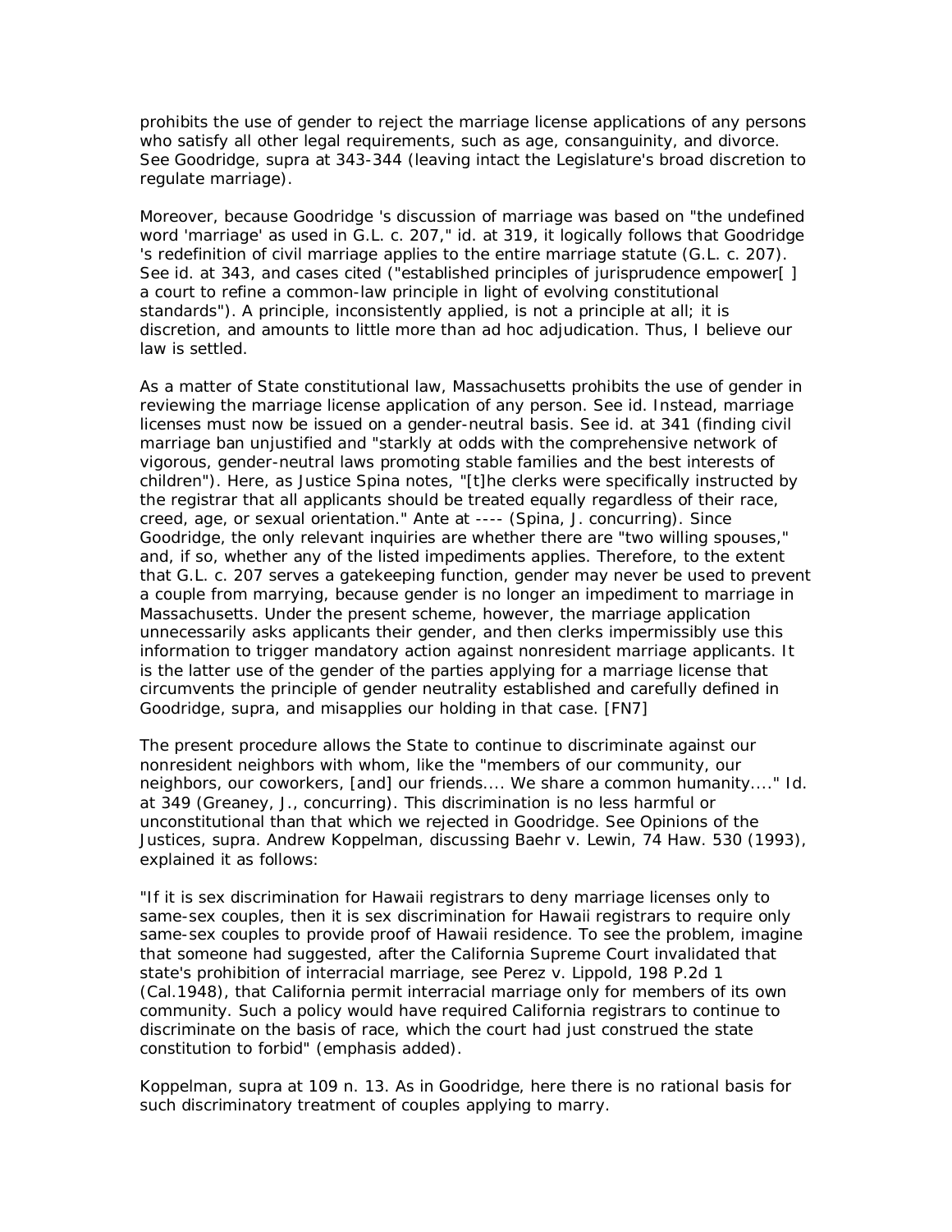prohibits the use of gender to reject the marriage license applications of any persons who satisfy all other legal requirements, such as age, consanguinity, and divorce. See Goodridge, supra at 343-344 (leaving intact the Legislature's broad discretion to regulate marriage).

Moreover, because Goodridge 's discussion of marriage was based on "the undefined word 'marriage' as used in G.L. c. 207," id. at 319, it logically follows that Goodridge 's redefinition of civil marriage applies to the entire marriage statute (G.L. c. 207). See id. at 343, and cases cited ("established principles of jurisprudence empower[ ] a court to refine a common-law principle in light of evolving constitutional standards"). A principle, inconsistently applied, is not a principle at all; it is discretion, and amounts to little more than ad hoc adjudication. Thus, I believe our law is settled.

As a matter of State constitutional law, Massachusetts prohibits the use of gender in reviewing the marriage license application of any person. See id. Instead, marriage licenses must now be issued on a gender-neutral basis. See id. at 341 (finding civil marriage ban unjustified and "starkly at odds with the comprehensive network of vigorous, gender-neutral laws promoting stable families and the best interests of children"). Here, as Justice Spina notes, "[t]he clerks were specifically instructed by the registrar that all applicants should be treated equally regardless of their race, creed, age, or sexual orientation." Ante at ---- (Spina, J. concurring). Since Goodridge, the only relevant inquiries are whether there are "two willing spouses," and, if so, whether any of the listed impediments applies. Therefore, to the extent that G.L. c. 207 serves a gatekeeping function, gender may never be used to prevent a couple from marrying, because gender is no longer an impediment to marriage in Massachusetts. Under the present scheme, however, the marriage application unnecessarily asks applicants their gender, and then clerks impermissibly use this information to trigger mandatory action against nonresident marriage applicants. It is the latter use of the gender of the parties applying for a marriage license that circumvents the principle of gender neutrality established and carefully defined in Goodridge, supra, and misapplies our holding in that case. [FN7]

The present procedure allows the State to continue to discriminate against our nonresident neighbors with whom, like the "members of our community, our neighbors, our coworkers, [and] our friends.... We share a common humanity...." Id. at 349 (Greaney, J., concurring). This discrimination is no less harmful or unconstitutional than that which we rejected in Goodridge. See Opinions of the Justices, supra. Andrew Koppelman, discussing Baehr v. Lewin, 74 Haw. 530 (1993), explained it as follows:

"If it is sex discrimination for Hawaii registrars to deny marriage licenses only to same-sex couples, then it is sex discrimination for Hawaii registrars to require only same-sex couples to provide proof of Hawaii residence. To see the problem, imagine that someone had suggested, after the California Supreme Court invalidated that state's prohibition of interracial marriage, see Perez v. Lippold, 198 P.2d 1 (Cal.1948), that California permit interracial marriage only for members of its own community. Such a policy would have required California registrars to continue to discriminate on the basis of race, which the court had just construed the state constitution to forbid" (emphasis added).

Koppelman, supra at 109 n. 13. As in Goodridge, here there is no rational basis for such discriminatory treatment of couples applying to marry.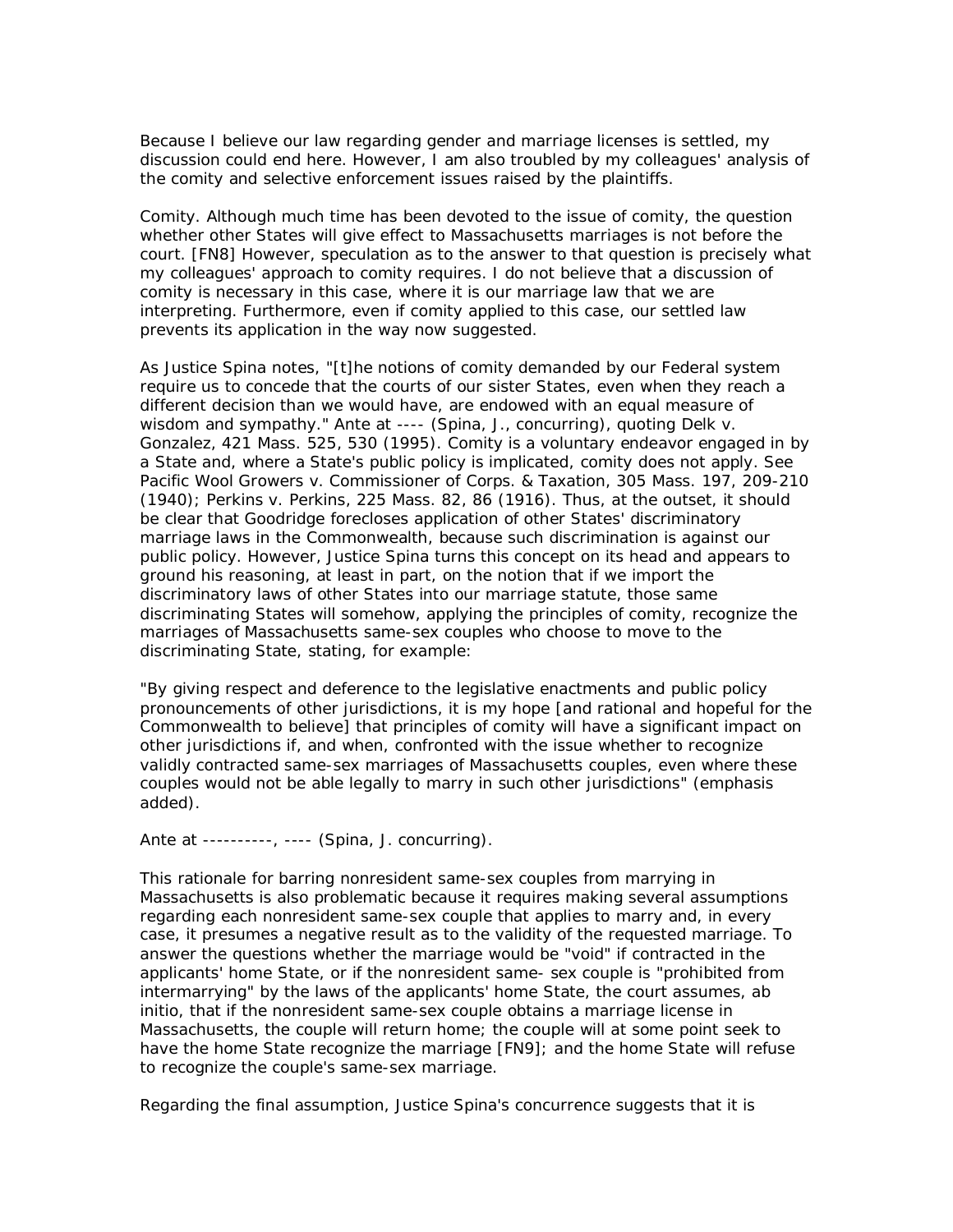Because I believe our law regarding gender and marriage licenses is settled, my discussion could end here. However, I am also troubled by my colleagues' analysis of the comity and selective enforcement issues raised by the plaintiffs.

Comity. Although much time has been devoted to the issue of comity, the question whether other States will give effect to Massachusetts marriages is not before the court. [FN8] However, speculation as to the answer to that question is precisely what my colleagues' approach to comity requires. I do not believe that a discussion of comity is necessary in this case, where it is our marriage law that we are interpreting. Furthermore, even if comity applied to this case, our settled law prevents its application in the way now suggested.

As Justice Spina notes, "[t]he notions of comity demanded by our Federal system require us to concede that the courts of our sister States, even when they reach a different decision than we would have, are endowed with an equal measure of wisdom and sympathy." Ante at ---- (Spina, J., concurring), quoting Delk v. Gonzalez, 421 Mass. 525, 530 (1995). Comity is a voluntary endeavor engaged in by a State and, where a State's public policy is implicated, comity does not apply. See Pacific Wool Growers v. Commissioner of Corps. & Taxation, 305 Mass. 197, 209-210 (1940); Perkins v. Perkins, 225 Mass. 82, 86 (1916). Thus, at the outset, it should be clear that Goodridge forecloses application of other States' discriminatory marriage laws in the Commonwealth, because such discrimination is against our public policy. However, Justice Spina turns this concept on its head and appears to ground his reasoning, at least in part, on the notion that if we import the discriminatory laws of other States into our marriage statute, those same discriminating States will somehow, applying the principles of comity, recognize the marriages of Massachusetts same-sex couples who choose to move to the discriminating State, stating, for example:

"By giving respect and deference to the legislative enactments and public policy pronouncements of other jurisdictions, it is my hope [and rational and hopeful for the Commonwealth to believe] that principles of comity will have a significant impact on other jurisdictions if, and when, confronted with the issue whether to recognize validly contracted same-sex marriages of Massachusetts couples, even where these couples would not be able legally to marry in such other jurisdictions" (emphasis added).

Ante at ----------, ---- (Spina, J. concurring).

This rationale for barring nonresident same-sex couples from marrying in Massachusetts is also problematic because it requires making several assumptions regarding each nonresident same-sex couple that applies to marry and, in every case, it presumes a negative result as to the validity of the requested marriage. To answer the questions whether the marriage would be "void" if contracted in the applicants' home State, or if the nonresident same- sex couple is "prohibited from intermarrying" by the laws of the applicants' home State, the court assumes, ab initio, that if the nonresident same-sex couple obtains a marriage license in Massachusetts, the couple will return home; the couple will at some point seek to have the home State recognize the marriage [FN9]; and the home State will refuse to recognize the couple's same-sex marriage.

Regarding the final assumption, Justice Spina's concurrence suggests that it is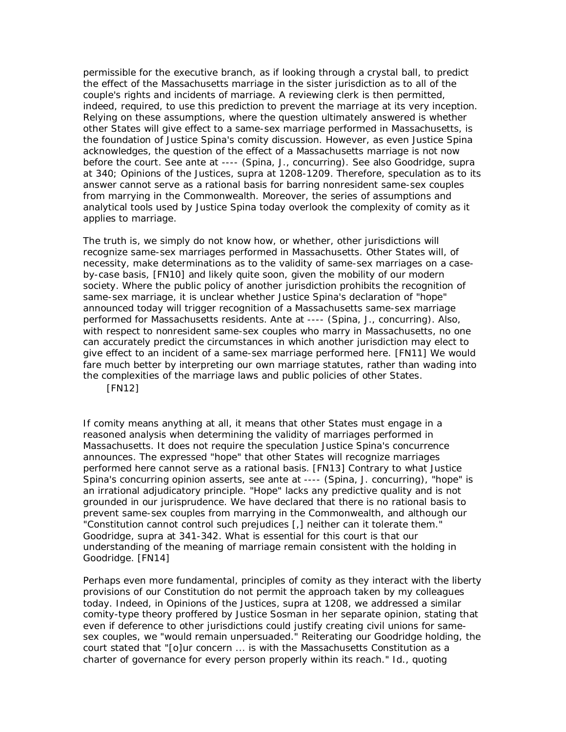permissible for the executive branch, as if looking through a crystal ball, to predict the effect of the Massachusetts marriage in the sister jurisdiction as to all of the couple's rights and incidents of marriage. A reviewing clerk is then permitted, indeed, required, to use this prediction to prevent the marriage at its very inception. Relying on these assumptions, where the question ultimately answered is whether other States will give effect to a same-sex marriage performed in Massachusetts, is the foundation of Justice Spina's comity discussion. However, as even Justice Spina acknowledges, the question of the effect of a Massachusetts marriage is not now before the court. See ante at ---- (Spina, J., concurring). See also Goodridge, supra at 340; Opinions of the Justices, supra at 1208-1209. Therefore, speculation as to its answer cannot serve as a rational basis for barring nonresident same-sex couples from marrying in the Commonwealth. Moreover, the series of assumptions and analytical tools used by Justice Spina today overlook the complexity of comity as it applies to marriage.

The truth is, we simply do not know how, or whether, other jurisdictions will recognize same-sex marriages performed in Massachusetts. Other States will, of necessity, make determinations as to the validity of same-sex marriages on a case-by-case basis, [FN10] and likely quite soon, given the mobility of our modern society. Where the public policy of another jurisdiction prohibits the recognition of same-sex marriage, it is unclear whether Justice Spina's declaration of "hope" announced today will trigger recognition of a Massachusetts same-sex marriage performed for Massachusetts residents. Ante at ---- (Spina, J., concurring). Also, with respect to nonresident same-sex couples who marry in Massachusetts, no one can accurately predict the circumstances in which another jurisdiction may elect to give effect to an incident of a same-sex marriage performed here. [FN11] We would fare much better by interpreting our own marriage statutes, rather than wading into the complexities of the marriage laws and public policies of other States. [FN12]

If comity means anything at all, it means that other States must engage in a reasoned analysis when determining the validity of marriages performed in Massachusetts. It does not require the speculation Justice Spina's concurrence announces. The expressed "hope" that other States will recognize marriages performed here cannot serve as a rational basis. [FN13] Contrary to what Justice Spina's concurring opinion asserts, see ante at ---- (Spina, J. concurring), "hope" is an irrational adjudicatory principle. "Hope" lacks any predictive quality and is not grounded in our jurisprudence. We have declared that there is no rational basis to prevent same-sex couples from marrying in the Commonwealth, and although our "Constitution cannot control such prejudices [,] neither can it tolerate them." Goodridge, supra at 341-342. What is essential for this court is that our understanding of the meaning of marriage remain consistent with the holding in Goodridge. [FN14]

Perhaps even more fundamental, principles of comity as they interact with the liberty provisions of our Constitution do not permit the approach taken by my colleagues today. Indeed, in Opinions of the Justices, supra at 1208, we addressed a similar comity-type theory proffered by Justice Sosman in her separate opinion, stating that even if deference to other jurisdictions could justify creating civil unions for same-sex couples, we "would remain unpersuaded." Reiterating our Goodridge holding, the court stated that "[o]ur concern ... is with the Massachusetts Constitution as a charter of governance for every person properly within its reach." Id., quoting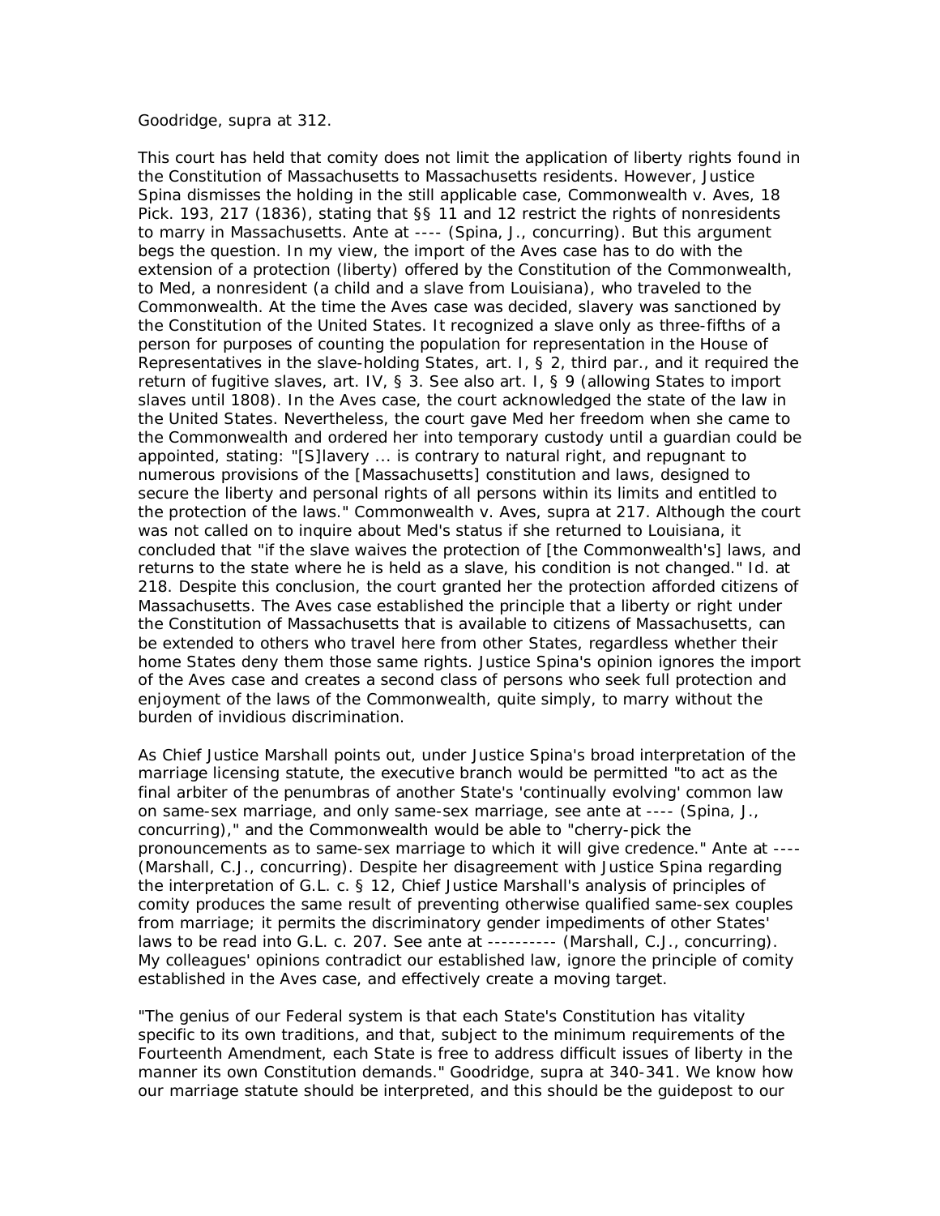Goodridge, supra at 312.

This court has held that comity does not limit the application of liberty rights found in the Constitution of Massachusetts to Massachusetts residents. However, Justice Spina dismisses the holding in the still applicable case, Commonwealth v. Aves, 18 Pick. 193, 217 (1836), stating that §§ 11 and 12 restrict the rights of nonresidents to marry in Massachusetts. Ante at ---- (Spina, J., concurring). But this argument begs the question. In my view, the import of the Aves case has to do with the extension of a protection (liberty) offered by the Constitution of the Commonwealth, to Med, a nonresident (a child and a slave from Louisiana), who traveled to the Commonwealth. At the time the Aves case was decided, slavery was sanctioned by the Constitution of the United States. It recognized a slave only as three-fifths of a person for purposes of counting the population for representation in the House of Representatives in the slave-holding States, art. I, § 2, third par., and it required the return of fugitive slaves, art. IV, § 3. See also art. I, § 9 (allowing States to import slaves until 1808). In the Aves case, the court acknowledged the state of the law in the United States. Nevertheless, the court gave Med her freedom when she came to the Commonwealth and ordered her into temporary custody until a guardian could be appointed, stating: "[S]lavery ... is contrary to natural right, and repugnant to numerous provisions of the [Massachusetts] constitution and laws, designed to secure the liberty and personal rights of all persons within its limits and entitled to the protection of the laws." Commonwealth v. Aves, supra at 217. Although the court was not called on to inquire about Med's status if she returned to Louisiana, it concluded that "if the slave waives the protection of [the Commonwealth's] laws, and returns to the state where he is held as a slave, his condition is not changed." Id. at 218. Despite this conclusion, the court granted her the protection afforded citizens of Massachusetts. The Aves case established the principle that a liberty or right under the Constitution of Massachusetts that is available to citizens of Massachusetts, can be extended to others who travel here from other States, regardless whether their home States deny them those same rights. Justice Spina's opinion ignores the import of the Aves case and creates a second class of persons who seek full protection and enjoyment of the laws of the Commonwealth, quite simply, to marry without the burden of invidious discrimination.

As Chief Justice Marshall points out, under Justice Spina's broad interpretation of the marriage licensing statute, the executive branch would be permitted "to act as the final arbiter of the penumbras of another State's 'continually evolving' common law on same-sex marriage, and only same-sex marriage, see ante at ---- (Spina, J., concurring)," and the Commonwealth would be able to "cherry-pick the pronouncements as to same-sex marriage to which it will give credence." Ante at ---- (Marshall, C.J., concurring). Despite her disagreement with Justice Spina regarding the interpretation of G.L. c. § 12, Chief Justice Marshall's analysis of principles of comity produces the same result of preventing otherwise qualified same-sex couples from marriage; it permits the discriminatory gender impediments of other States' laws to be read into G.L. c. 207. See ante at ---------- (Marshall, C.J., concurring). My colleagues' opinions contradict our established law, ignore the principle of comity established in the Aves case, and effectively create a moving target.

"The genius of our Federal system is that each State's Constitution has vitality specific to its own traditions, and that, subject to the minimum requirements of the Fourteenth Amendment, each State is free to address difficult issues of liberty in the manner its own Constitution demands." Goodridge, supra at 340-341. We know how our marriage statute should be interpreted, and this should be the guidepost to our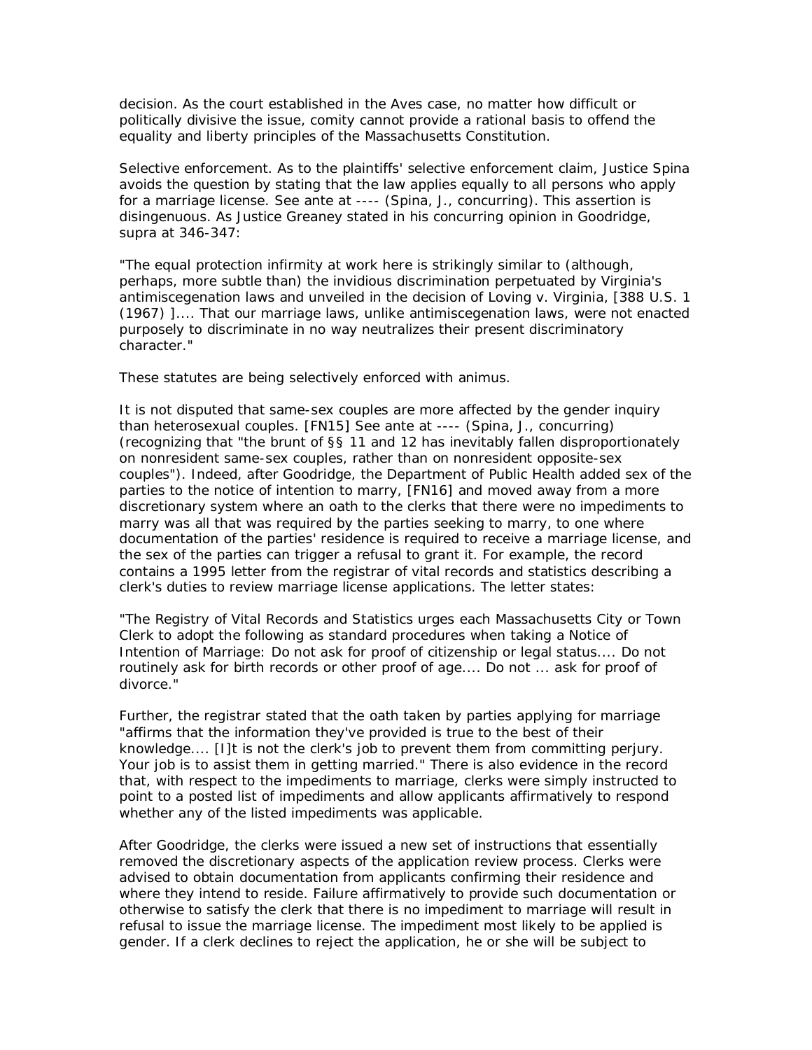decision. As the court established in the Aves case, no matter how difficult or politically divisive the issue, comity cannot provide a rational basis to offend the equality and liberty principles of the Massachusetts Constitution.

Selective enforcement. As to the plaintiffs' selective enforcement claim, Justice Spina avoids the question by stating that the law applies equally to all persons who apply for a marriage license. See ante at ---- (Spina, J., concurring). This assertion is disingenuous. As Justice Greaney stated in his concurring opinion in Goodridge, supra at 346-347:

"The equal protection infirmity at work here is strikingly similar to (although, perhaps, more subtle than) the invidious discrimination perpetuated by Virginia's antimiscegenation laws and unveiled in the decision of Loving v. Virginia, [388 U.S. 1 (1967) ].... That our marriage laws, unlike antimiscegenation laws, were not enacted purposely to discriminate in no way neutralizes their present discriminatory character."

These statutes are being selectively enforced with animus.

It is not disputed that same-sex couples are more affected by the gender inquiry than heterosexual couples. [FN15] See ante at ---- (Spina, J., concurring) (recognizing that "the brunt of §§ 11 and 12 has inevitably fallen disproportionately on nonresident same-sex couples, rather than on nonresident opposite-sex couples"). Indeed, after Goodridge, the Department of Public Health added sex of the parties to the notice of intention to marry, [FN16] and moved away from a more discretionary system where an oath to the clerks that there were no impediments to marry was all that was required by the parties seeking to marry, to one where documentation of the parties' residence is required to receive a marriage license, and the sex of the parties can trigger a refusal to grant it. For example, the record contains a 1995 letter from the registrar of vital records and statistics describing a clerk's duties to review marriage license applications. The letter states:

"The Registry of Vital Records and Statistics urges each Massachusetts City or Town Clerk to adopt the following as standard procedures when taking a Notice of Intention of Marriage: Do not ask for proof of citizenship or legal status.... Do not routinely ask for birth records or other proof of age.... Do not ... ask for proof of divorce."

Further, the registrar stated that the oath taken by parties applying for marriage "affirms that the information they've provided is true to the best of their knowledge.... [I]t is not the clerk's job to prevent them from committing perjury. Your job is to assist them in getting married." There is also evidence in the record that, with respect to the impediments to marriage, clerks were simply instructed to point to a posted list of impediments and allow applicants affirmatively to respond whether any of the listed impediments was applicable.

After Goodridge, the clerks were issued a new set of instructions that essentially removed the discretionary aspects of the application review process. Clerks were advised to obtain documentation from applicants confirming their residence and where they intend to reside. Failure affirmatively to provide such documentation or otherwise to satisfy the clerk that there is no impediment to marriage will result in refusal to issue the marriage license. The impediment most likely to be applied is gender. If a clerk declines to reject the application, he or she will be subject to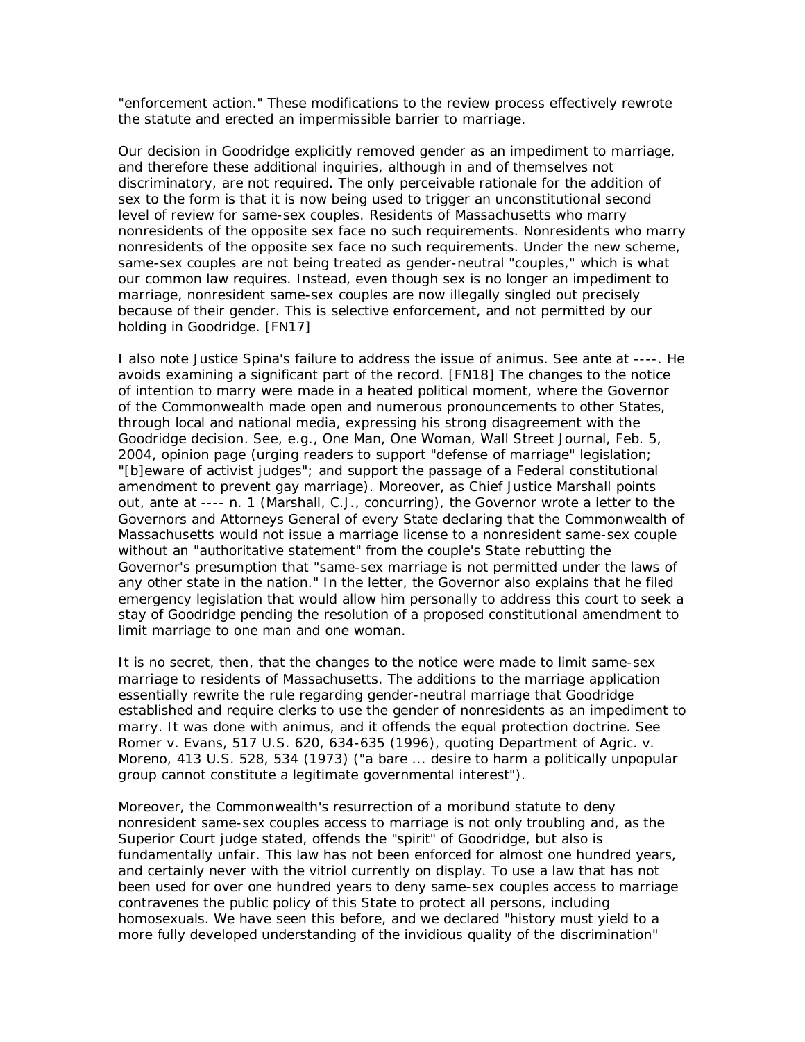"enforcement action." These modifications to the review process effectively rewrote the statute and erected an impermissible barrier to marriage.

Our decision in Goodridge explicitly removed gender as an impediment to marriage, and therefore these additional inquiries, although in and of themselves not discriminatory, are not required. The only perceivable rationale for the addition of sex to the form is that it is now being used to trigger an unconstitutional second level of review for same-sex couples. Residents of Massachusetts who marry nonresidents of the opposite sex face no such requirements. Nonresidents who marry nonresidents of the opposite sex face no such requirements. Under the new scheme, same-sex couples are not being treated as gender-neutral "couples," which is what our common law requires. Instead, even though sex is no longer an impediment to marriage, nonresident same-sex couples are now illegally singled out precisely because of their gender. This is selective enforcement, and not permitted by our holding in Goodridge. [FN17]

I also note Justice Spina's failure to address the issue of animus. See ante at ----. He avoids examining a significant part of the record. [FN18] The changes to the notice of intention to marry were made in a heated political moment, where the Governor of the Commonwealth made open and numerous pronouncements to other States, through local and national media, expressing his strong disagreement with the Goodridge decision. See, e.g., One Man, One Woman, Wall Street Journal, Feb. 5, 2004, opinion page (urging readers to support "defense of marriage" legislation; "[b]eware of activist judges"; and support the passage of a Federal constitutional amendment to prevent gay marriage). Moreover, as Chief Justice Marshall points out, ante at ---- n. 1 (Marshall, C.J., concurring), the Governor wrote a letter to the Governors and Attorneys General of every State declaring that the Commonwealth of Massachusetts would not issue a marriage license to a nonresident same-sex couple without an "authoritative statement" from the couple's State rebutting the Governor's presumption that "same-sex marriage is not permitted under the laws of any other state in the nation." In the letter, the Governor also explains that he filed emergency legislation that would allow him personally to address this court to seek a stay of Goodridge pending the resolution of a proposed constitutional amendment to limit marriage to one man and one woman.

It is no secret, then, that the changes to the notice were made to limit same-sex marriage to residents of Massachusetts. The additions to the marriage application essentially rewrite the rule regarding gender-neutral marriage that Goodridge established and require clerks to use the gender of nonresidents as an impediment to marry. It was done with animus, and it offends the equal protection doctrine. See Romer v. Evans, 517 U.S. 620, 634-635 (1996), quoting Department of Agric. v. Moreno, 413 U.S. 528, 534 (1973) ("a bare ... desire to harm a politically unpopular group cannot constitute a legitimate governmental interest").

Moreover, the Commonwealth's resurrection of a moribund statute to deny nonresident same-sex couples access to marriage is not only troubling and, as the Superior Court judge stated, offends the "spirit" of Goodridge, but also is fundamentally unfair. This law has not been enforced for almost one hundred years, and certainly never with the vitriol currently on display. To use a law that has not been used for over one hundred years to deny same-sex couples access to marriage contravenes the public policy of this State to protect all persons, including homosexuals. We have seen this before, and we declared "history must yield to a more fully developed understanding of the invidious quality of the discrimination"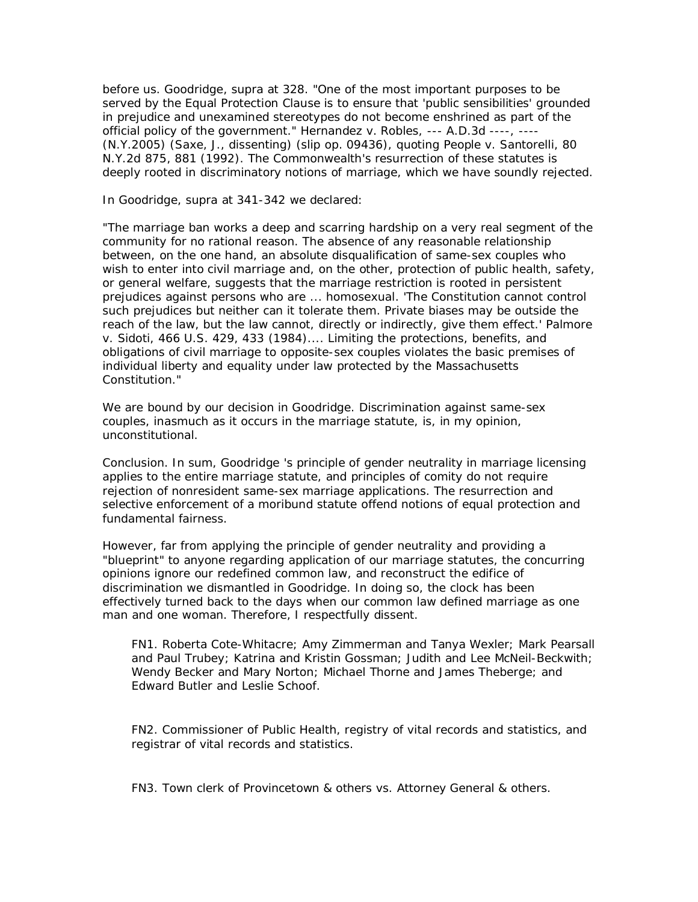before us. Goodridge, supra at 328. "One of the most important purposes to be served by the Equal Protection Clause is to ensure that 'public sensibilities' grounded in prejudice and unexamined stereotypes do not become enshrined as part of the official policy of the government." Hernandez v. Robles, --- A.D.3d ----, ---- (N.Y.2005) (Saxe, J., dissenting) (slip op. 09436), quoting People v. Santorelli, 80 N.Y.2d 875, 881 (1992). The Commonwealth's resurrection of these statutes is deeply rooted in discriminatory notions of marriage, which we have soundly rejected.

In Goodridge, supra at 341-342 we declared:

"The marriage ban works a deep and scarring hardship on a very real segment of the community for no rational reason. The absence of any reasonable relationship between, on the one hand, an absolute disqualification of same-sex couples who wish to enter into civil marriage and, on the other, protection of public health, safety, or general welfare, suggests that the marriage restriction is rooted in persistent prejudices against persons who are ... homosexual. 'The Constitution cannot control such prejudices but neither can it tolerate them. Private biases may be outside the reach of the law, but the law cannot, directly or indirectly, give them effect.' Palmore v. Sidoti, 466 U.S. 429, 433 (1984).... Limiting the protections, benefits, and obligations of civil marriage to opposite-sex couples violates the basic premises of individual liberty and equality under law protected by the Massachusetts Constitution."

We are bound by our decision in Goodridge. Discrimination against same-sex couples, inasmuch as it occurs in the marriage statute, is, in my opinion, unconstitutional.

Conclusion. In sum, Goodridge 's principle of gender neutrality in marriage licensing applies to the entire marriage statute, and principles of comity do not require rejection of nonresident same-sex marriage applications. The resurrection and selective enforcement of a moribund statute offend notions of equal protection and fundamental fairness.

However, far from applying the principle of gender neutrality and providing a "blueprint" to anyone regarding application of our marriage statutes, the concurring opinions ignore our redefined common law, and reconstruct the edifice of discrimination we dismantled in Goodridge. In doing so, the clock has been effectively turned back to the days when our common law defined marriage as one man and one woman. Therefore, I respectfully dissent.

FN1. Roberta Cote-Whitacre; Amy Zimmerman and Tanya Wexler; Mark Pearsall and Paul Trubey; Katrina and Kristin Gossman; Judith and Lee McNeil-Beckwith; Wendy Becker and Mary Norton; Michael Thorne and James Theberge; and Edward Butler and Leslie Schoof.

FN2. Commissioner of Public Health, registry of vital records and statistics, and registrar of vital records and statistics.

FN3. Town clerk of Provincetown & others vs. Attorney General & others.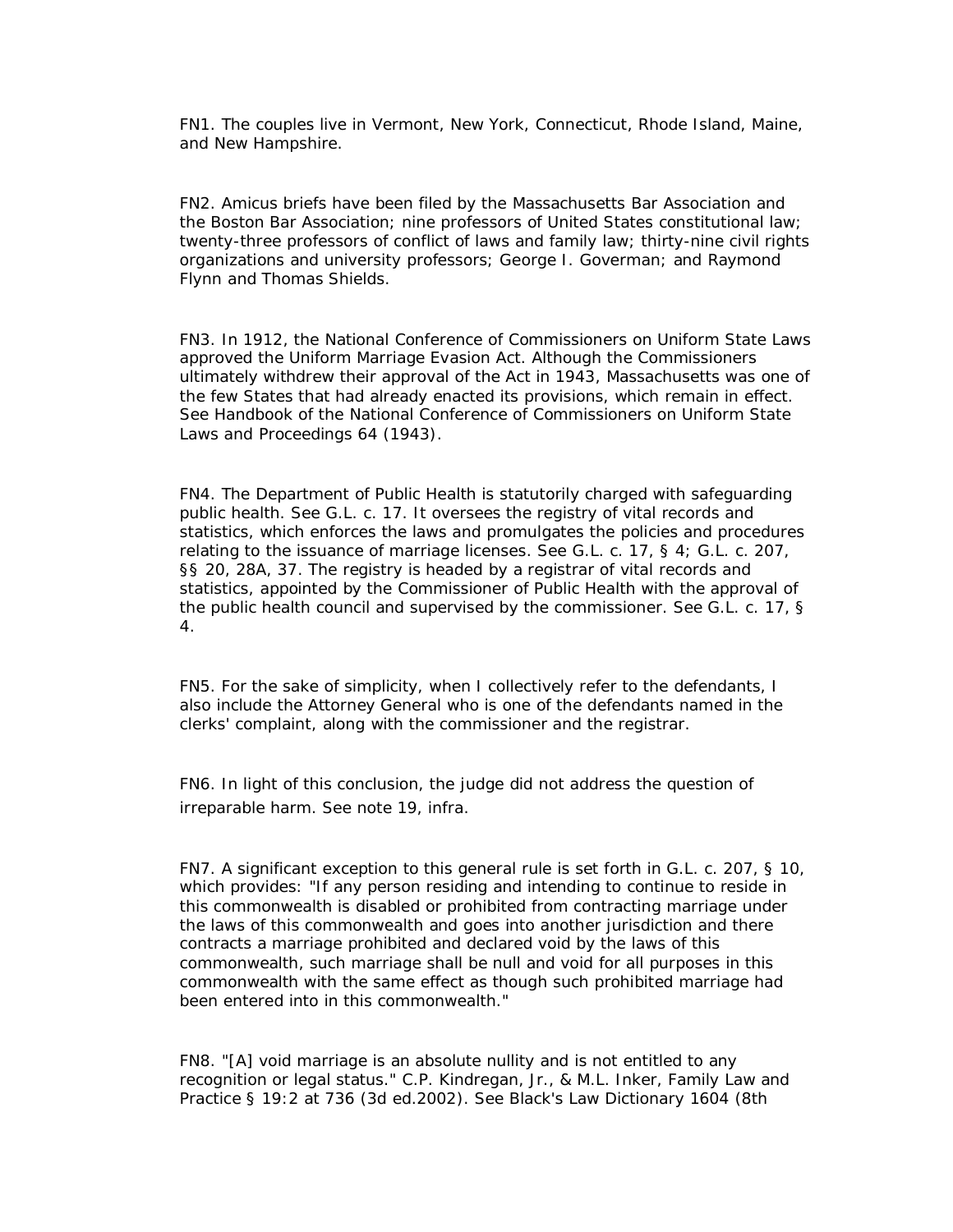FN1. The couples live in Vermont, New York, Connecticut, Rhode Island, Maine, and New Hampshire.

FN2. Amicus briefs have been filed by the Massachusetts Bar Association and the Boston Bar Association; nine professors of United States constitutional law; twenty-three professors of conflict of laws and family law; thirty-nine civil rights organizations and university professors; George I. Goverman; and Raymond Flynn and Thomas Shields.

FN3. In 1912, the National Conference of Commissioners on Uniform State Laws approved the Uniform Marriage Evasion Act. Although the Commissioners ultimately withdrew their approval of the Act in 1943, Massachusetts was one of the few States that had already enacted its provisions, which remain in effect. See Handbook of the National Conference of Commissioners on Uniform State Laws and Proceedings 64 (1943).

FN4. The Department of Public Health is statutorily charged with safeguarding public health. See G.L. c. 17. It oversees the registry of vital records and statistics, which enforces the laws and promulgates the policies and procedures relating to the issuance of marriage licenses. See G.L. c. 17, § 4; G.L. c. 207, §§ 20, 28A, 37. The registry is headed by a registrar of vital records and statistics, appointed by the Commissioner of Public Health with the approval of the public health council and supervised by the commissioner. See G.L. c. 17, § 4.

FN5. For the sake of simplicity, when I collectively refer to the defendants, I also include the Attorney General who is one of the defendants named in the clerks' complaint, along with the commissioner and the registrar.

FN6. In light of this conclusion, the judge did not address the question of irreparable harm. See note 19, infra.

FN7. A significant exception to this general rule is set forth in G.L. c. 207, § 10, which provides: "If any person residing and intending to continue to reside in this commonwealth is disabled or prohibited from contracting marriage under the laws of this commonwealth and goes into another jurisdiction and there contracts a marriage prohibited and declared void by the laws of this commonwealth, such marriage shall be null and void for all purposes in this commonwealth with the same effect as though such prohibited marriage had been entered into in this commonwealth."

FN8. "[A] void marriage is an absolute nullity and is not entitled to any recognition or legal status." C.P. Kindregan, Jr., & M.L. Inker, Family Law and Practice § 19:2 at 736 (3d ed.2002). See Black's Law Dictionary 1604 (8th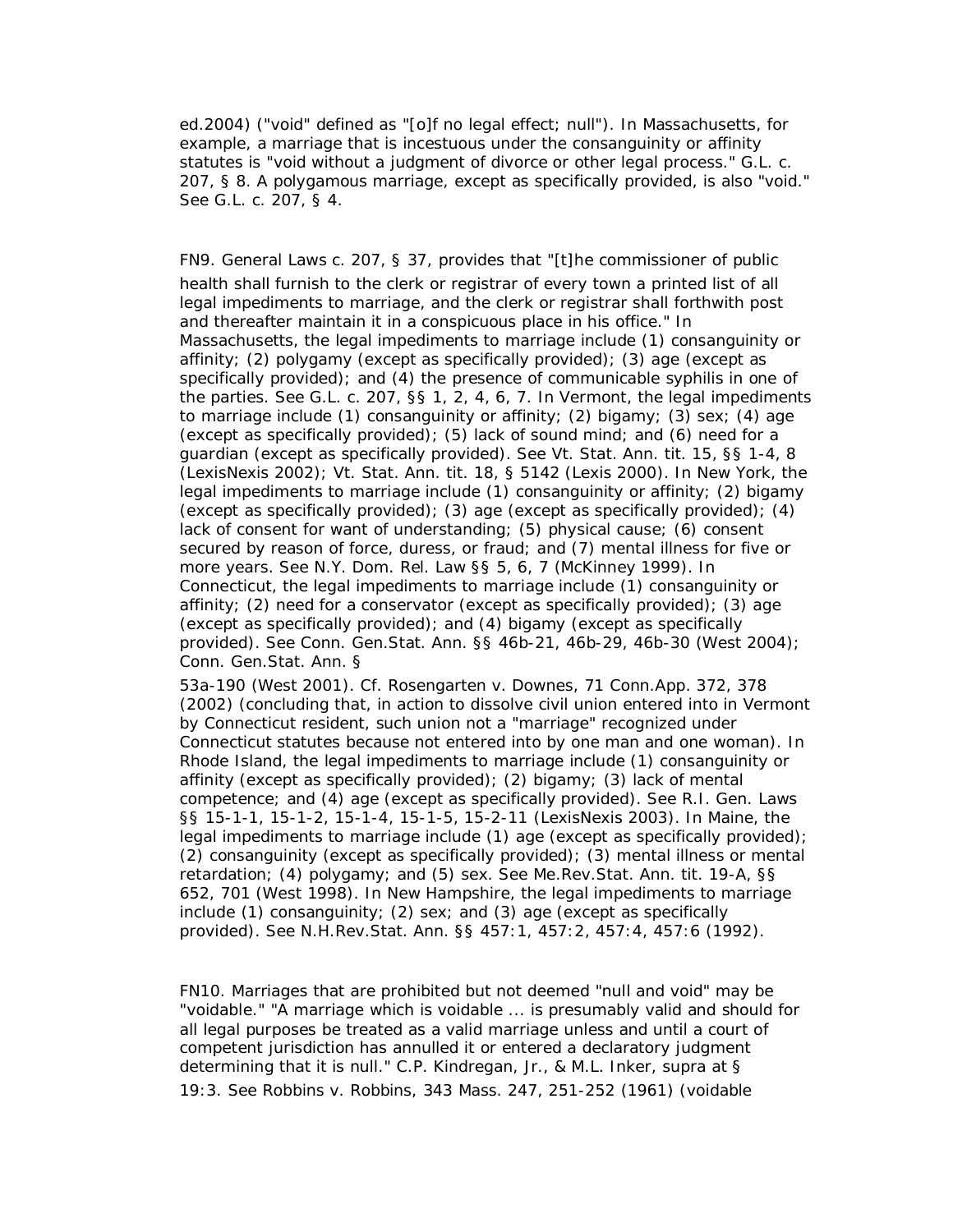ed.2004) ("void" defined as "[o]f no legal effect; null"). In Massachusetts, for example, a marriage that is incestuous under the consanguinity or affinity statutes is "void without a judgment of divorce or other legal process." G.L. c. 207, § 8. A polygamous marriage, except as specifically provided, is also "void." See G.L. c. 207, § 4.

FN9. General Laws c. 207, § 37, provides that "[t]he commissioner of public health shall furnish to the clerk or registrar of every town a printed list of all legal impediments to marriage, and the clerk or registrar shall forthwith post and thereafter maintain it in a conspicuous place in his office." In Massachusetts, the legal impediments to marriage include (1) consanguinity or affinity; (2) polygamy (except as specifically provided); (3) age (except as specifically provided); and (4) the presence of communicable syphilis in one of the parties. See G.L. c. 207, §§ 1, 2, 4, 6, 7. In Vermont, the legal impediments to marriage include (1) consanguinity or affinity; (2) bigamy; (3) sex; (4) age (except as specifically provided); (5) lack of sound mind; and (6) need for a guardian (except as specifically provided). See Vt. Stat. Ann. tit. 15, §§ 1-4, 8 (LexisNexis 2002); Vt. Stat. Ann. tit. 18, § 5142 (Lexis 2000). In New York, the legal impediments to marriage include (1) consanguinity or affinity; (2) bigamy (except as specifically provided); (3) age (except as specifically provided); (4) lack of consent for want of understanding; (5) physical cause; (6) consent secured by reason of force, duress, or fraud; and (7) mental illness for five or more years. See N.Y. Dom. Rel. Law §§ 5, 6, 7 (McKinney 1999). In Connecticut, the legal impediments to marriage include (1) consanguinity or affinity; (2) need for a conservator (except as specifically provided); (3) age (except as specifically provided); and (4) bigamy (except as specifically provided). See Conn. Gen.Stat. Ann. §§ 46b-21, 46b-29, 46b-30 (West 2004); Conn. Gen.Stat. Ann. § 53a-190 (West 2001). Cf. Rosengarten v. Downes, 71 Conn.App. 372, 378 (2002) (concluding that, in action to dissolve civil union entered into in Vermont by Connecticut resident, such union not a "marriage" recognized under Connecticut statutes because not entered into by one man and one woman). In Rhode Island, the legal impediments to marriage include (1) consanguinity or affinity (except as specifically provided); (2) bigamy; (3) lack of mental competence; and (4) age (except as specifically provided). See R.I. Gen. Laws §§ 15-1-1, 15-1-2, 15-1-4, 15-1-5, 15-2-11 (LexisNexis 2003). In Maine, the legal impediments to marriage include (1) age (except as specifically provided); (2) consanguinity (except as specifically provided); (3) mental illness or mental retardation; (4) polygamy; and (5) sex. See Me.Rev.Stat. Ann. tit. 19-A, §§ 652, 701 (West 1998). In New Hampshire, the legal impediments to marriage include (1) consanguinity; (2) sex; and (3) age (except as specifically provided). See N.H.Rev.Stat. Ann. §§ 457:1, 457:2, 457:4, 457:6 (1992).

FN10. Marriages that are prohibited but not deemed "null and void" may be "voidable." "A marriage which is voidable ... is presumably valid and should for all legal purposes be treated as a valid marriage unless and until a court of competent jurisdiction has annulled it or entered a declaratory judgment determining that it is null." C.P. Kindregan, Jr., & M.L. Inker, supra at § 19:3. See Robbins v. Robbins, 343 Mass. 247, 251-252 (1961) (voidable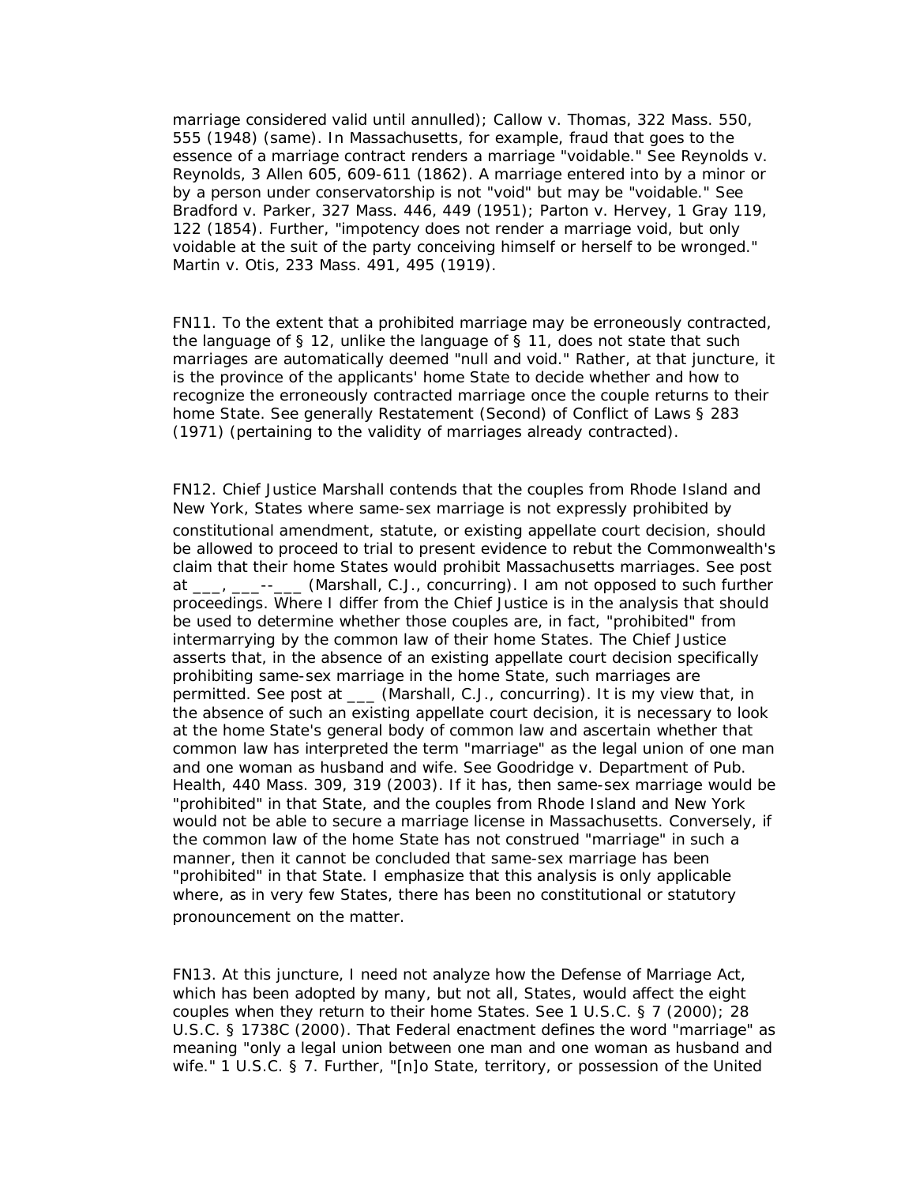marriage considered valid until annulled); Callow v. Thomas, 322 Mass. 550, 555 (1948) (same). In Massachusetts, for example, fraud that goes to the essence of a marriage contract renders a marriage "voidable." See Reynolds v. Reynolds, 3 Allen 605, 609-611 (1862). A marriage entered into by a minor or by a person under conservatorship is not "void" but may be "voidable." See Bradford v. Parker, 327 Mass. 446, 449 (1951); Parton v. Hervey, 1 Gray 119, 122 (1854). Further, "impotency does not render a marriage void, but only voidable at the suit of the party conceiving himself or herself to be wronged." Martin v. Otis, 233 Mass. 491, 495 (1919).

FN11. To the extent that a prohibited marriage may be erroneously contracted, the language of § 12, unlike the language of § 11, does not state that such marriages are automatically deemed "null and void." Rather, at that juncture, it is the province of the applicants' home State to decide whether and how to recognize the erroneously contracted marriage once the couple returns to their home State. See generally Restatement (Second) of Conflict of Laws § 283 (1971) (pertaining to the validity of marriages already contracted).

FN12. Chief Justice Marshall contends that the couples from Rhode Island and New York, States where same-sex marriage is not expressly prohibited by constitutional amendment, statute, or existing appellate court decision, should be allowed to proceed to trial to present evidence to rebut the Commonwealth's claim that their home States would prohibit Massachusetts marriages. See post at ___, ___--___ (Marshall, C.J., concurring). I am not opposed to such further proceedings. Where I differ from the Chief Justice is in the analysis that should be used to determine whether those couples are, in fact, "prohibited" from intermarrying by the common law of their home States. The Chief Justice asserts that, in the absence of an existing appellate court decision specifically prohibiting same-sex marriage in the home State, such marriages are permitted. See post at ___ (Marshall, C.J., concurring). It is my view that, in the absence of such an existing appellate court decision, it is necessary to look at the home State's general body of common law and ascertain whether that common law has interpreted the term "marriage" as the legal union of one man and one woman as husband and wife. See Goodridge v. Department of Pub. Health, 440 Mass. 309, 319 (2003). If it has, then same-sex marriage would be "prohibited" in that State, and the couples from Rhode Island and New York would not be able to secure a marriage license in Massachusetts. Conversely, if the common law of the home State has not construed "marriage" in such a manner, then it cannot be concluded that same-sex marriage has been "prohibited" in that State. I emphasize that this analysis is only applicable where, as in very few States, there has been no constitutional or statutory pronouncement on the matter.

FN13. At this juncture, I need not analyze how the Defense of Marriage Act, which has been adopted by many, but not all, States, would affect the eight couples when they return to their home States. See 1 U.S.C. § 7 (2000); 28 U.S.C. § 1738C (2000). That Federal enactment defines the word "marriage" as meaning "only a legal union between one man and one woman as husband and wife." 1 U.S.C. § 7. Further, "[n]o State, territory, or possession of the United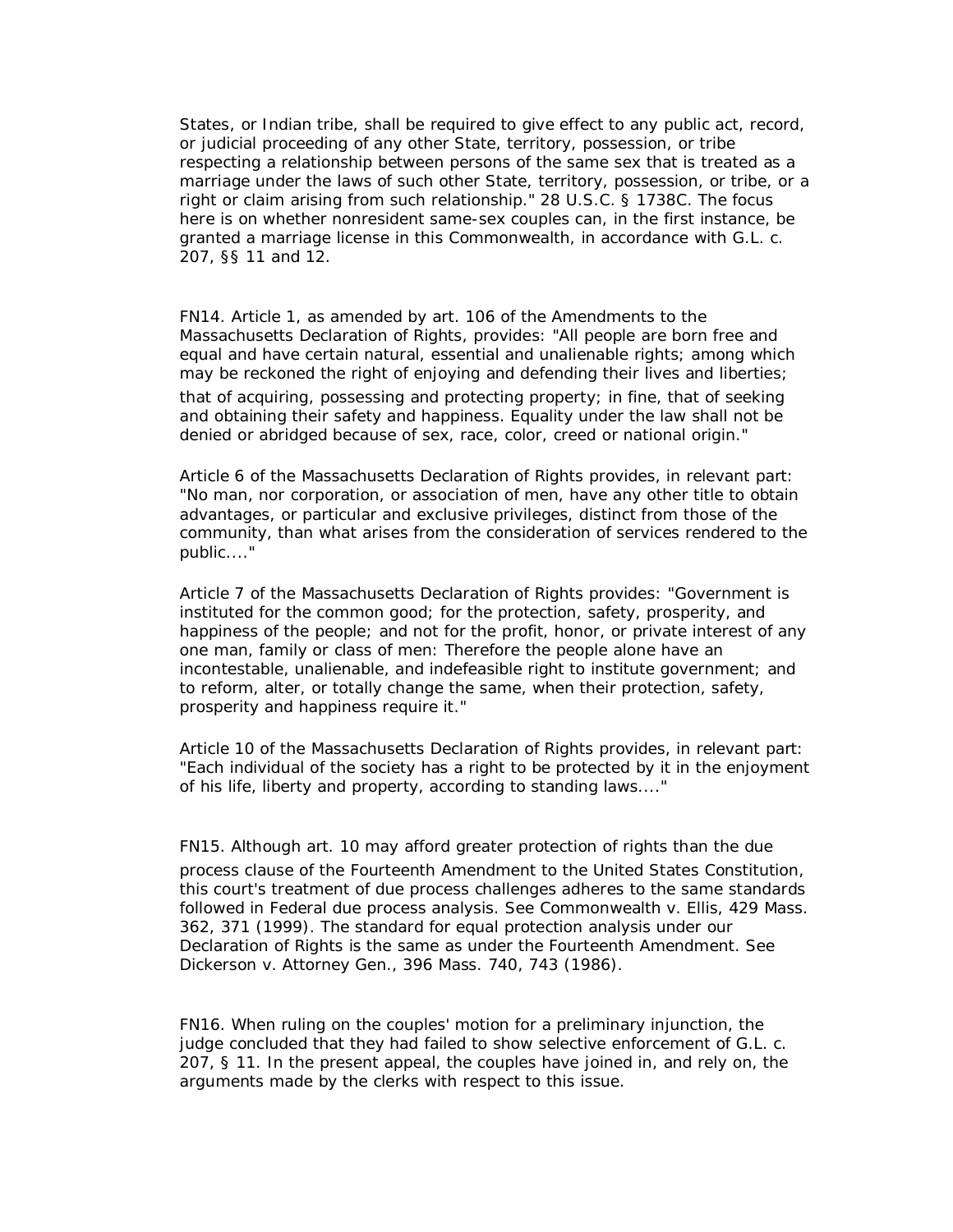States, or Indian tribe, shall be required to give effect to any public act, record, or judicial proceeding of any other State, territory, possession, or tribe respecting a relationship between persons of the same sex that is treated as a marriage under the laws of such other State, territory, possession, or tribe, or a right or claim arising from such relationship." 28 U.S.C. § 1738C. The focus here is on whether nonresident same-sex couples can, in the first instance, be granted a marriage license in this Commonwealth, in accordance with G.L. c. 207, §§ 11 and 12.

FN14. Article 1, as amended by art. 106 of the Amendments to the Massachusetts Declaration of Rights, provides: "All people are born free and equal and have certain natural, essential and unalienable rights; among which may be reckoned the right of enjoying and defending their lives and liberties; that of acquiring, possessing and protecting property; in fine, that of seeking and obtaining their safety and happiness. Equality under the law shall not be denied or abridged because of sex, race, color, creed or national origin."

Article 6 of the Massachusetts Declaration of Rights provides, in relevant part: "No man, nor corporation, or association of men, have any other title to obtain advantages, or particular and exclusive privileges, distinct from those of the community, than what arises from the consideration of services rendered to the public...."

Article 7 of the Massachusetts Declaration of Rights provides: "Government is instituted for the common good; for the protection, safety, prosperity, and happiness of the people; and not for the profit, honor, or private interest of any one man, family or class of men: Therefore the people alone have an incontestable, unalienable, and indefeasible right to institute government; and to reform, alter, or totally change the same, when their protection, safety, prosperity and happiness require it."

Article 10 of the Massachusetts Declaration of Rights provides, in relevant part: "Each individual of the society has a right to be protected by it in the enjoyment of his life, liberty and property, according to standing laws...."

FN15. Although art. 10 may afford greater protection of rights than the due process clause of the Fourteenth Amendment to the United States Constitution, this court's treatment of due process challenges adheres to the same standards followed in Federal due process analysis. See Commonwealth v. Ellis, 429 Mass. 362, 371 (1999). The standard for equal protection analysis under our Declaration of Rights is the same as under the Fourteenth Amendment. See Dickerson v. Attorney Gen., 396 Mass. 740, 743 (1986).

FN16. When ruling on the couples' motion for a preliminary injunction, the judge concluded that they had failed to show selective enforcement of G.L. c. 207, § 11. In the present appeal, the couples have joined in, and rely on, the arguments made by the clerks with respect to this issue.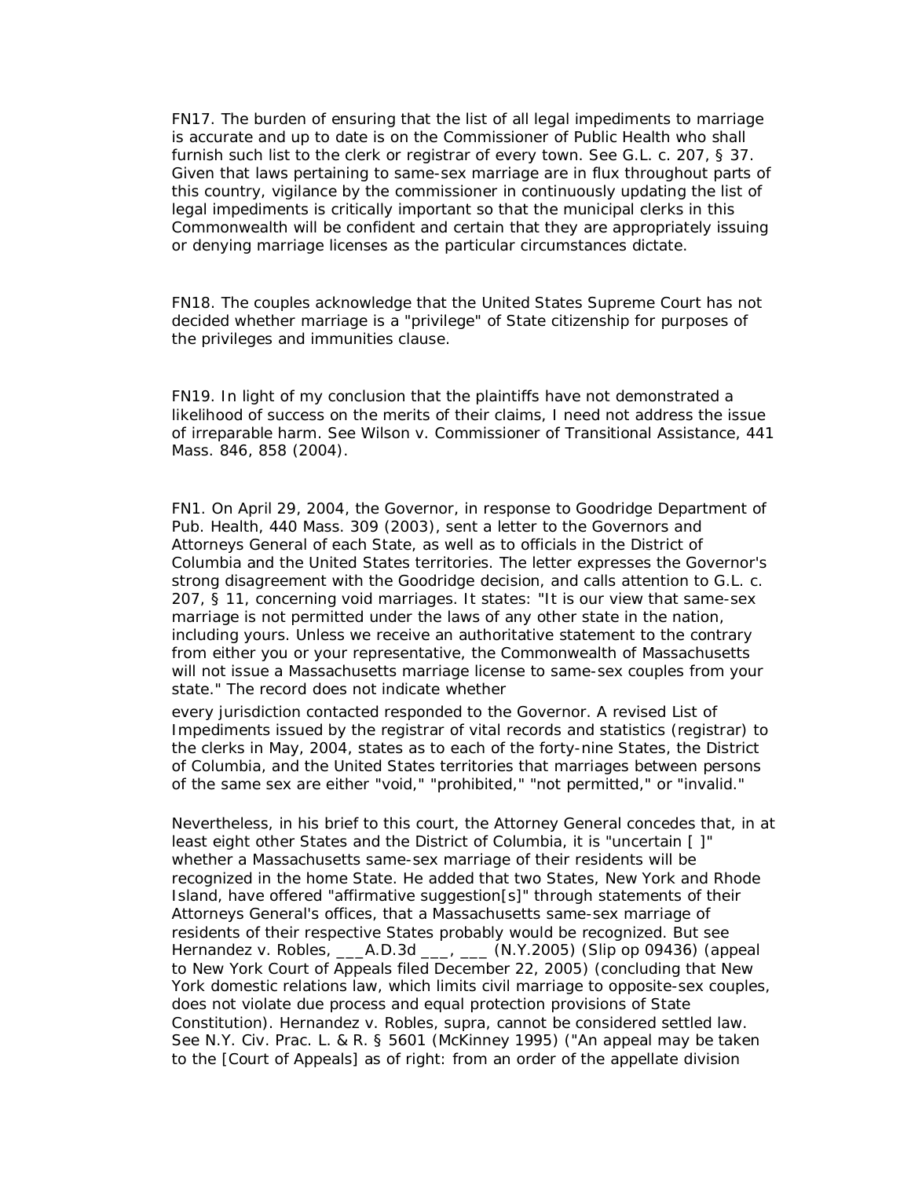FN17. The burden of ensuring that the list of all legal impediments to marriage is accurate and up to date is on the Commissioner of Public Health who shall furnish such list to the clerk or registrar of every town. See G.L. c. 207, § 37. Given that laws pertaining to same-sex marriage are in flux throughout parts of this country, vigilance by the commissioner in continuously updating the list of legal impediments is critically important so that the municipal clerks in this Commonwealth will be confident and certain that they are appropriately issuing or denying marriage licenses as the particular circumstances dictate.

FN18. The couples acknowledge that the United States Supreme Court has not decided whether marriage is a "privilege" of State citizenship for purposes of the privileges and immunities clause.

FN19. In light of my conclusion that the plaintiffs have not demonstrated a likelihood of success on the merits of their claims, I need not address the issue of irreparable harm. See Wilson v. Commissioner of Transitional Assistance, 441 Mass. 846, 858 (2004).

FN1. On April 29, 2004, the Governor, in response to Goodridge Department of Pub. Health, 440 Mass. 309 (2003), sent a letter to the Governors and Attorneys General of each State, as well as to officials in the District of Columbia and the United States territories. The letter expresses the Governor's strong disagreement with the Goodridge decision, and calls attention to G.L. c. 207, § 11, concerning void marriages. It states: "It is our view that same-sex marriage is not permitted under the laws of any other state in the nation, including yours. Unless we receive an authoritative statement to the contrary from either you or your representative, the Commonwealth of Massachusetts will not issue a Massachusetts marriage license to same-sex couples from your state." The record does not indicate whether every jurisdiction contacted responded to the Governor. A revised List of Impediments issued by the registrar of vital records and statistics (registrar) to the clerks in May, 2004, states as to each of the forty-nine States, the District of Columbia, and the United States territories that marriages between persons of the same sex are either "void," "prohibited," "not permitted," or "invalid."

Nevertheless, in his brief to this court, the Attorney General concedes that, in at least eight other States and the District of Columbia, it is "uncertain [ ]" whether a Massachusetts same-sex marriage of their residents will be recognized in the home State. He added that two States, New York and Rhode Island, have offered "affirmative suggestion[s]" through statements of their Attorneys General's offices, that a Massachusetts same-sex marriage of residents of their respective States probably would be recognized. But see Hernandez v. Robles, ___A.D.3d ___, ___ (N.Y.2005) (Slip op 09436) (appeal to New York Court of Appeals filed December 22, 2005) (concluding that New York domestic relations law, which limits civil marriage to opposite-sex couples, does not violate due process and equal protection provisions of State Constitution). Hernandez v. Robles, supra, cannot be considered settled law. See N.Y. Civ. Prac. L. & R. § 5601 (McKinney 1995) ("An appeal may be taken to the [Court of Appeals] as of right: from an order of the appellate division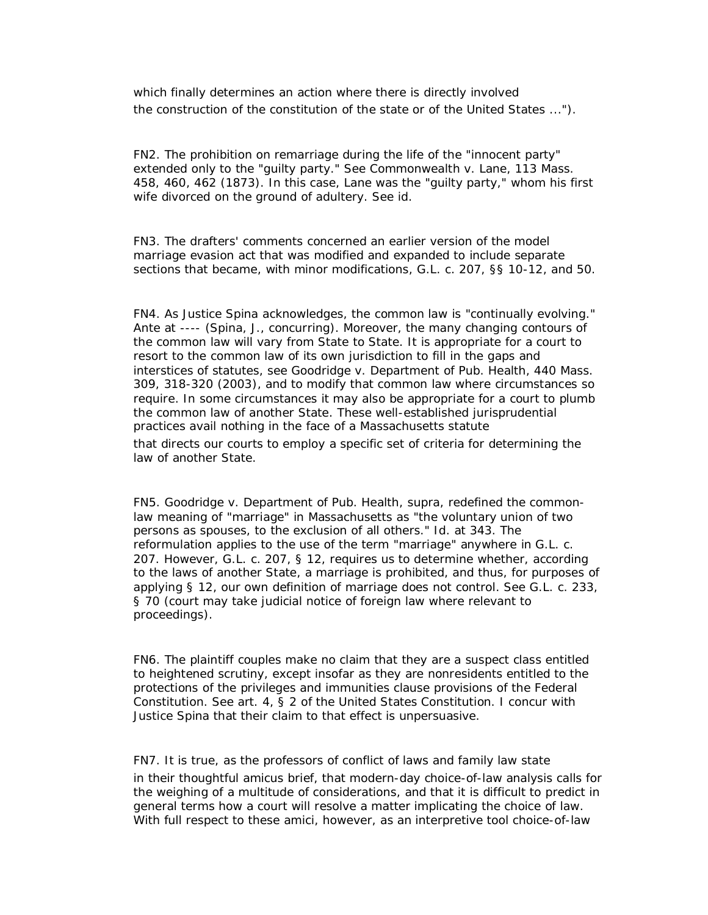which finally determines an action where there is directly involved the construction of the constitution of the state or of the United States ...").

FN2. The prohibition on remarriage during the life of the "innocent party" extended only to the "guilty party." See Commonwealth v. Lane, 113 Mass. 458, 460, 462 (1873). In this case, Lane was the "guilty party," whom his first wife divorced on the ground of adultery. See id.

FN3. The drafters' comments concerned an earlier version of the model marriage evasion act that was modified and expanded to include separate sections that became, with minor modifications, G.L. c. 207, §§ 10-12, and 50.

FN4. As Justice Spina acknowledges, the common law is "continually evolving." Ante at ---- (Spina, J., concurring). Moreover, the many changing contours of the common law will vary from State to State. It is appropriate for a court to resort to the common law of its own jurisdiction to fill in the gaps and interstices of statutes, see Goodridge v. Department of Pub. Health, 440 Mass. 309, 318-320 (2003), and to modify that common law where circumstances so require. In some circumstances it may also be appropriate for a court to plumb the common law of another State. These well-established jurisprudential practices avail nothing in the face of a Massachusetts statute that directs our courts to employ a specific set of criteria for determining the law of another State.

FN5. Goodridge v. Department of Pub. Health, supra, redefined the common-law meaning of "marriage" in Massachusetts as "the voluntary union of two persons as spouses, to the exclusion of all others." Id. at 343. The reformulation applies to the use of the term "marriage" anywhere in G.L. c. 207. However, G.L. c. 207, § 12, requires us to determine whether, according to the laws of another State, a marriage is prohibited, and thus, for purposes of applying § 12, our own definition of marriage does not control. See G.L. c. 233, § 70 (court may take judicial notice of foreign law where relevant to proceedings).

FN6. The plaintiff couples make no claim that they are a suspect class entitled to heightened scrutiny, except insofar as they are nonresidents entitled to the protections of the privileges and immunities clause provisions of the Federal Constitution. See art. 4, § 2 of the United States Constitution. I concur with Justice Spina that their claim to that effect is unpersuasive.

FN7. It is true, as the professors of conflict of laws and family law state in their thoughtful amicus brief, that modern-day choice-of-law analysis calls for the weighing of a multitude of considerations, and that it is difficult to predict in general terms how a court will resolve a matter implicating the choice of law. With full respect to these amici, however, as an interpretive tool choice-of-law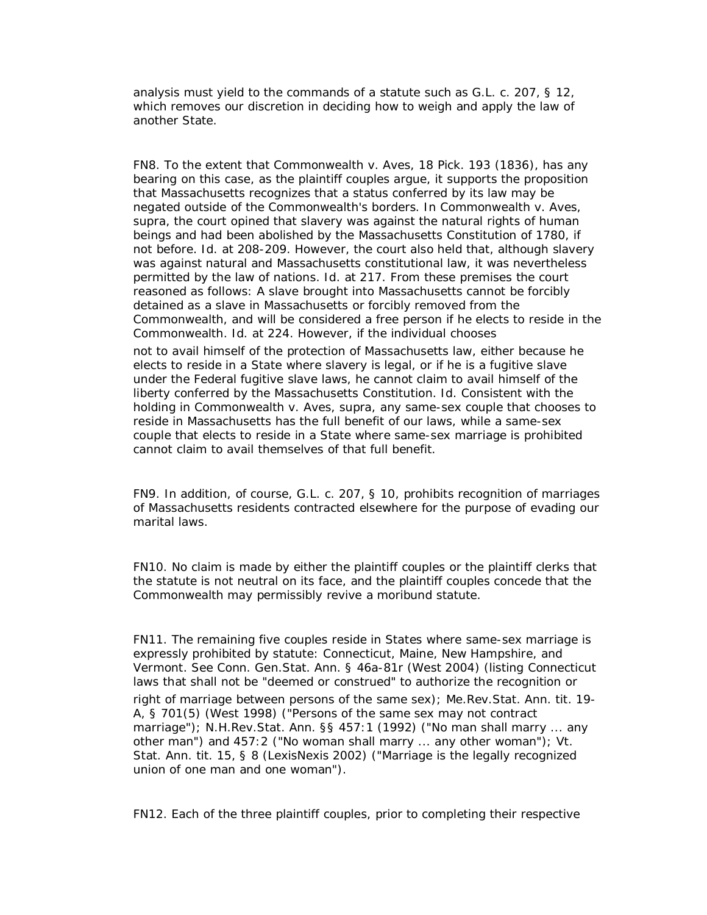analysis must yield to the commands of a statute such as G.L. c. 207, § 12, which removes our discretion in deciding how to weigh and apply the law of another State.

FN8. To the extent that Commonwealth v. Aves, 18 Pick. 193 (1836), has any bearing on this case, as the plaintiff couples argue, it supports the proposition that Massachusetts recognizes that a status conferred by its law may be negated outside of the Commonwealth's borders. In Commonwealth v. Aves, supra, the court opined that slavery was against the natural rights of human beings and had been abolished by the Massachusetts Constitution of 1780, if not before. Id. at 208-209. However, the court also held that, although slavery was against natural and Massachusetts constitutional law, it was nevertheless permitted by the law of nations. Id. at 217. From these premises the court reasoned as follows: A slave brought into Massachusetts cannot be forcibly detained as a slave in Massachusetts or forcibly removed from the Commonwealth, and will be considered a free person if he elects to reside in the Commonwealth. Id. at 224. However, if the individual chooses not to avail himself of the protection of Massachusetts law, either because he elects to reside in a State where slavery is legal, or if he is a fugitive slave under the Federal fugitive slave laws, he cannot claim to avail himself of the liberty conferred by the Massachusetts Constitution. Id. Consistent with the holding in Commonwealth v. Aves, supra, any same-sex couple that chooses to reside in Massachusetts has the full benefit of our laws, while a same-sex couple that elects to reside in a State where same-sex marriage is prohibited cannot claim to avail themselves of that full benefit.

FN9. In addition, of course, G.L. c. 207, § 10, prohibits recognition of marriages of Massachusetts residents contracted elsewhere for the purpose of evading our marital laws.

FN10. No claim is made by either the plaintiff couples or the plaintiff clerks that the statute is not neutral on its face, and the plaintiff couples concede that the Commonwealth may permissibly revive a moribund statute.

FN11. The remaining five couples reside in States where same-sex marriage is expressly prohibited by statute: Connecticut, Maine, New Hampshire, and Vermont. See Conn. Gen.Stat. Ann. § 46a-81r (West 2004) (listing Connecticut laws that shall not be "deemed or construed" to authorize the recognition or right of marriage between persons of the same sex); Me.Rev.Stat. Ann. tit. 19-A, § 701(5) (West 1998) ("Persons of the same sex may not contract marriage"); N.H.Rev.Stat. Ann. §§ 457:1 (1992) ("No man shall marry ... any other man") and 457:2 ("No woman shall marry ... any other woman"); Vt. Stat. Ann. tit. 15, § 8 (LexisNexis 2002) ("Marriage is the legally recognized union of one man and one woman").

FN12. Each of the three plaintiff couples, prior to completing their respective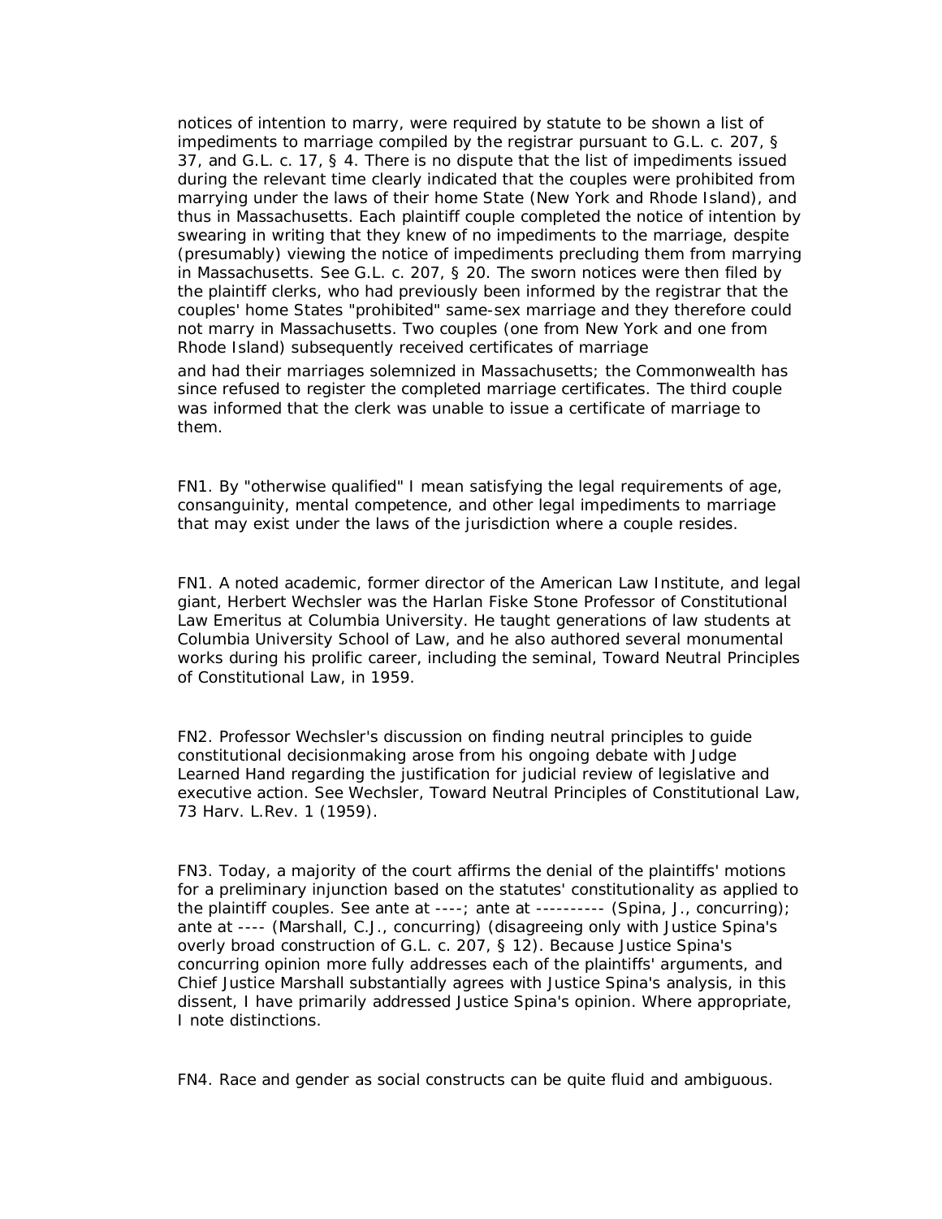notices of intention to marry, were required by statute to be shown a list of impediments to marriage compiled by the registrar pursuant to G.L. c. 207, § 37, and G.L. c. 17, § 4. There is no dispute that the list of impediments issued during the relevant time clearly indicated that the couples were prohibited from marrying under the laws of their home State (New York and Rhode Island), and thus in Massachusetts. Each plaintiff couple completed the notice of intention by swearing in writing that they knew of no impediments to the marriage, despite (presumably) viewing the notice of impediments precluding them from marrying in Massachusetts. See G.L. c. 207, § 20. The sworn notices were then filed by the plaintiff clerks, who had previously been informed by the registrar that the couples' home States "prohibited" same-sex marriage and they therefore could not marry in Massachusetts. Two couples (one from New York and one from Rhode Island) subsequently received certificates of marriage and had their marriages solemnized in Massachusetts; the Commonwealth has since refused to register the completed marriage certificates. The third couple was informed that the clerk was unable to issue a certificate of marriage to them.

FN1. By "otherwise qualified" I mean satisfying the legal requirements of age, consanguinity, mental competence, and other legal impediments to marriage that may exist under the laws of the jurisdiction where a couple resides.

FN1. A noted academic, former director of the American Law Institute, and legal giant, Herbert Wechsler was the Harlan Fiske Stone Professor of Constitutional Law Emeritus at Columbia University. He taught generations of law students at Columbia University School of Law, and he also authored several monumental works during his prolific career, including the seminal, Toward Neutral Principles of Constitutional Law, in 1959.

FN2. Professor Wechsler's discussion on finding neutral principles to guide constitutional decisionmaking arose from his ongoing debate with Judge Learned Hand regarding the justification for judicial review of legislative and executive action. See Wechsler, Toward Neutral Principles of Constitutional Law, 73 Harv. L.Rev. 1 (1959).

FN3. Today, a majority of the court affirms the denial of the plaintiffs' motions for a preliminary injunction based on the statutes' constitutionality as applied to the plaintiff couples. See ante at ----; ante at ---------- (Spina, J., concurring); ante at ---- (Marshall, C.J., concurring) (disagreeing only with Justice Spina's overly broad construction of G.L. c. 207, § 12). Because Justice Spina's concurring opinion more fully addresses each of the plaintiffs' arguments, and Chief Justice Marshall substantially agrees with Justice Spina's analysis, in this dissent, I have primarily addressed Justice Spina's opinion. Where appropriate, I note distinctions.

FN4. Race and gender as social constructs can be quite fluid and ambiguous.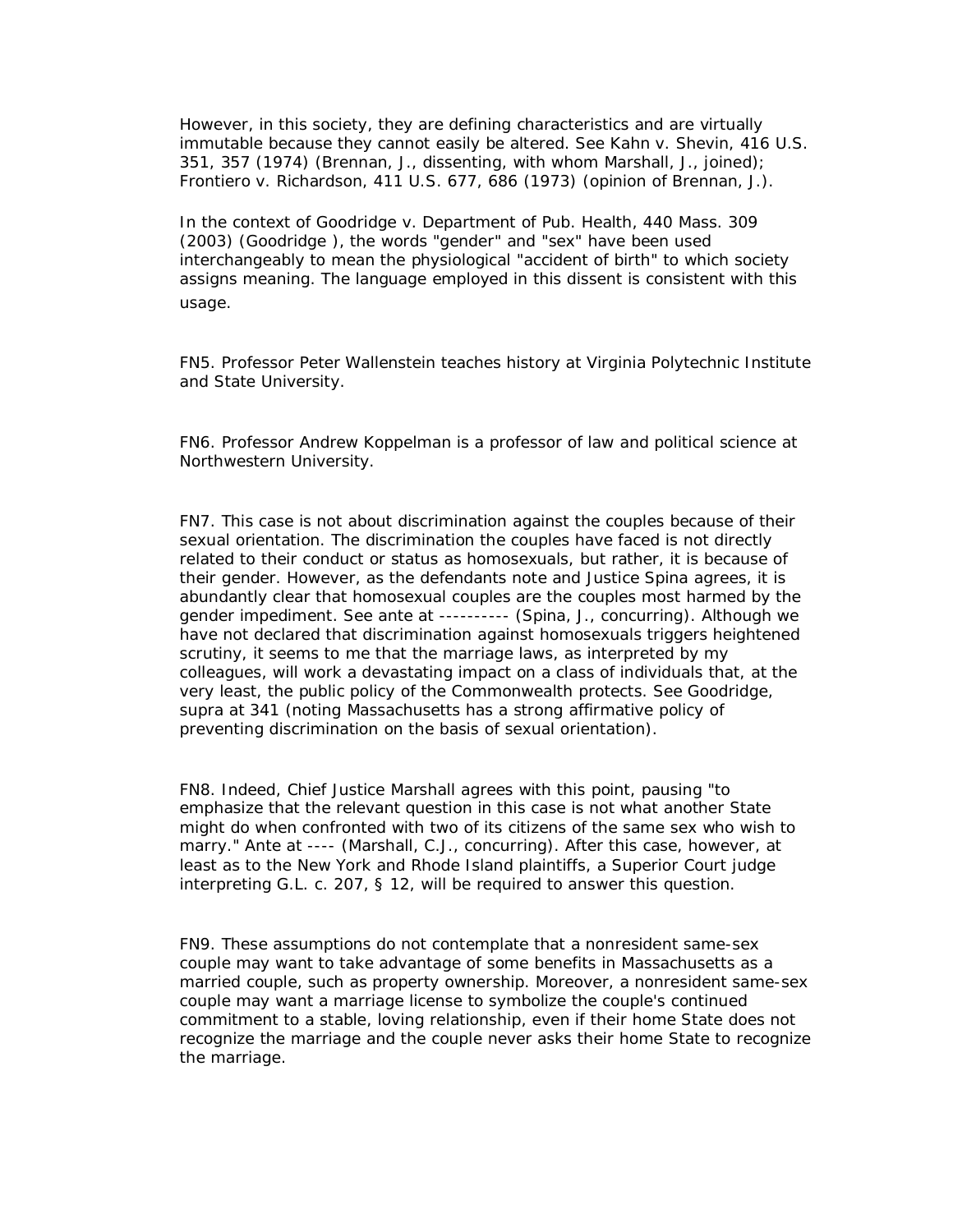However, in this society, they are defining characteristics and are virtually immutable because they cannot easily be altered. See Kahn v. Shevin, 416 U.S. 351, 357 (1974) (Brennan, J., dissenting, with whom Marshall, J., joined); Frontiero v. Richardson, 411 U.S. 677, 686 (1973) (opinion of Brennan, J.).

In the context of Goodridge v. Department of Pub. Health, 440 Mass. 309 (2003) (Goodridge ), the words "gender" and "sex" have been used interchangeably to mean the physiological "accident of birth" to which society assigns meaning. The language employed in this dissent is consistent with this usage.

FN5. Professor Peter Wallenstein teaches history at Virginia Polytechnic Institute and State University.

FN6. Professor Andrew Koppelman is a professor of law and political science at Northwestern University.

FN7. This case is not about discrimination against the couples because of their sexual orientation. The discrimination the couples have faced is not directly related to their conduct or status as homosexuals, but rather, it is because of their gender. However, as the defendants note and Justice Spina agrees, it is abundantly clear that homosexual couples are the couples most harmed by the gender impediment. See ante at ---------- (Spina, J., concurring). Although we have not declared that discrimination against homosexuals triggers heightened scrutiny, it seems to me that the marriage laws, as interpreted by my colleagues, will work a devastating impact on a class of individuals that, at the very least, the public policy of the Commonwealth protects. See Goodridge, supra at 341 (noting Massachusetts has a strong affirmative policy of preventing discrimination on the basis of sexual orientation).

FN8. Indeed, Chief Justice Marshall agrees with this point, pausing "to emphasize that the relevant question in this case is not what another State might do when confronted with two of its citizens of the same sex who wish to marry." Ante at ---- (Marshall, C.J., concurring). After this case, however, at least as to the New York and Rhode Island plaintiffs, a Superior Court judge interpreting G.L. c. 207, § 12, will be required to answer this question.

FN9. These assumptions do not contemplate that a nonresident same-sex couple may want to take advantage of some benefits in Massachusetts as a married couple, such as property ownership. Moreover, a nonresident same-sex couple may want a marriage license to symbolize the couple's continued commitment to a stable, loving relationship, even if their home State does not recognize the marriage and the couple never asks their home State to recognize the marriage.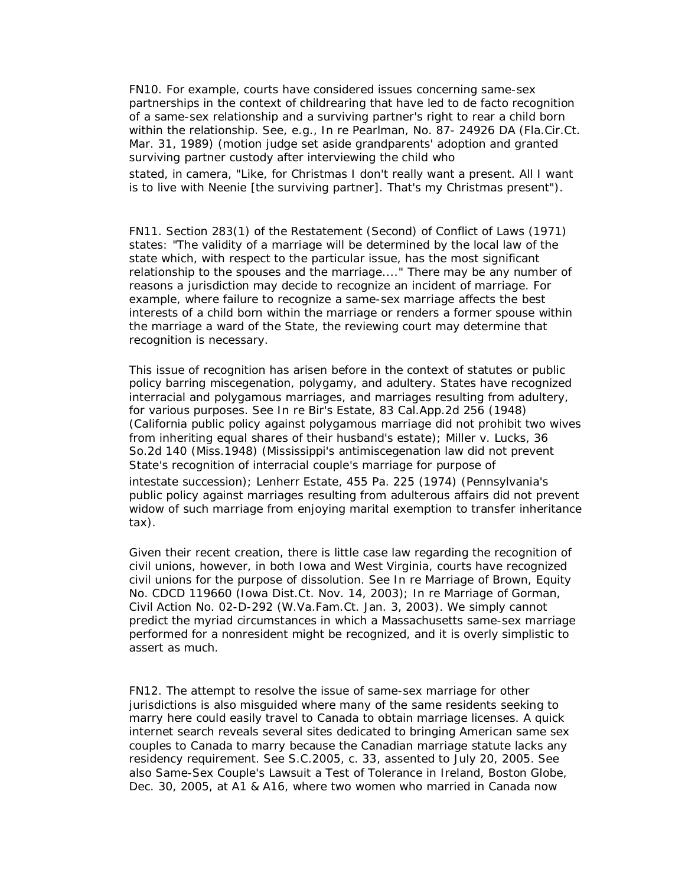FN10. For example, courts have considered issues concerning same-sex partnerships in the context of childrearing that have led to de facto recognition of a same-sex relationship and a surviving partner's right to rear a child born within the relationship. See, e.g., In re Pearlman, No. 87- 24926 DA (Fla.Cir.Ct. Mar. 31, 1989) (motion judge set aside grandparents' adoption and granted surviving partner custody after interviewing the child who stated, in camera, "Like, for Christmas I don't really want a present. All I want is to live with Neenie [the surviving partner]. That's my Christmas present").

FN11. Section 283(1) of the Restatement (Second) of Conflict of Laws (1971) states: "The validity of a marriage will be determined by the local law of the state which, with respect to the particular issue, has the most significant relationship to the spouses and the marriage...." There may be any number of reasons a jurisdiction may decide to recognize an incident of marriage. For example, where failure to recognize a same-sex marriage affects the best interests of a child born within the marriage or renders a former spouse within the marriage a ward of the State, the reviewing court may determine that recognition is necessary.

This issue of recognition has arisen before in the context of statutes or public policy barring miscegenation, polygamy, and adultery. States have recognized interracial and polygamous marriages, and marriages resulting from adultery, for various purposes. See In re Bir's Estate, 83 Cal.App.2d 256 (1948) (California public policy against polygamous marriage did not prohibit two wives from inheriting equal shares of their husband's estate); Miller v. Lucks, 36 So.2d 140 (Miss.1948) (Mississippi's antimiscegenation law did not prevent State's recognition of interracial couple's marriage for purpose of intestate succession); Lenherr Estate, 455 Pa. 225 (1974) (Pennsylvania's public policy against marriages resulting from adulterous affairs did not prevent widow of such marriage from enjoying marital exemption to transfer inheritance tax).

Given their recent creation, there is little case law regarding the recognition of civil unions, however, in both Iowa and West Virginia, courts have recognized civil unions for the purpose of dissolution. See In re Marriage of Brown, Equity No. CDCD 119660 (Iowa Dist.Ct. Nov. 14, 2003); In re Marriage of Gorman, Civil Action No. 02-D-292 (W.Va.Fam.Ct. Jan. 3, 2003). We simply cannot predict the myriad circumstances in which a Massachusetts same-sex marriage performed for a nonresident might be recognized, and it is overly simplistic to assert as much.

FN12. The attempt to resolve the issue of same-sex marriage for other jurisdictions is also misguided where many of the same residents seeking to marry here could easily travel to Canada to obtain marriage licenses. A quick internet search reveals several sites dedicated to bringing American same sex couples to Canada to marry because the Canadian marriage statute lacks any residency requirement. See S.C.2005, c. 33, assented to July 20, 2005. See also Same-Sex Couple's Lawsuit a Test of Tolerance in Ireland, Boston Globe, Dec. 30, 2005, at A1 & A16, where two women who married in Canada now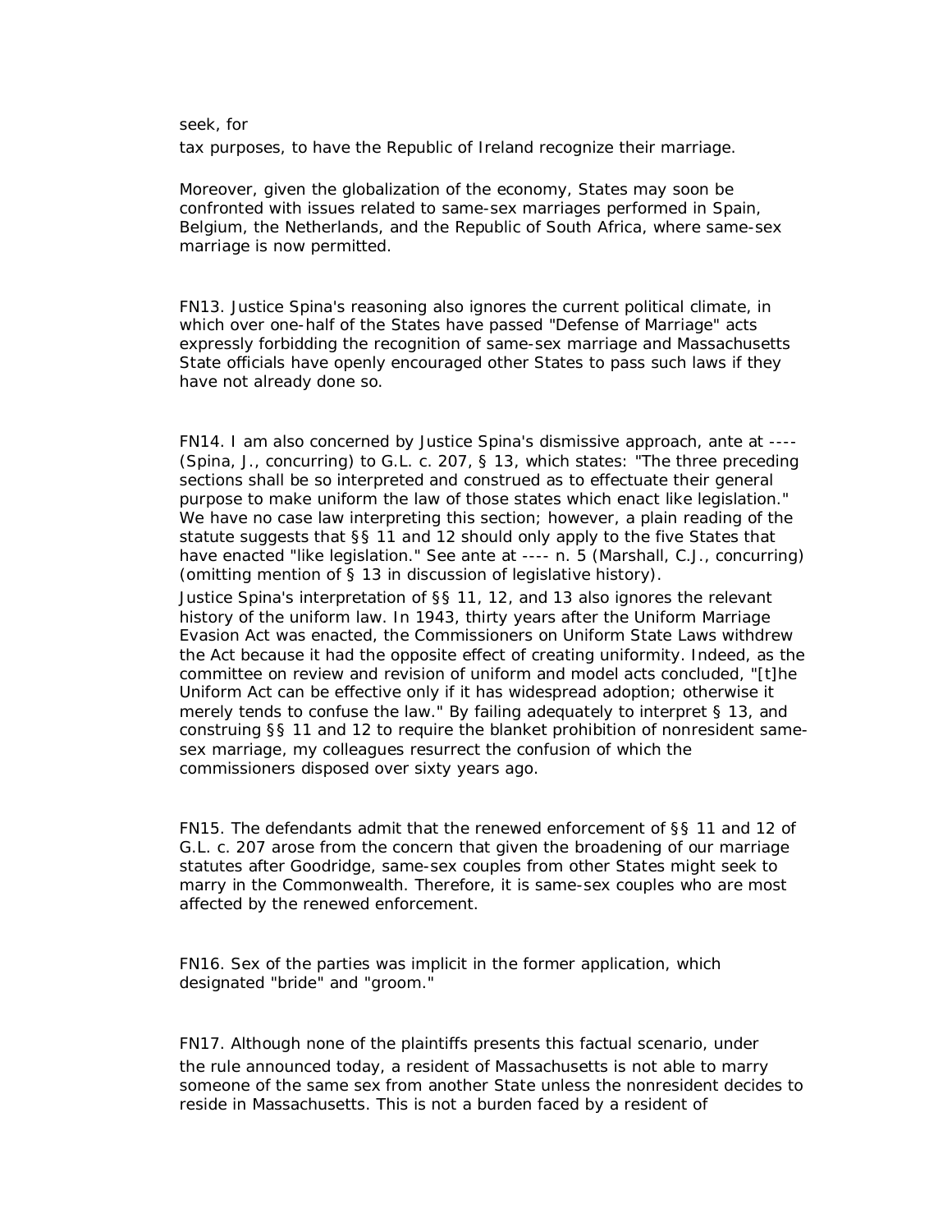seek, for tax purposes, to have the Republic of Ireland recognize their marriage.

Moreover, given the globalization of the economy, States may soon be confronted with issues related to same-sex marriages performed in Spain, Belgium, the Netherlands, and the Republic of South Africa, where same-sex marriage is now permitted.

FN13. Justice Spina's reasoning also ignores the current political climate, in which over one-half of the States have passed "Defense of Marriage" acts expressly forbidding the recognition of same-sex marriage and Massachusetts State officials have openly encouraged other States to pass such laws if they have not already done so.

FN14. I am also concerned by Justice Spina's dismissive approach, ante at ---- (Spina, J., concurring) to G.L. c. 207, § 13, which states: "The three preceding sections shall be so interpreted and construed as to effectuate their general purpose to make uniform the law of those states which enact like legislation." We have no case law interpreting this section; however, a plain reading of the statute suggests that §§ 11 and 12 should only apply to the five States that have enacted "like legislation." See ante at ---- n. 5 (Marshall, C.J., concurring) (omitting mention of § 13 in discussion of legislative history).

Justice Spina's interpretation of §§ 11, 12, and 13 also ignores the relevant history of the uniform law. In 1943, thirty years after the Uniform Marriage Evasion Act was enacted, the Commissioners on Uniform State Laws withdrew the Act because it had the opposite effect of creating uniformity. Indeed, as the committee on review and revision of uniform and model acts concluded, "[t]he Uniform Act can be effective only if it has widespread adoption; otherwise it merely tends to confuse the law." By failing adequately to interpret § 13, and construing §§ 11 and 12 to require the blanket prohibition of nonresident same-sex marriage, my colleagues resurrect the confusion of which the commissioners disposed over sixty years ago.

FN15. The defendants admit that the renewed enforcement of §§ 11 and 12 of G.L. c. 207 arose from the concern that given the broadening of our marriage statutes after Goodridge, same-sex couples from other States might seek to marry in the Commonwealth. Therefore, it is same-sex couples who are most affected by the renewed enforcement.

FN16. Sex of the parties was implicit in the former application, which designated "bride" and "groom."

FN17. Although none of the plaintiffs presents this factual scenario, under the rule announced today, a resident of Massachusetts is not able to marry someone of the same sex from another State unless the nonresident decides to reside in Massachusetts. This is not a burden faced by a resident of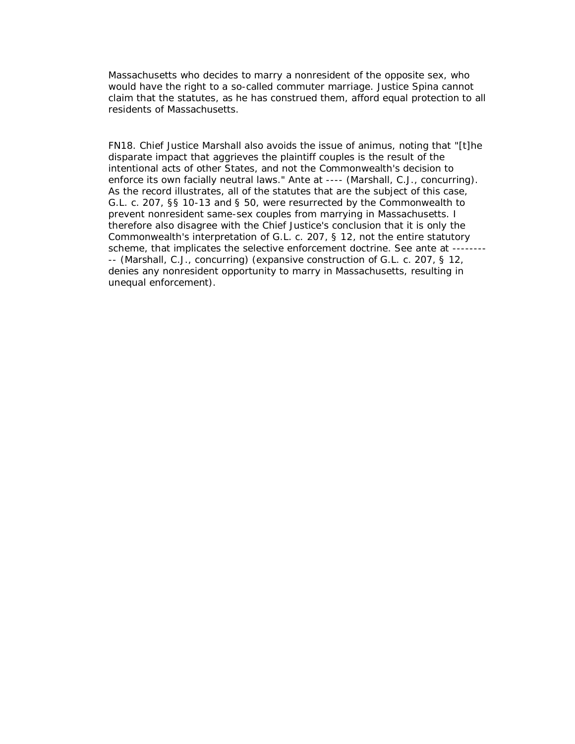Massachusetts who decides to marry a nonresident of the opposite sex, who would have the right to a so-called commuter marriage. Justice Spina cannot claim that the statutes, as he has construed them, afford equal protection to all residents of Massachusetts.

FN18. Chief Justice Marshall also avoids the issue of animus, noting that "[t]he disparate impact that aggrieves the plaintiff couples is the result of the intentional acts of other States, and not the Commonwealth's decision to enforce its own facially neutral laws." Ante at ---- (Marshall, C.J., concurring). As the record illustrates, all of the statutes that are the subject of this case, G.L. c. 207, §§ 10-13 and § 50, were resurrected by the Commonwealth to prevent nonresident same-sex couples from marrying in Massachusetts. I therefore also disagree with the Chief Justice's conclusion that it is only the Commonwealth's interpretation of G.L. c. 207, § 12, not the entire statutory scheme, that implicates the selective enforcement doctrine. See ante at ---------- (Marshall, C.J., concurring) (expansive construction of G.L. c. 207, § 12, denies any nonresident opportunity to marry in Massachusetts, resulting in unequal enforcement).